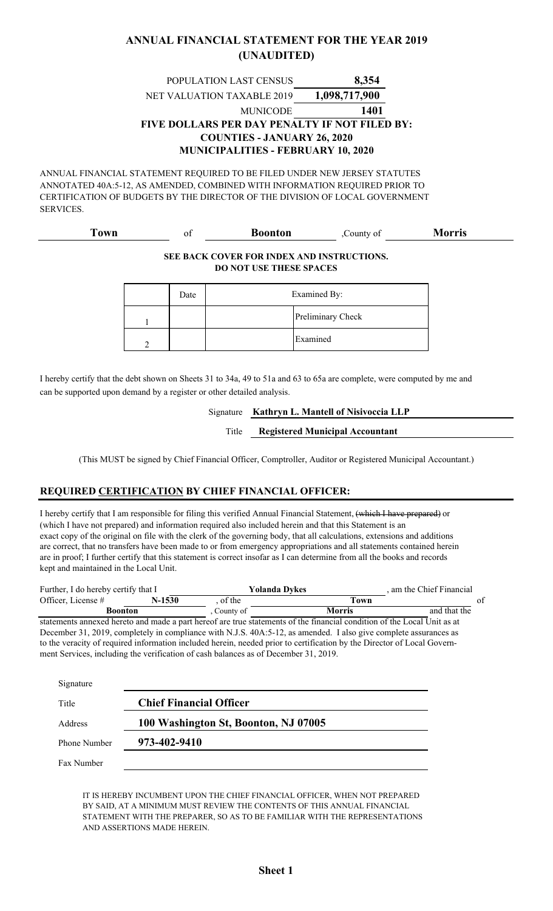# ANNUAL FINANCIAL STATEMENT FOR THE YEAR 2019
## (UNAUDITED)

| | |
|---|---|
| POPULATION LAST CENSUS | **8,354** |
| NET VALUATION TAXABLE 2019 | **1,098,717,900** |
| MUNICODE | **1401** |

**FIVE DOLLARS PER DAY PENALTY IF NOT FILED BY:**
**COUNTIES - JANUARY 26, 2020**
**MUNICIPALITIES - FEBRUARY 10, 2020**

ANNUAL FINANCIAL STATEMENT REQUIRED TO BE FILED UNDER NEW JERSEY STATUTES ANNOTATED 40A:5-12, AS AMENDED, COMBINED WITH INFORMATION REQUIRED PRIOR TO CERTIFICATION OF BUDGETS BY THE DIRECTOR OF THE DIVISION OF LOCAL GOVERNMENT SERVICES.

**Town** of **Boonton** ,County of **Morris**

**SEE BACK COVER FOR INDEX AND INSTRUCTIONS.**
**DO NOT USE THESE SPACES**

| | Date | | Examined By: |
|---|---|---|---|
| 1 | | | Preliminary Check |
| 2 | | | Examined |

I hereby certify that the debt shown on Sheets 31 to 34a, 49 to 51a and 63 to 65a are complete, were computed by me and can be supported upon demand by a register or other detailed analysis.

Signature **Kathryn L. Mantell of Nisivoccia LLP**

Title **Registered Municipal Accountant**

(This MUST be signed by Chief Financial Officer, Comptroller, Auditor or Registered Municipal Accountant.)

## REQUIRED CERTIFICATION BY CHIEF FINANCIAL OFFICER:

I hereby certify that I am responsible for filing this verified Annual Financial Statement, ~~(which I have prepared)~~ or (which I have not prepared) and information required also included herein and that this Statement is an exact copy of the original on file with the clerk of the governing body, that all calculations, extensions and additions are correct, that no transfers have been made to or from emergency appropriations and all statements contained herein are in proof; I further certify that this statement is correct insofar as I can determine from all the books and records kept and maintained in the Local Unit.

Further, I do hereby certify that I **Yolanda Dykes** , am the Chief Financial Officer, License # **N-1530** , of the **Town** of **Boonton** , County of **Morris** and that the statements annexed hereto and made a part hereof are true statements of the financial condition of the Local Unit as at December 31, 2019, completely in compliance with N.J.S. 40A:5-12, as amended. I also give complete assurances as to the veracity of required information included herein, needed prior to certification by the Director of Local Government Services, including the verification of cash balances as of December 31, 2019.

| | |
|---|---|
| Signature | |
| Title | **Chief Financial Officer** |
| Address | **100 Washington St, Boonton, NJ 07005** |
| Phone Number | **973-402-9410** |
| Fax Number | |

IT IS HEREBY INCUMBENT UPON THE CHIEF FINANCIAL OFFICER, WHEN NOT PREPARED BY SAID, AT A MINIMUM MUST REVIEW THE CONTENTS OF THIS ANNUAL FINANCIAL STATEMENT WITH THE PREPARER, SO AS TO BE FAMILIAR WITH THE REPRESENTATIONS AND ASSERTIONS MADE HEREIN.

**Sheet 1**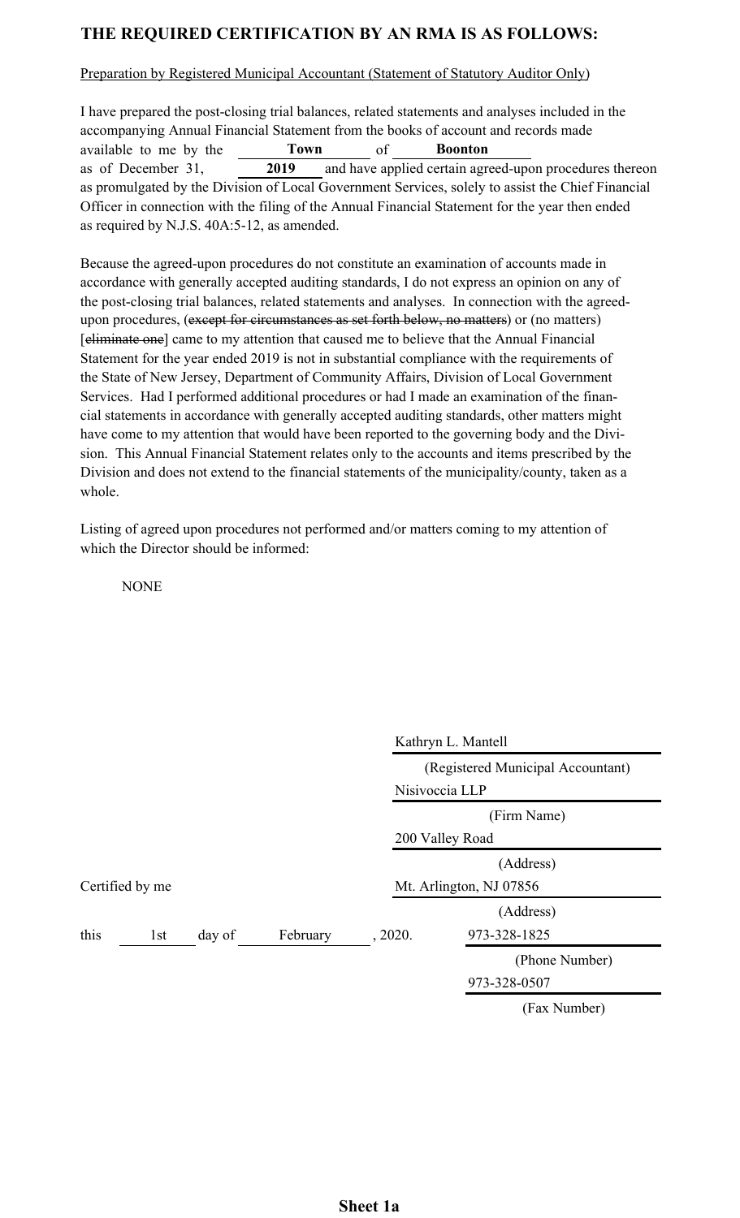## THE REQUIRED CERTIFICATION BY AN RMA IS AS FOLLOWS:

Preparation by Registered Municipal Accountant (Statement of Statutory Auditor Only)

I have prepared the post-closing trial balances, related statements and analyses included in the accompanying Annual Financial Statement from the books of account and records made available to me by the **Town** of **Boonton** as of December 31, **2019** and have applied certain agreed-upon procedures thereon as promulgated by the Division of Local Government Services, solely to assist the Chief Financial Officer in connection with the filing of the Annual Financial Statement for the year then ended as required by N.J.S. 40A:5-12, as amended.

Because the agreed-upon procedures do not constitute an examination of accounts made in accordance with generally accepted auditing standards, I do not express an opinion on any of the post-closing trial balances, related statements and analyses. In connection with the agreed-upon procedures, (~~except for circumstances as set forth below, no matters~~) or (no matters) [~~eliminate one~~] came to my attention that caused me to believe that the Annual Financial Statement for the year ended 2019 is not in substantial compliance with the requirements of the State of New Jersey, Department of Community Affairs, Division of Local Government Services. Had I performed additional procedures or had I made an examination of the financial statements in accordance with generally accepted auditing standards, other matters might have come to my attention that would have been reported to the governing body and the Division. This Annual Financial Statement relates only to the accounts and items prescribed by the Division and does not extend to the financial statements of the municipality/county, taken as a whole.

Listing of agreed upon procedures not performed and/or matters coming to my attention of which the Director should be informed:

NONE

Kathryn L. Mantell
(Registered Municipal Accountant)

Nisivoccia LLP
(Firm Name)

200 Valley Road
(Address)

Certified by me

Mt. Arlington, NJ 07856
(Address)

this 1st day of February, 2020.

973-328-1825
(Phone Number)

973-328-0507
(Fax Number)

**Sheet 1a**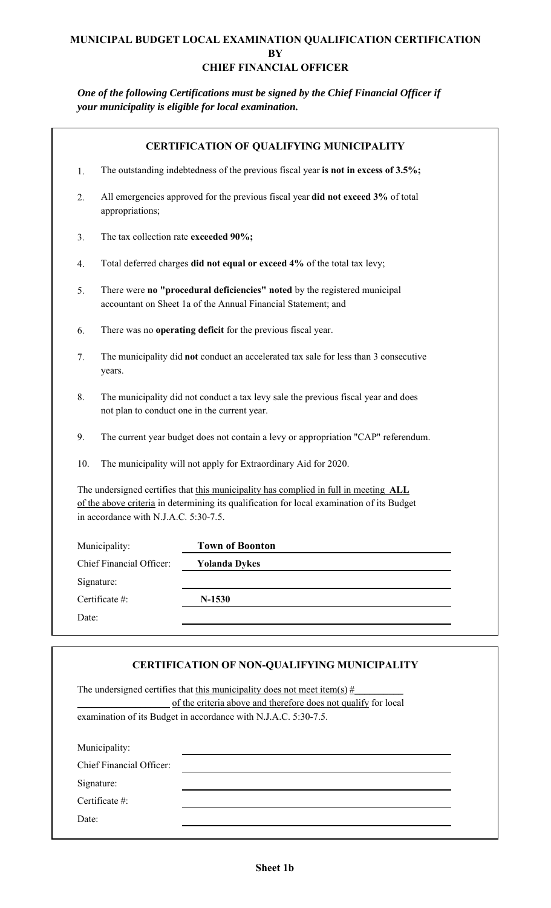# MUNICIPAL BUDGET LOCAL EXAMINATION QUALIFICATION CERTIFICATION BY CHIEF FINANCIAL OFFICER

***One of the following Certifications must be signed by the Chief Financial Officer if your municipality is eligible for local examination.***

## CERTIFICATION OF QUALIFYING MUNICIPALITY

1. The outstanding indebtedness of the previous fiscal year **is not in excess of 3.5%;**
2. All emergencies approved for the previous fiscal year **did not exceed 3%** of total appropriations;
3. The tax collection rate **exceeded 90%;**
4. Total deferred charges **did not equal or exceed 4%** of the total tax levy;
5. There were **no "procedural deficiencies" noted** by the registered municipal accountant on Sheet 1a of the Annual Financial Statement; and
6. There was no **operating deficit** for the previous fiscal year.
7. The municipality did **not** conduct an accelerated tax sale for less than 3 consecutive years.
8. The municipality did not conduct a tax levy sale the previous fiscal year and does not plan to conduct one in the current year.
9. The current year budget does not contain a levy or appropriation "CAP" referendum.
10. The municipality will not apply for Extraordinary Aid for 2020.

The undersigned certifies that this municipality has complied in full in meeting **ALL** of the above criteria in determining its qualification for local examination of its Budget in accordance with N.J.A.C. 5:30-7.5.

| | |
|---|---|
| Municipality: | **Town of Boonton** |
| Chief Financial Officer: | **Yolanda Dykes** |
| Signature: | |
| Certificate #: | **N-1530** |
| Date: | |

## CERTIFICATION OF NON-QUALIFYING MUNICIPALITY

The undersigned certifies that this municipality does not meet item(s) #\_\_\_\_\_\_\_\_\_\_ \_\_\_\_\_\_\_\_\_\_\_\_\_\_\_\_\_\_ of the criteria above and therefore does not qualify for local examination of its Budget in accordance with N.J.A.C. 5:30-7.5.

| | |
|---|---|
| Municipality: | |
| Chief Financial Officer: | |
| Signature: | |
| Certificate #: | |
| Date: | |

**Sheet 1b**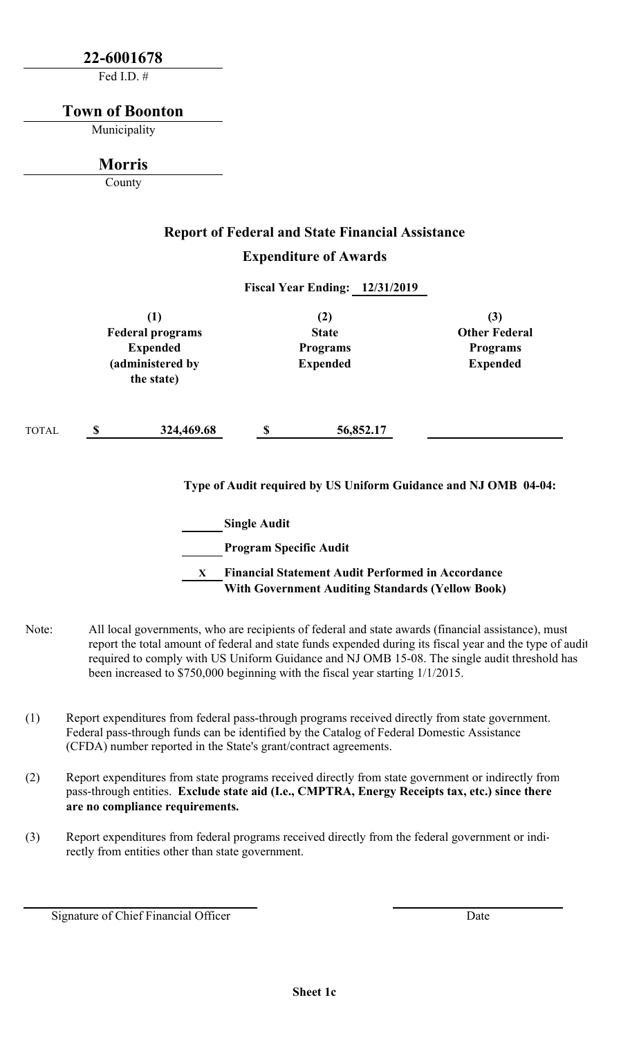**22-6001678**
Fed I.D. #

**Town of Boonton**
Municipality

**Morris**
County

## Report of Federal and State Financial Assistance

### Expenditure of Awards

**Fiscal Year Ending: 12/31/2019**

| | (1) Federal programs Expended (administered by the state) | (2) State Programs Expended | (3) Other Federal Programs Expended |
|---|---|---|---|
| TOTAL | $ 324,469.68 | $ 56,852.17 | |

**Type of Audit required by US Uniform Guidance and NJ OMB 04-04:**

\_\_\_\_\_ **Single Audit**

\_\_\_\_\_ **Program Specific Audit**

\_\_X\_\_ **Financial Statement Audit Performed in Accordance With Government Auditing Standards (Yellow Book)**

Note: All local governments, who are recipients of federal and state awards (financial assistance), must report the total amount of federal and state funds expended during its fiscal year and the type of audit required to comply with US Uniform Guidance and NJ OMB 15-08. The single audit threshold has been increased to $750,000 beginning with the fiscal year starting 1/1/2015.

(1) Report expenditures from federal pass-through programs received directly from state government. Federal pass-through funds can be identified by the Catalog of Federal Domestic Assistance (CFDA) number reported in the State's grant/contract agreements.

(2) Report expenditures from state programs received directly from state government or indirectly from pass-through entities. **Exclude state aid (I.e., CMPTRA, Energy Receipts tax, etc.) since there are no compliance requirements.**

(3) Report expenditures from federal programs received directly from the federal government or indirectly from entities other than state government.

Signature of Chief Financial Officer

Date

**Sheet 1c**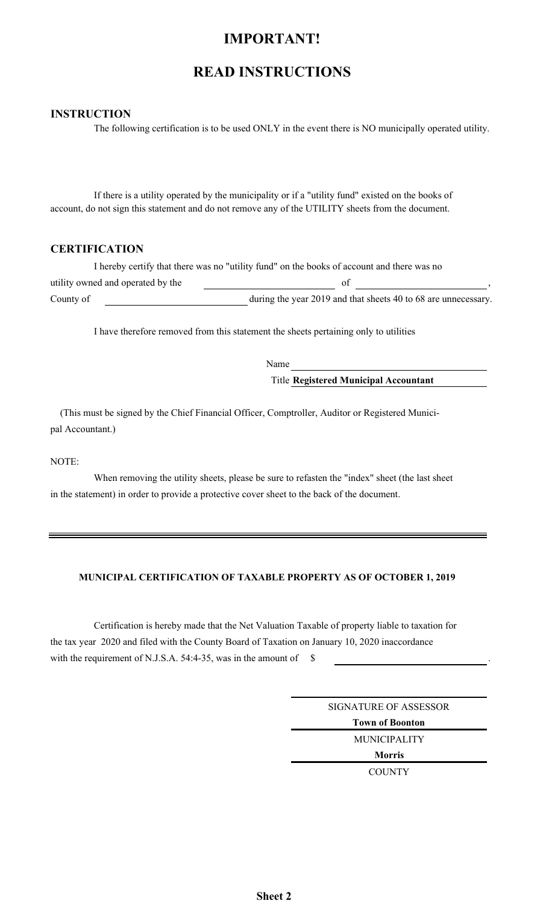# IMPORTANT!

# READ INSTRUCTIONS

### INSTRUCTION

The following certification is to be used ONLY in the event there is NO municipally operated utility.

If there is a utility operated by the municipality or if a "utility fund" existed on the books of account, do not sign this statement and do not remove any of the UTILITY sheets from the document.

### CERTIFICATION

I hereby certify that there was no "utility fund" on the books of account and there was no utility owned and operated by the \_\_\_\_\_\_\_\_\_\_\_\_\_\_\_\_\_\_\_\_ of \_\_\_\_\_\_\_\_\_\_\_\_\_\_\_\_\_\_\_\_, County of \_\_\_\_\_\_\_\_\_\_\_\_\_\_\_\_\_\_\_\_ during the year 2019 and that sheets 40 to 68 are unnecessary.

I have therefore removed from this statement the sheets pertaining only to utilities

Name \_\_\_\_\_\_\_\_\_\_\_\_\_\_\_\_\_\_\_\_\_\_\_\_\_\_\_\_\_\_

Title **Registered Municipal Accountant**

(This must be signed by the Chief Financial Officer, Comptroller, Auditor or Registered Municipal Accountant.)

NOTE:

When removing the utility sheets, please be sure to refasten the "index" sheet (the last sheet in the statement) in order to provide a protective cover sheet to the back of the document.

---

**MUNICIPAL CERTIFICATION OF TAXABLE PROPERTY AS OF OCTOBER 1, 2019**

Certification is hereby made that the Net Valuation Taxable of property liable to taxation for the tax year 2020 and filed with the County Board of Taxation on January 10, 2020 inaccordance with the requirement of N.J.S.A. 54:4-35, was in the amount of $ \_\_\_\_\_\_\_\_\_\_\_\_\_\_\_\_\_\_\_\_.

SIGNATURE OF ASSESSOR

**Town of Boonton**

MUNICIPALITY

**Morris**

COUNTY

**Sheet 2**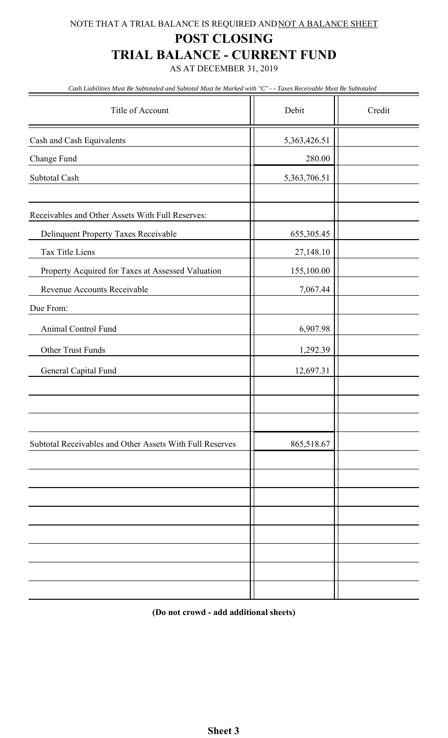NOTE THAT A TRIAL BALANCE IS REQUIRED AND NOT A BALANCE SHEET

# POST CLOSING
# TRIAL BALANCE - CURRENT FUND

AS AT DECEMBER 31, 2019

*Cash Liabilities Must Be Subtotaled and Subtotal Must be Marked with "C" - - Taxes Receivable Must Be Subtotaled*

| Title of Account | Debit | Credit |
|---|---|---|
| Cash and Cash Equivalents | 5,363,426.51 | |
| Change Fund | 280.00 | |
| Subtotal Cash | 5,363,706.51 | |
| | | |
| Receivables and Other Assets With Full Reserves: | | |
| Delinquent Property Taxes Receivable | 655,305.45 | |
| Tax Title Liens | 27,148.10 | |
| Property Acquired for Taxes at Assessed Valuation | 155,100.00 | |
| Revenue Accounts Receivable | 7,067.44 | |
| Due From: | | |
| Animal Control Fund | 6,907.98 | |
| Other Trust Funds | 1,292.39 | |
| General Capital Fund | 12,697.31 | |
| | | |
| | | |
| | | |
| Subtotal Receivables and Other Assets With Full Reserves | 865,518.67 | |
| | | |
| | | |
| | | |
| | | |
| | | |
| | | |
| | | |
| | | |

**(Do not crowd - add additional sheets)**

**Sheet 3**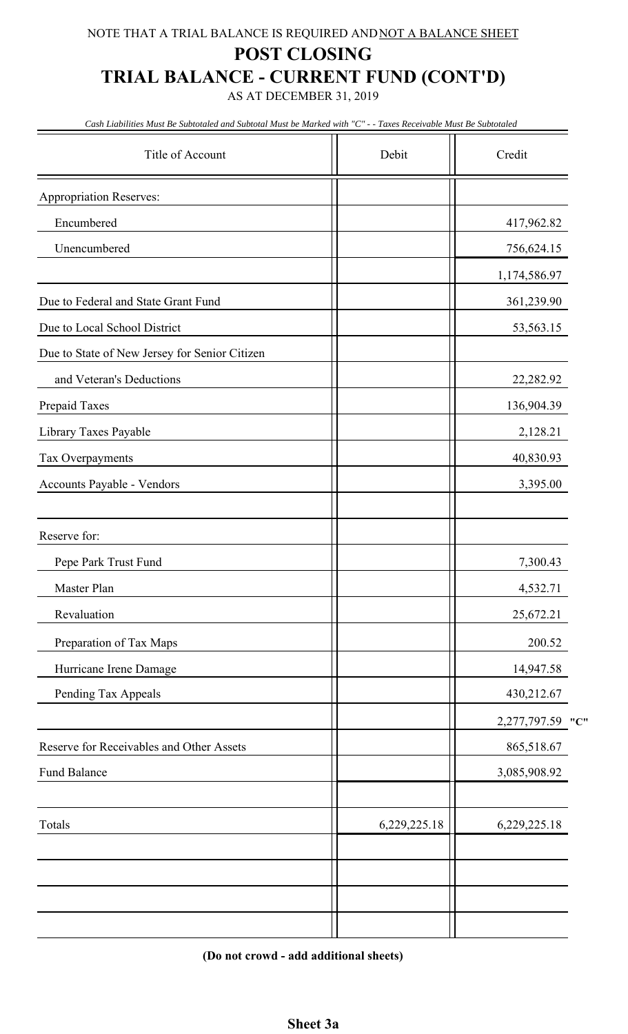NOTE THAT A TRIAL BALANCE IS REQUIRED AND NOT A BALANCE SHEET

# POST CLOSING
# TRIAL BALANCE - CURRENT FUND (CONT'D)

AS AT DECEMBER 31, 2019

*Cash Liabilities Must Be Subtotaled and Subtotal Must be Marked with "C" - - Taxes Receivable Must Be Subtotaled*

| Title of Account | Debit | Credit |
|---|---|---|
| Appropriation Reserves: | | |
| Encumbered | | 417,962.82 |
| Unencumbered | | 756,624.15 |
| | | 1,174,586.97 |
| Due to Federal and State Grant Fund | | 361,239.90 |
| Due to Local School District | | 53,563.15 |
| Due to State of New Jersey for Senior Citizen | | |
| and Veteran's Deductions | | 22,282.92 |
| Prepaid Taxes | | 136,904.39 |
| Library Taxes Payable | | 2,128.21 |
| Tax Overpayments | | 40,830.93 |
| Accounts Payable - Vendors | | 3,395.00 |
| | | |
| Reserve for: | | |
| Pepe Park Trust Fund | | 7,300.43 |
| Master Plan | | 4,532.71 |
| Revaluation | | 25,672.21 |
| Preparation of Tax Maps | | 200.52 |
| Hurricane Irene Damage | | 14,947.58 |
| Pending Tax Appeals | | 430,212.67 |
| | | 2,277,797.59 "C" |
| Reserve for Receivables and Other Assets | | 865,518.67 |
| Fund Balance | | 3,085,908.92 |
| | | |
| Totals | 6,229,225.18 | 6,229,225.18 |

**(Do not crowd - add additional sheets)**

**Sheet 3a**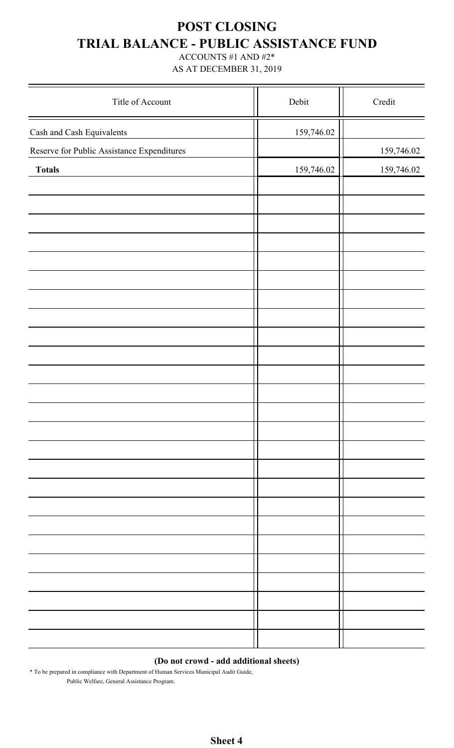# POST CLOSING

# TRIAL BALANCE - PUBLIC ASSISTANCE FUND

ACCOUNTS #1 AND #2*

AS AT DECEMBER 31, 2019

| Title of Account | Debit | Credit |
|---|---|---|
| Cash and Cash Equivalents | 159,746.02 | |
| Reserve for Public Assistance Expenditures | | 159,746.02 |
| **Totals** | 159,746.02 | 159,746.02 |

**(Do not crowd - add additional sheets)**

\* To be prepared in compliance with Department of Human Services Municipal Audit Guide, Public Welfare, General Assistance Program.

**Sheet 4**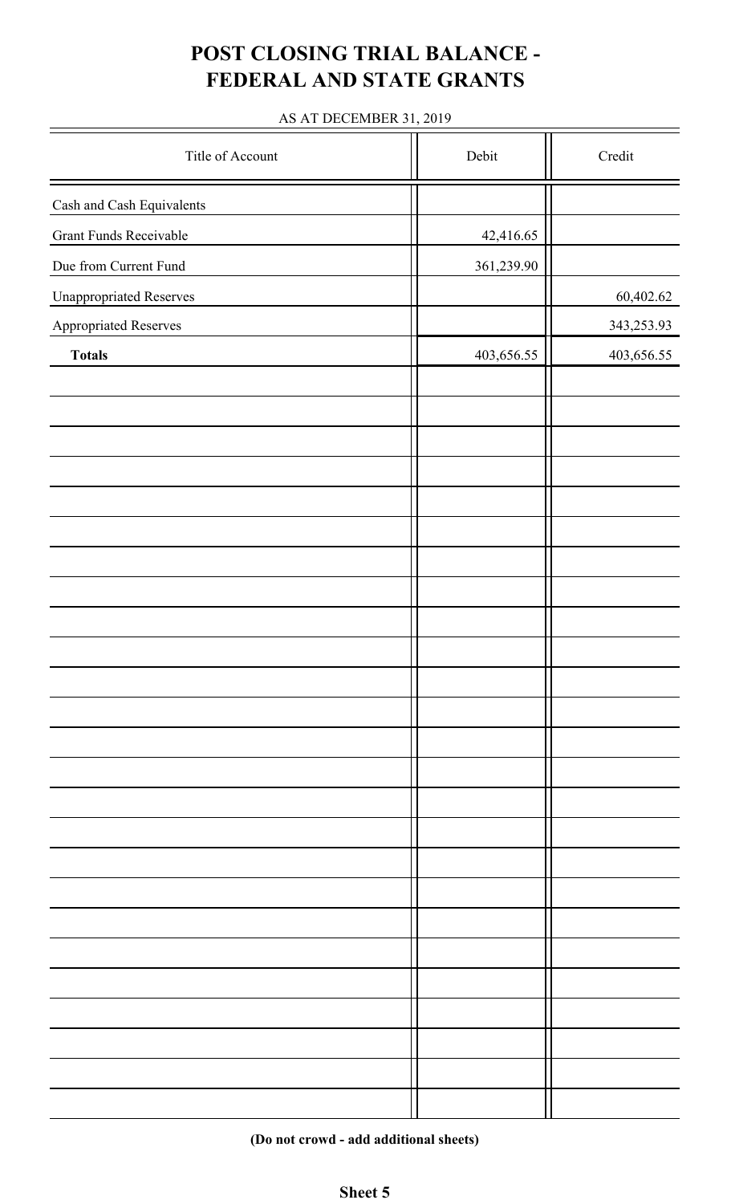# POST CLOSING TRIAL BALANCE - FEDERAL AND STATE GRANTS

AS AT DECEMBER 31, 2019

| Title of Account | Debit | Credit |
|---|---|---|
| Cash and Cash Equivalents | | |
| Grant Funds Receivable | 42,416.65 | |
| Due from Current Fund | 361,239.90 | |
| Unappropriated Reserves | | 60,402.62 |
| Appropriated Reserves | | 343,253.93 |
| **Totals** | 403,656.55 | 403,656.55 |

**(Do not crowd - add additional sheets)**

**Sheet 5**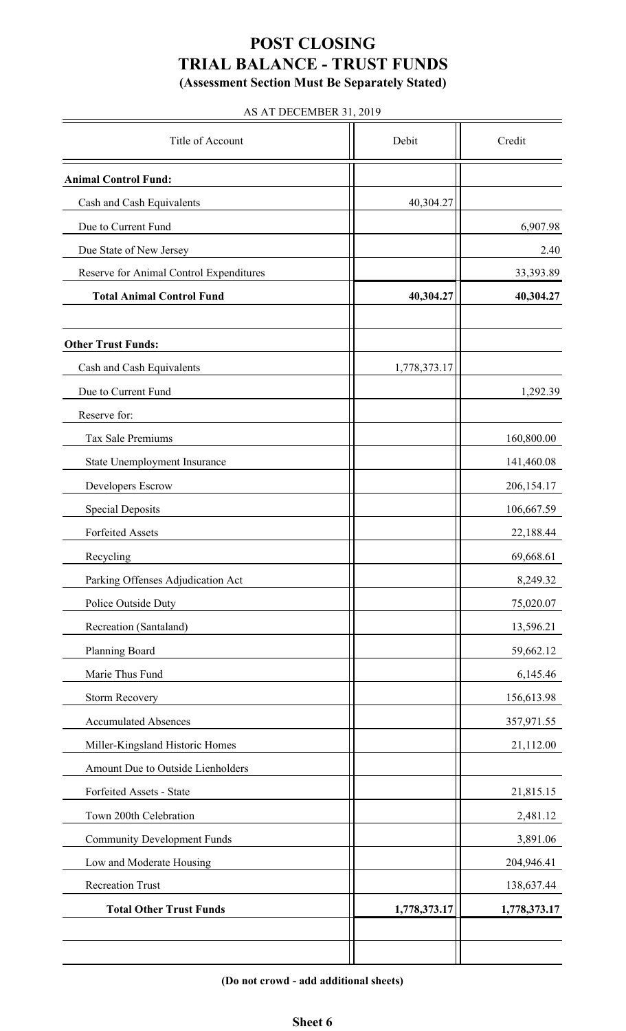# POST CLOSING
# TRIAL BALANCE - TRUST FUNDS
### (Assessment Section Must Be Separately Stated)

AS AT DECEMBER 31, 2019

| Title of Account | Debit | Credit |
|---|---|---|
| **Animal Control Fund:** | | |
| Cash and Cash Equivalents | 40,304.27 | |
| Due to Current Fund | | 6,907.98 |
| Due State of New Jersey | | 2.40 |
| Reserve for Animal Control Expenditures | | 33,393.89 |
| **Total Animal Control Fund** | **40,304.27** | **40,304.27** |
| | | |
| **Other Trust Funds:** | | |
| Cash and Cash Equivalents | 1,778,373.17 | |
| Due to Current Fund | | 1,292.39 |
| Reserve for: | | |
| Tax Sale Premiums | | 160,800.00 |
| State Unemployment Insurance | | 141,460.08 |
| Developers Escrow | | 206,154.17 |
| Special Deposits | | 106,667.59 |
| Forfeited Assets | | 22,188.44 |
| Recycling | | 69,668.61 |
| Parking Offenses Adjudication Act | | 8,249.32 |
| Police Outside Duty | | 75,020.07 |
| Recreation (Santaland) | | 13,596.21 |
| Planning Board | | 59,662.12 |
| Marie Thus Fund | | 6,145.46 |
| Storm Recovery | | 156,613.98 |
| Accumulated Absences | | 357,971.55 |
| Miller-Kingsland Historic Homes | | 21,112.00 |
| Amount Due to Outside Lienholders | | |
| Forfeited Assets - State | | 21,815.15 |
| Town 200th Celebration | | 2,481.12 |
| Community Development Funds | | 3,891.06 |
| Low and Moderate Housing | | 204,946.41 |
| Recreation Trust | | 138,637.44 |
| **Total Other Trust Funds** | **1,778,373.17** | **1,778,373.17** |

**(Do not crowd - add additional sheets)**

**Sheet 6**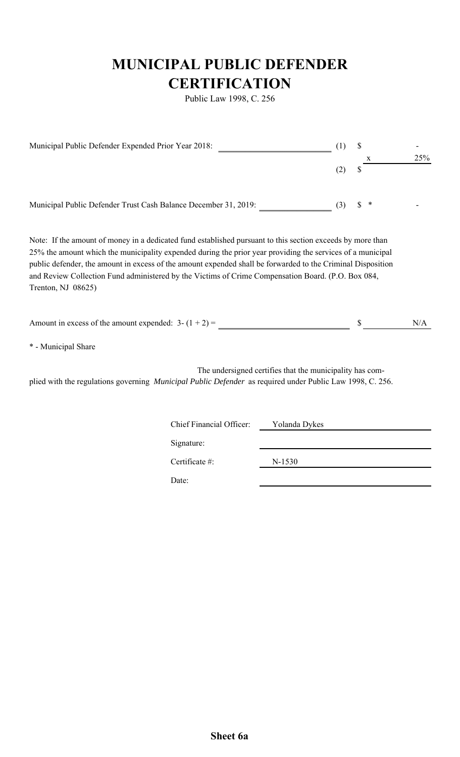# MUNICIPAL PUBLIC DEFENDER CERTIFICATION

Public Law 1998, C. 256

| | | | |
|---|---|---|---|
| Municipal Public Defender Expended Prior Year 2018: | (1) | $ | - |
| | | x | 25% |
| | (2) | $ | |
| Municipal Public Defender Trust Cash Balance December 31, 2019: | (3) | $ * | - |

Note: If the amount of money in a dedicated fund established pursuant to this section exceeds by more than 25% the amount which the municipality expended during the prior year providing the services of a municipal public defender, the amount in excess of the amount expended shall be forwarded to the Criminal Disposition and Review Collection Fund administered by the Victims of Crime Compensation Board. (P.O. Box 084, Trenton, NJ 08625)

Amount in excess of the amount expended: 3- (1 + 2) = $ N/A

* - Municipal Share

The undersigned certifies that the municipality has complied with the regulations governing *Municipal Public Defender* as required under Public Law 1998, C. 256.

| | |
|---|---|
| Chief Financial Officer: | Yolanda Dykes |
| Signature: | |
| Certificate #: | N-1530 |
| Date: | |

**Sheet 6a**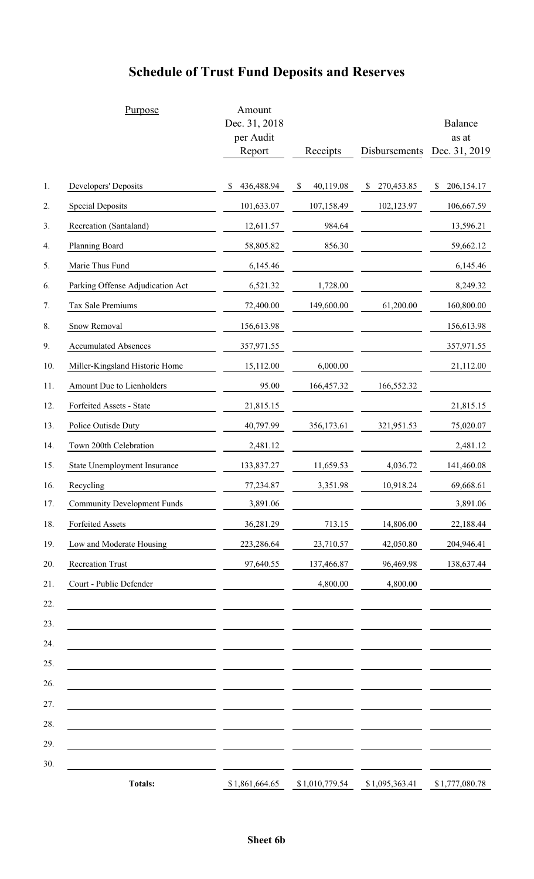# Schedule of Trust Fund Deposits and Reserves

| | Purpose | Amount Dec. 31, 2018 per Audit Report | Receipts | Disbursements | Balance as at Dec. 31, 2019 |
|---|---|---|---|---|---|
| 1. | Developers' Deposits | $ 436,488.94 | $ 40,119.08 | $ 270,453.85 | $ 206,154.17 |
| 2. | Special Deposits | 101,633.07 | 107,158.49 | 102,123.97 | 106,667.59 |
| 3. | Recreation (Santaland) | 12,611.57 | 984.64 | | 13,596.21 |
| 4. | Planning Board | 58,805.82 | 856.30 | | 59,662.12 |
| 5. | Marie Thus Fund | 6,145.46 | | | 6,145.46 |
| 6. | Parking Offense Adjudication Act | 6,521.32 | 1,728.00 | | 8,249.32 |
| 7. | Tax Sale Premiums | 72,400.00 | 149,600.00 | 61,200.00 | 160,800.00 |
| 8. | Snow Removal | 156,613.98 | | | 156,613.98 |
| 9. | Accumulated Absences | 357,971.55 | | | 357,971.55 |
| 10. | Miller-Kingsland Historic Home | 15,112.00 | 6,000.00 | | 21,112.00 |
| 11. | Amount Due to Lienholders | 95.00 | 166,457.32 | 166,552.32 | |
| 12. | Forfeited Assets - State | 21,815.15 | | | 21,815.15 |
| 13. | Police Outisde Duty | 40,797.99 | 356,173.61 | 321,951.53 | 75,020.07 |
| 14. | Town 200th Celebration | 2,481.12 | | | 2,481.12 |
| 15. | State Unemployment Insurance | 133,837.27 | 11,659.53 | 4,036.72 | 141,460.08 |
| 16. | Recycling | 77,234.87 | 3,351.98 | 10,918.24 | 69,668.61 |
| 17. | Community Development Funds | 3,891.06 | | | 3,891.06 |
| 18. | Forfeited Assets | 36,281.29 | 713.15 | 14,806.00 | 22,188.44 |
| 19. | Low and Moderate Housing | 223,286.64 | 23,710.57 | 42,050.80 | 204,946.41 |
| 20. | Recreation Trust | 97,640.55 | 137,466.87 | 96,469.98 | 138,637.44 |
| 21. | Court - Public Defender | | 4,800.00 | 4,800.00 | |
| 22. | | | | | |
| 23. | | | | | |
| 24. | | | | | |
| 25. | | | | | |
| 26. | | | | | |
| 27. | | | | | |
| 28. | | | | | |
| 29. | | | | | |
| 30. | | | | | |
| | **Totals:** | $1,861,664.65 | $1,010,779.54 | $1,095,363.41 | $1,777,080.78 |

**Sheet 6b**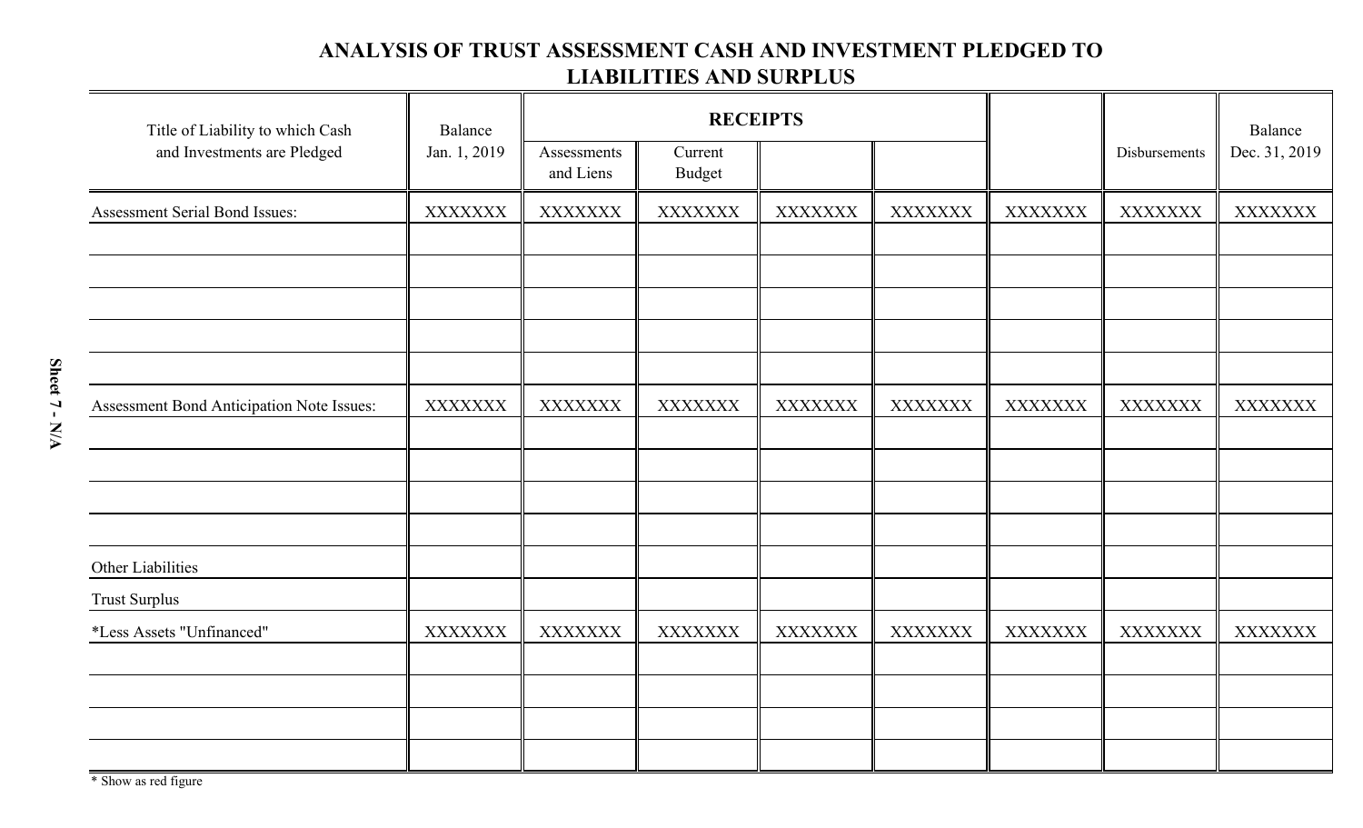# ANALYSIS OF TRUST ASSESSMENT CASH AND INVESTMENT PLEDGED TO LIABILITIES AND SURPLUS

| Title of Liability to which Cash and Investments are Pledged | Balance Jan. 1, 2019 | RECEIPTS | | | | | Disbursements | Balance Dec. 31, 2019 |
|---|---|---|---|---|---|---|---|---|
| | | Assessments and Liens | Current Budget | | | | | |
| Assessment Serial Bond Issues: | XXXXXXX | XXXXXXX | XXXXXXX | XXXXXXX | XXXXXXX | XXXXXXX | XXXXXXX | XXXXXXX |
| | | | | | | | | |
| | | | | | | | | |
| | | | | | | | | |
| | | | | | | | | |
| | | | | | | | | |
| Assessment Bond Anticipation Note Issues: | XXXXXXX | XXXXXXX | XXXXXXX | XXXXXXX | XXXXXXX | XXXXXXX | XXXXXXX | XXXXXXX |
| | | | | | | | | |
| | | | | | | | | |
| | | | | | | | | |
| | | | | | | | | |
| Other Liabilities | | | | | | | | |
| Trust Surplus | | | | | | | | |
| *Less Assets "Unfinanced" | XXXXXXX | XXXXXXX | XXXXXXX | XXXXXXX | XXXXXXX | XXXXXXX | XXXXXXX | XXXXXXX |
| | | | | | | | | |
| | | | | | | | | |
| | | | | | | | | |
| | | | | | | | | |

* Show as red figure

Sheet 7 - N/A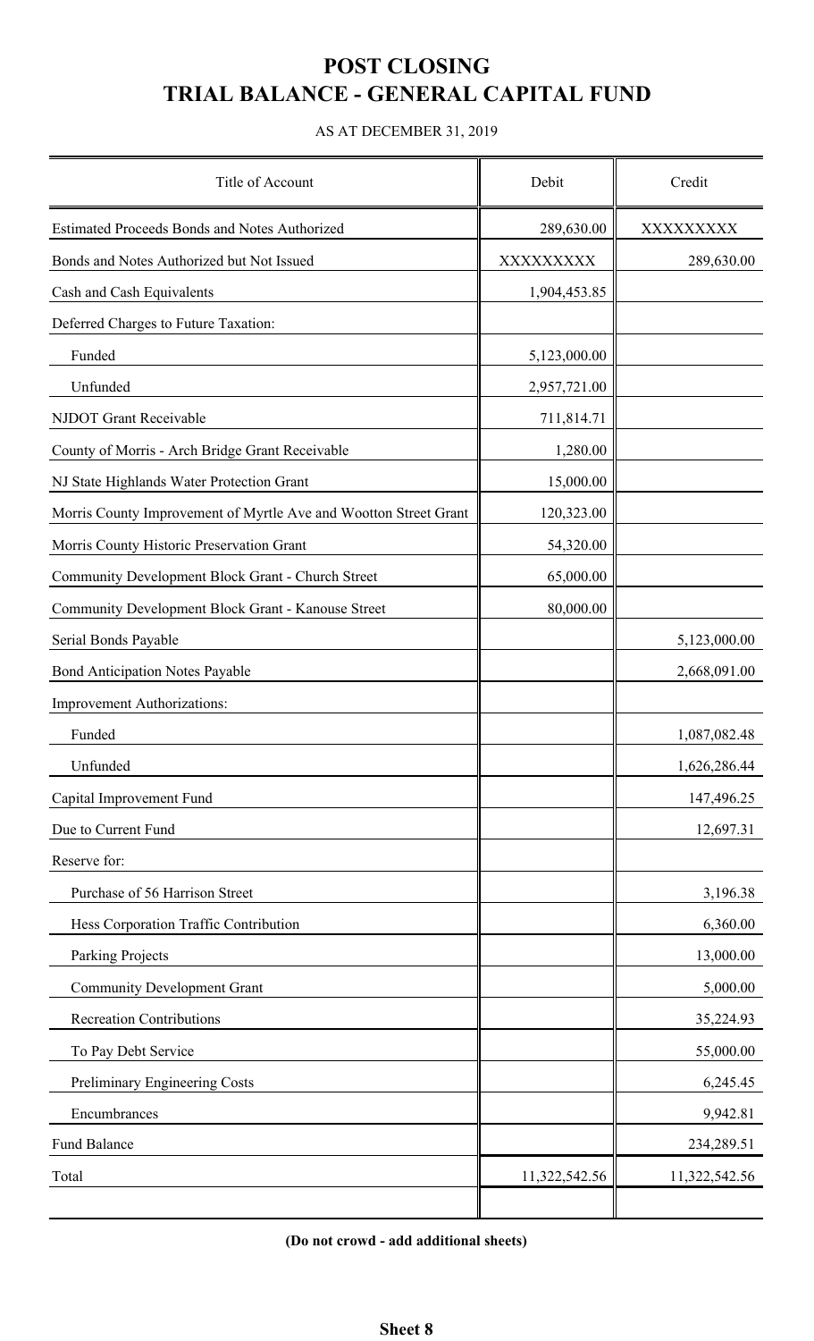# POST CLOSING
# TRIAL BALANCE - GENERAL CAPITAL FUND

AS AT DECEMBER 31, 2019

| Title of Account | Debit | Credit |
|---|---|---|
| Estimated Proceeds Bonds and Notes Authorized | 289,630.00 | XXXXXXXXX |
| Bonds and Notes Authorized but Not Issued | XXXXXXXXX | 289,630.00 |
| Cash and Cash Equivalents | 1,904,453.85 | |
| Deferred Charges to Future Taxation: | | |
| Funded | 5,123,000.00 | |
| Unfunded | 2,957,721.00 | |
| NJDOT Grant Receivable | 711,814.71 | |
| County of Morris - Arch Bridge Grant Receivable | 1,280.00 | |
| NJ State Highlands Water Protection Grant | 15,000.00 | |
| Morris County Improvement of Myrtle Ave and Wootton Street Grant | 120,323.00 | |
| Morris County Historic Preservation Grant | 54,320.00 | |
| Community Development Block Grant - Church Street | 65,000.00 | |
| Community Development Block Grant - Kanouse Street | 80,000.00 | |
| Serial Bonds Payable | | 5,123,000.00 |
| Bond Anticipation Notes Payable | | 2,668,091.00 |
| Improvement Authorizations: | | |
| Funded | | 1,087,082.48 |
| Unfunded | | 1,626,286.44 |
| Capital Improvement Fund | | 147,496.25 |
| Due to Current Fund | | 12,697.31 |
| Reserve for: | | |
| Purchase of 56 Harrison Street | | 3,196.38 |
| Hess Corporation Traffic Contribution | | 6,360.00 |
| Parking Projects | | 13,000.00 |
| Community Development Grant | | 5,000.00 |
| Recreation Contributions | | 35,224.93 |
| To Pay Debt Service | | 55,000.00 |
| Preliminary Engineering Costs | | 6,245.45 |
| Encumbrances | | 9,942.81 |
| Fund Balance | | 234,289.51 |
| Total | 11,322,542.56 | 11,322,542.56 |

**(Do not crowd - add additional sheets)**

**Sheet 8**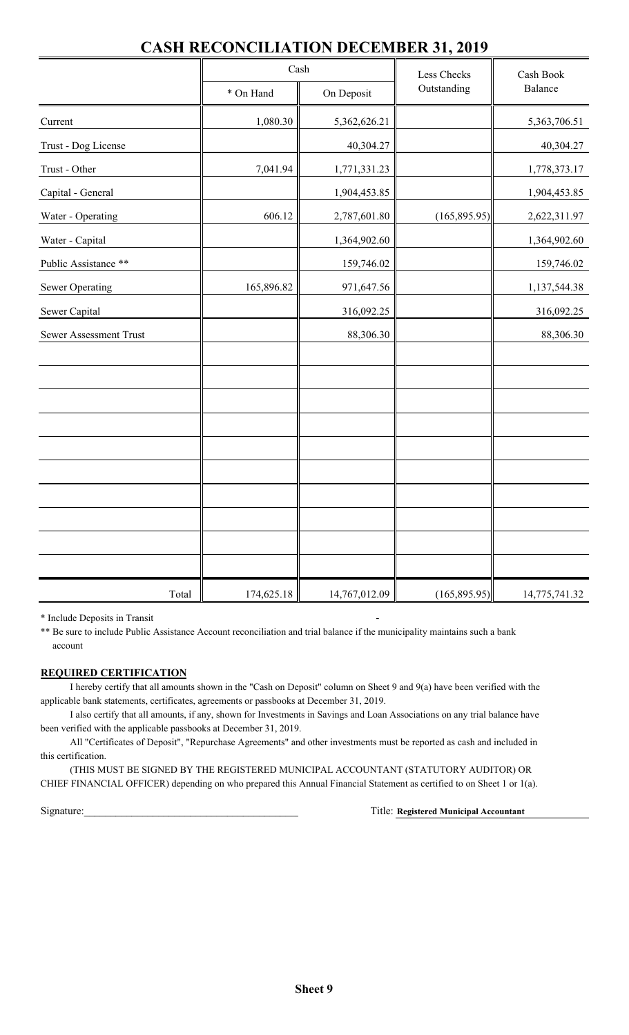# CASH RECONCILIATION DECEMBER 31, 2019

| | Cash | | Less Checks Outstanding | Cash Book Balance |
|---|---|---|---|---|
| | * On Hand | On Deposit | | |
| Current | 1,080.30 | 5,362,626.21 | | 5,363,706.51 |
| Trust - Dog License | | 40,304.27 | | 40,304.27 |
| Trust - Other | 7,041.94 | 1,771,331.23 | | 1,778,373.17 |
| Capital - General | | 1,904,453.85 | | 1,904,453.85 |
| Water - Operating | 606.12 | 2,787,601.80 | (165,895.95) | 2,622,311.97 |
| Water - Capital | | 1,364,902.60 | | 1,364,902.60 |
| Public Assistance ** | | 159,746.02 | | 159,746.02 |
| Sewer Operating | 165,896.82 | 971,647.56 | | 1,137,544.38 |
| Sewer Capital | | 316,092.25 | | 316,092.25 |
| Sewer Assessment Trust | | 88,306.30 | | 88,306.30 |
| | | | | |
| | | | | |
| | | | | |
| | | | | |
| | | | | |
| | | | | |
| | | | | |
| | | | | |
| | | | | |
| | | | | |
| Total | 174,625.18 | 14,767,012.09 | (165,895.95) | 14,775,741.32 |

\* Include Deposits in Transit -

** Be sure to include Public Assistance Account reconciliation and trial balance if the municipality maintains such a bank account

**REQUIRED CERTIFICATION**

I hereby certify that all amounts shown in the "Cash on Deposit" column on Sheet 9 and 9(a) have been verified with the applicable bank statements, certificates, agreements or passbooks at December 31, 2019.

I also certify that all amounts, if any, shown for Investments in Savings and Loan Associations on any trial balance have been verified with the applicable passbooks at December 31, 2019.

All "Certificates of Deposit", "Repurchase Agreements" and other investments must be reported as cash and included in this certification.

(THIS MUST BE SIGNED BY THE REGISTERED MUNICIPAL ACCOUNTANT (STATUTORY AUDITOR) OR CHIEF FINANCIAL OFFICER) depending on who prepared this Annual Financial Statement as certified to on Sheet 1 or 1(a).

Signature:\_\_\_\_\_\_\_\_\_\_\_\_\_\_\_\_\_\_\_\_\_\_\_\_\_\_\_\_\_\_\_\_\_\_\_\_\_\_\_\_ Title: **Registered Municipal Accountant**

**Sheet 9**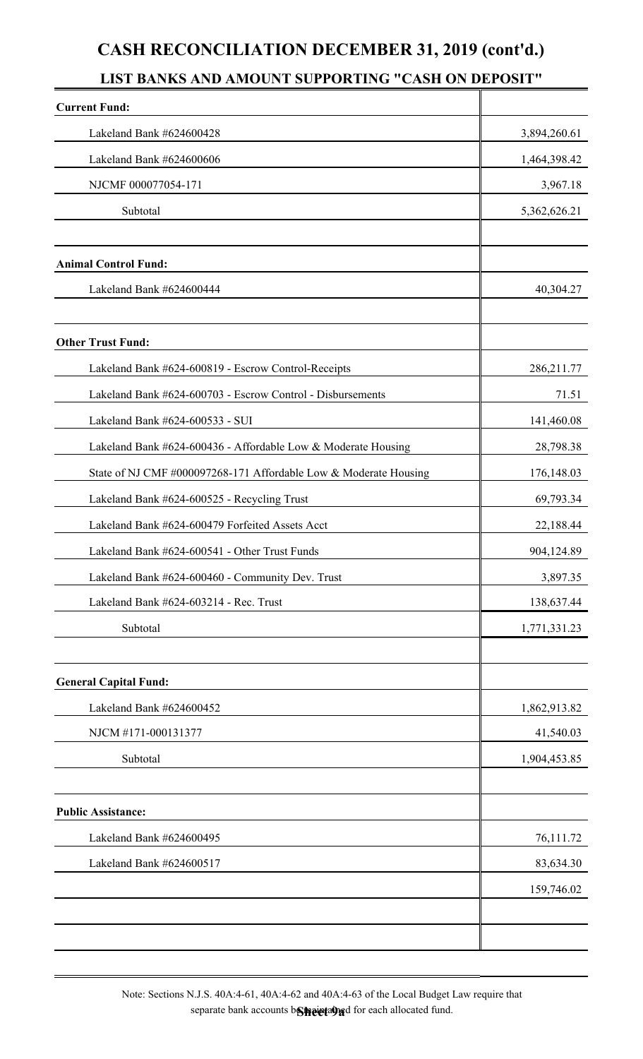# CASH RECONCILIATION DECEMBER 31, 2019 (cont'd.)

## LIST BANKS AND AMOUNT SUPPORTING "CASH ON DEPOSIT"

| **Current Fund:** | |
|---|---|
| Lakeland Bank #624600428 | 3,894,260.61 |
| Lakeland Bank #624600606 | 1,464,398.42 |
| NJCMF 000077054-171 | 3,967.18 |
| Subtotal | 5,362,626.21 |
| | |
| **Animal Control Fund:** | |
| Lakeland Bank #624600444 | 40,304.27 |
| | |
| **Other Trust Fund:** | |
| Lakeland Bank #624-600819 - Escrow Control-Receipts | 286,211.77 |
| Lakeland Bank #624-600703 - Escrow Control - Disbursements | 71.51 |
| Lakeland Bank #624-600533 - SUI | 141,460.08 |
| Lakeland Bank #624-600436 - Affordable Low & Moderate Housing | 28,798.38 |
| State of NJ CMF #000097268-171 Affordable Low & Moderate Housing | 176,148.03 |
| Lakeland Bank #624-600525 - Recycling Trust | 69,793.34 |
| Lakeland Bank #624-600479 Forfeited Assets Acct | 22,188.44 |
| Lakeland Bank #624-600541 - Other Trust Funds | 904,124.89 |
| Lakeland Bank #624-600460 - Community Dev. Trust | 3,897.35 |
| Lakeland Bank #624-603214 - Rec. Trust | 138,637.44 |
| Subtotal | 1,771,331.23 |
| | |
| **General Capital Fund:** | |
| Lakeland Bank #624600452 | 1,862,913.82 |
| NJCM #171-000131377 | 41,540.03 |
| Subtotal | 1,904,453.85 |
| | |
| **Public Assistance:** | |
| Lakeland Bank #624600495 | 76,111.72 |
| Lakeland Bank #624600517 | 83,634.30 |
| | 159,746.02 |
| | |
| | |

Note: Sections N.J.S. 40A:4-61, 40A:4-62 and 40A:4-63 of the Local Budget Law require that separate bank accounts be maintained for each allocated fund.

**Sheet 9a**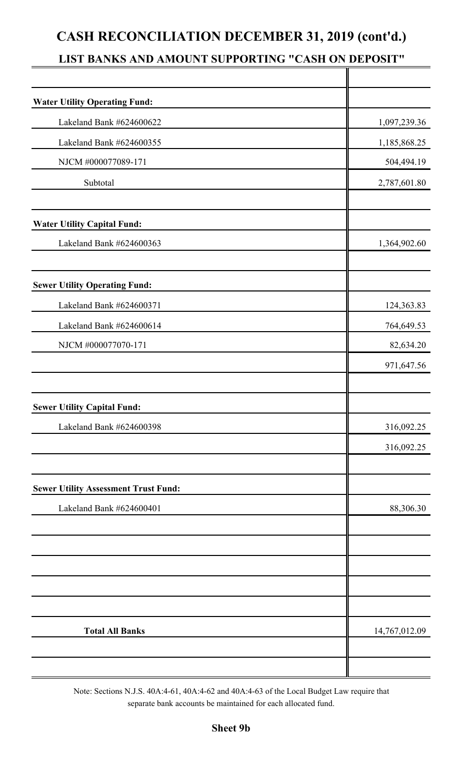# CASH RECONCILIATION DECEMBER 31, 2019 (cont'd.)

## LIST BANKS AND AMOUNT SUPPORTING "CASH ON DEPOSIT"

| | |
|---|---|
| **Water Utility Operating Fund:** | |
| Lakeland Bank #624600622 | 1,097,239.36 |
| Lakeland Bank #624600355 | 1,185,868.25 |
| NJCM #000077089-171 | 504,494.19 |
| Subtotal | 2,787,601.80 |
| | |
| **Water Utility Capital Fund:** | |
| Lakeland Bank #624600363 | 1,364,902.60 |
| | |
| **Sewer Utility Operating Fund:** | |
| Lakeland Bank #624600371 | 124,363.83 |
| Lakeland Bank #624600614 | 764,649.53 |
| NJCM #000077070-171 | 82,634.20 |
| | 971,647.56 |
| | |
| **Sewer Utility Capital Fund:** | |
| Lakeland Bank #624600398 | 316,092.25 |
| | 316,092.25 |
| | |
| **Sewer Utility Assessment Trust Fund:** | |
| Lakeland Bank #624600401 | 88,306.30 |
| | |
| **Total All Banks** | 14,767,012.09 |

Note: Sections N.J.S. 40A:4-61, 40A:4-62 and 40A:4-63 of the Local Budget Law require that separate bank accounts be maintained for each allocated fund.

**Sheet 9b**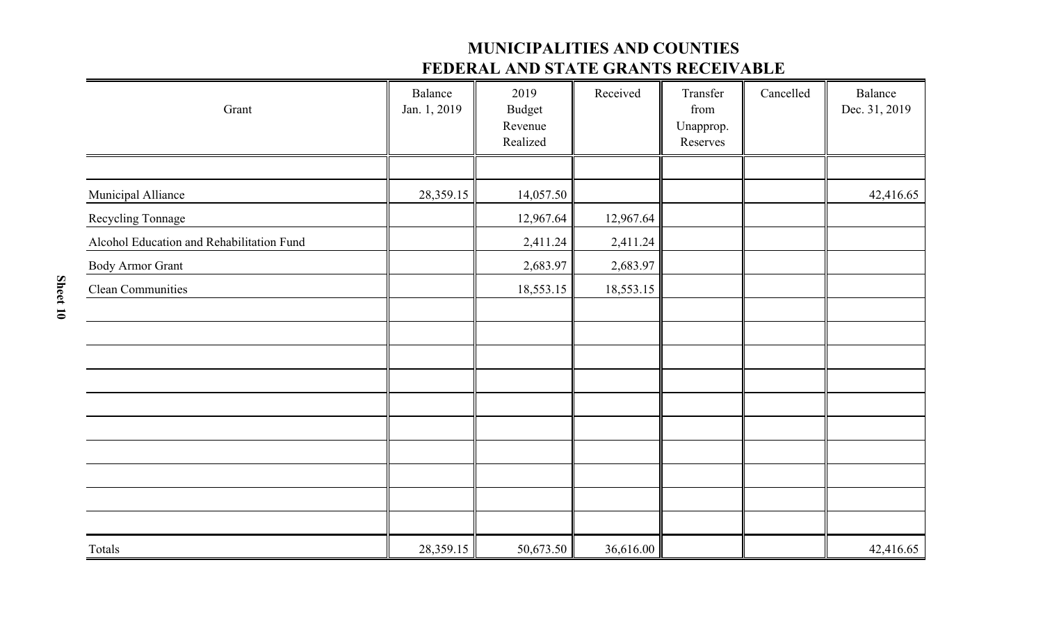# MUNICIPALITIES AND COUNTIES
## FEDERAL AND STATE GRANTS RECEIVABLE

| Grant | Balance Jan. 1, 2019 | 2019 Budget Revenue Realized | Received | Transfer from Unapprop. Reserves | Cancelled | Balance Dec. 31, 2019 |
|---|---|---|---|---|---|---|
| | | | | | | |
| Municipal Alliance | 28,359.15 | 14,057.50 | | | | 42,416.65 |
| Recycling Tonnage | | 12,967.64 | 12,967.64 | | | |
| Alcohol Education and Rehabilitation Fund | | 2,411.24 | 2,411.24 | | | |
| Body Armor Grant | | 2,683.97 | 2,683.97 | | | |
| Clean Communities | | 18,553.15 | 18,553.15 | | | |
| | | | | | | |
| | | | | | | |
| | | | | | | |
| | | | | | | |
| | | | | | | |
| | | | | | | |
| | | | | | | |
| | | | | | | |
| | | | | | | |
| | | | | | | |
| Totals | 28,359.15 | 50,673.50 | 36,616.00 | | | 42,416.65 |

Sheet 10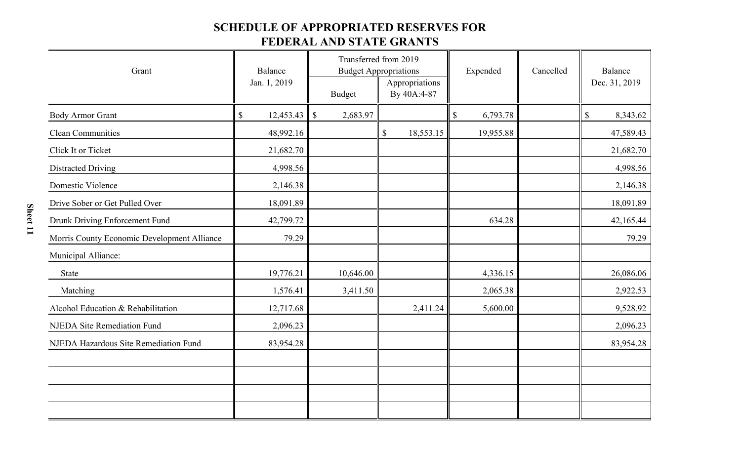## SCHEDULE OF APPROPRIATED RESERVES FOR FEDERAL AND STATE GRANTS

| Grant | Balance Jan. 1, 2019 | Transferred from 2019 Budget Appropriations | | Expended | Cancelled | Balance Dec. 31, 2019 |
|---|---|---|---|---|---|---|
| | | Budget | Appropriations By 40A:4-87 | | | |
| Body Armor Grant | $ 12,453.43 | $ 2,683.97 | | $ 6,793.78 | | $ 8,343.62 |
| Clean Communities | 48,992.16 | | $ 18,553.15 | 19,955.88 | | 47,589.43 |
| Click It or Ticket | 21,682.70 | | | | | 21,682.70 |
| Distracted Driving | 4,998.56 | | | | | 4,998.56 |
| Domestic Violence | 2,146.38 | | | | | 2,146.38 |
| Drive Sober or Get Pulled Over | 18,091.89 | | | | | 18,091.89 |
| Drunk Driving Enforcement Fund | 42,799.72 | | | 634.28 | | 42,165.44 |
| Morris County Economic Development Alliance | 79.29 | | | | | 79.29 |
| Municipal Alliance: | | | | | | |
| State | 19,776.21 | 10,646.00 | | 4,336.15 | | 26,086.06 |
| Matching | 1,576.41 | 3,411.50 | | 2,065.38 | | 2,922.53 |
| Alcohol Education & Rehabilitation | 12,717.68 | | 2,411.24 | 5,600.00 | | 9,528.92 |
| NJEDA Site Remediation Fund | 2,096.23 | | | | | 2,096.23 |
| NJEDA Hazardous Site Remediation Fund | 83,954.28 | | | | | 83,954.28 |

Sheet 11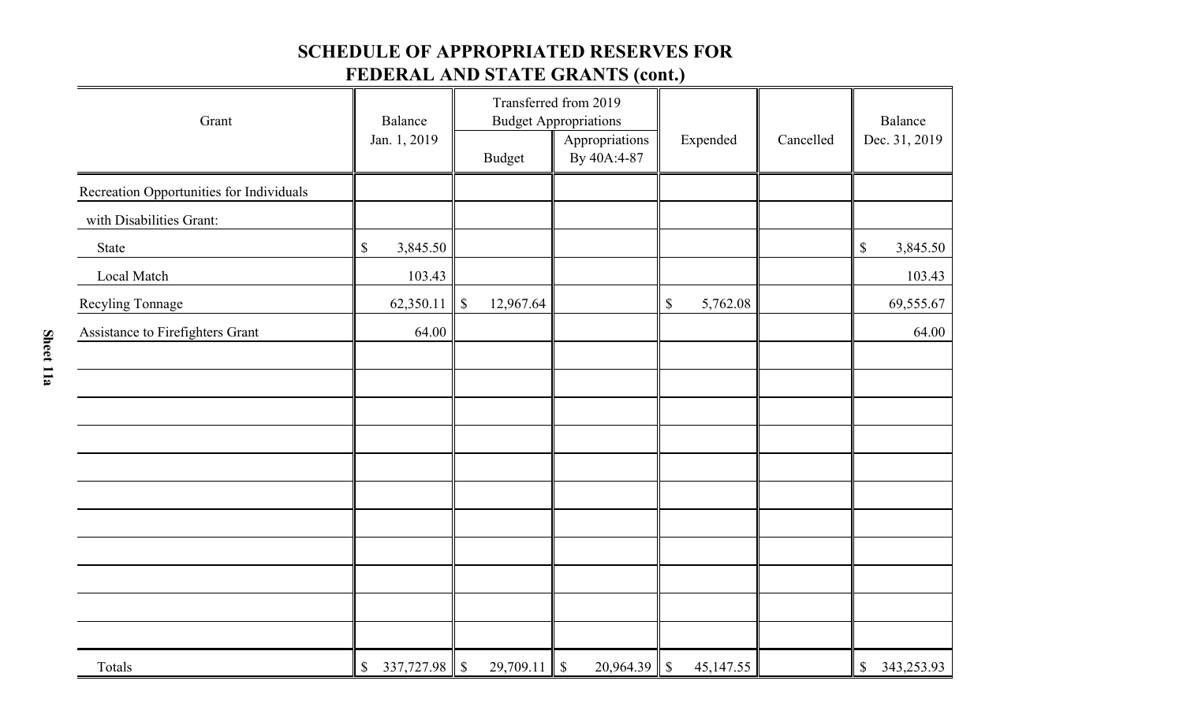## SCHEDULE OF APPROPRIATED RESERVES FOR FEDERAL AND STATE GRANTS (cont.)

| Grant | Balance Jan. 1, 2019 | Transferred from 2019 Budget Appropriations | | Expended | Cancelled | Balance Dec. 31, 2019 |
|---|---|---|---|---|---|---|
| | | Budget | Appropriations By 40A:4-87 | | | |
| Recreation Opportunities for Individuals | | | | | | |
| with Disabilities Grant: | | | | | | |
| State | $ 3,845.50 | | | | | $ 3,845.50 |
| Local Match | 103.43 | | | | | 103.43 |
| Recyling Tonnage | 62,350.11 | $ 12,967.64 | | $ 5,762.08 | | 69,555.67 |
| Assistance to Firefighters Grant | 64.00 | | | | | 64.00 |
| Totals | $ 337,727.98 | $ 29,709.11 | $ 20,964.39 | $ 45,147.55 | | $ 343,253.93 |

Sheet 11a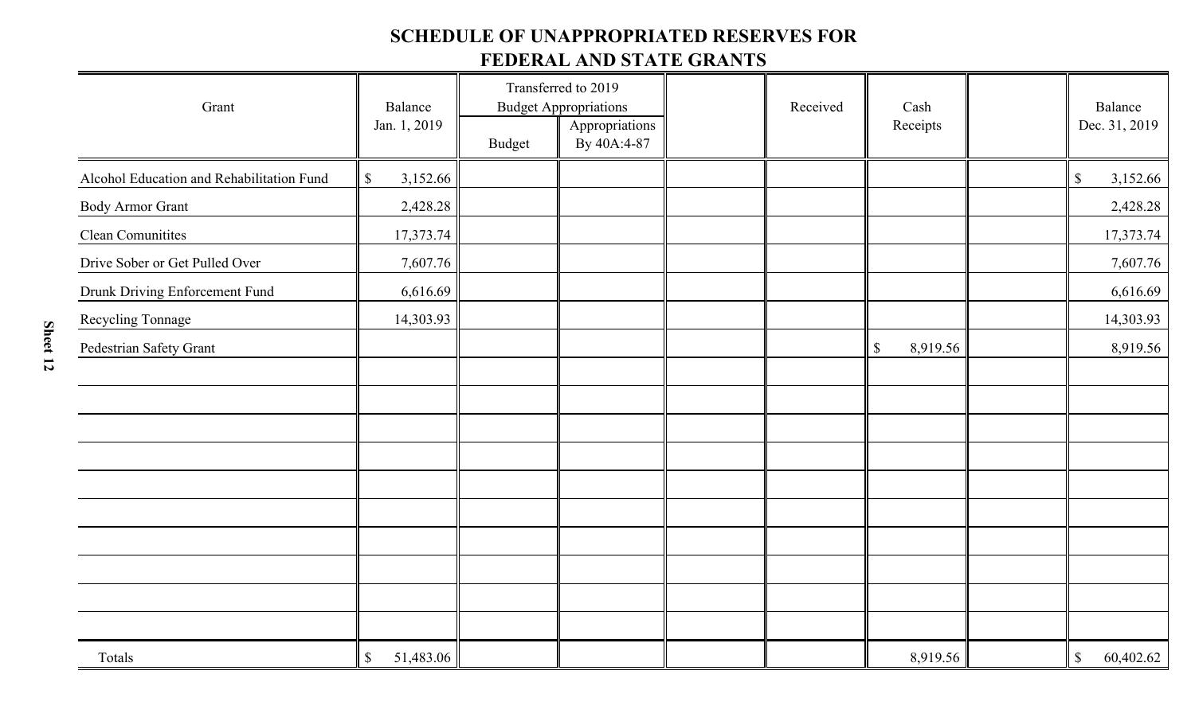# SCHEDULE OF UNAPPROPRIATED RESERVES FOR FEDERAL AND STATE GRANTS

| Grant | Balance Jan. 1, 2019 | Transferred to 2019 Budget Appropriations | | | Received | Cash Receipts | | Balance Dec. 31, 2019 |
|---|---|---|---|---|---|---|---|---|
| | | Budget | Appropriations By 40A:4-87 | | | | | |
| Alcohol Education and Rehabilitation Fund | $ 3,152.66 | | | | | | | $ 3,152.66 |
| Body Armor Grant | 2,428.28 | | | | | | | 2,428.28 |
| Clean Comunitites | 17,373.74 | | | | | | | 17,373.74 |
| Drive Sober or Get Pulled Over | 7,607.76 | | | | | | | 7,607.76 |
| Drunk Driving Enforcement Fund | 6,616.69 | | | | | | | 6,616.69 |
| Recycling Tonnage | 14,303.93 | | | | | | | 14,303.93 |
| Pedestrian Safety Grant | | | | | | $ 8,919.56 | | 8,919.56 |
| | | | | | | | | |
| | | | | | | | | |
| | | | | | | | | |
| | | | | | | | | |
| | | | | | | | | |
| | | | | | | | | |
| | | | | | | | | |
| | | | | | | | | |
| | | | | | | | | |
| | | | | | | | | |
| Totals | $ 51,483.06 | | | | | 8,919.56 | | $ 60,402.62 |

Sheet 12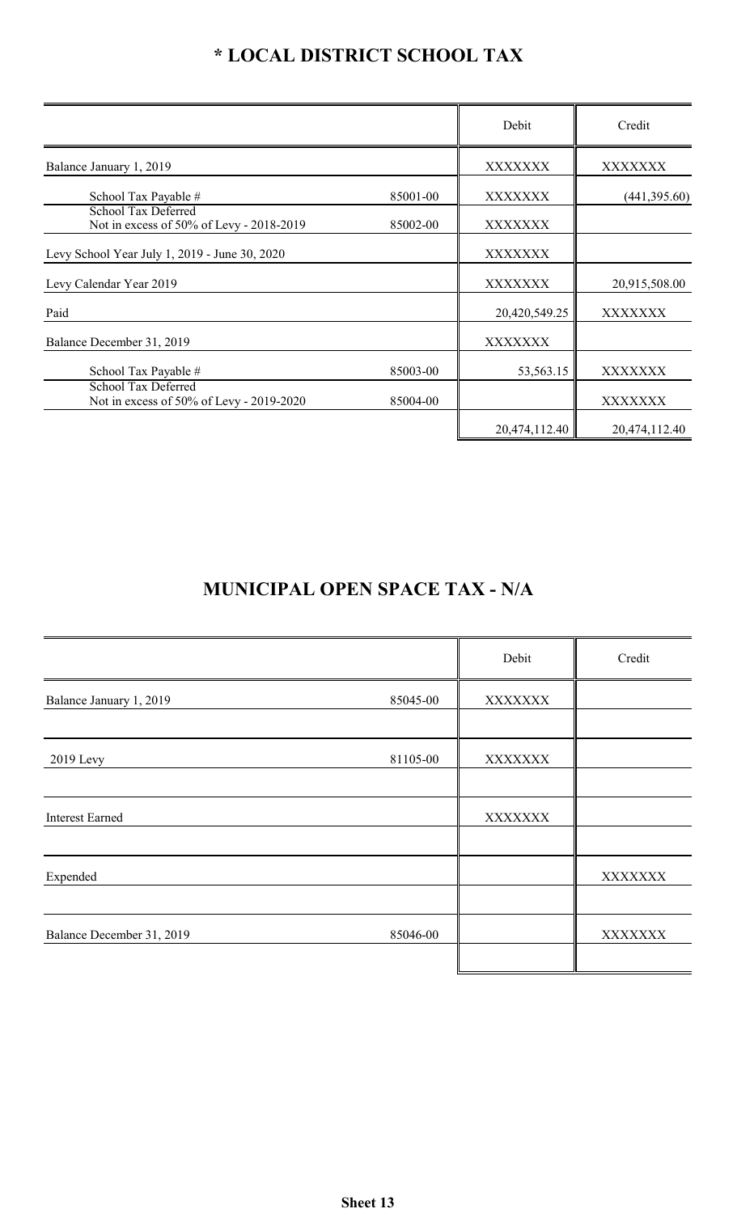# * LOCAL DISTRICT SCHOOL TAX

| | | Debit | Credit |
|---|---|---|---|
| Balance January 1, 2019 | | XXXXXXX | XXXXXXX |
| School Tax Payable # | 85001-00 | XXXXXXX | (441,395.60) |
| School Tax Deferred Not in excess of 50% of Levy - 2018-2019 | 85002-00 | XXXXXXX | |
| Levy School Year July 1, 2019 - June 30, 2020 | | XXXXXXX | |
| Levy Calendar Year 2019 | | XXXXXXX | 20,915,508.00 |
| Paid | | 20,420,549.25 | XXXXXXX |
| Balance December 31, 2019 | | XXXXXXX | |
| School Tax Payable # | 85003-00 | 53,563.15 | XXXXXXX |
| School Tax Deferred Not in excess of 50% of Levy - 2019-2020 | 85004-00 | | XXXXXXX |
| | | 20,474,112.40 | 20,474,112.40 |

# MUNICIPAL OPEN SPACE TAX - N/A

| | | Debit | Credit |
|---|---|---|---|
| Balance January 1, 2019 | 85045-00 | XXXXXXX | |
| | | | |
| 2019 Levy | 81105-00 | XXXXXXX | |
| | | | |
| Interest Earned | | XXXXXXX | |
| | | | |
| Expended | | | XXXXXXX |
| | | | |
| Balance December 31, 2019 | 85046-00 | | XXXXXXX |
| | | | |

Sheet 13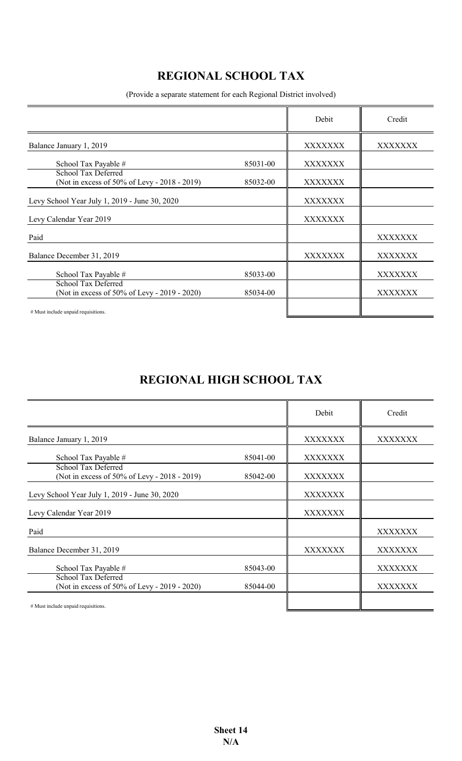# REGIONAL SCHOOL TAX

(Provide a separate statement for each Regional District involved)

| | | Debit | Credit |
|---|---|---|---|
| Balance January 1, 2019 | | XXXXXXX | XXXXXXX |
| School Tax Payable # | 85031-00 | XXXXXXX | |
| School Tax Deferred (Not in excess of 50% of Levy - 2018 - 2019) | 85032-00 | XXXXXXX | |
| Levy School Year July 1, 2019 - June 30, 2020 | | XXXXXXX | |
| Levy Calendar Year 2019 | | XXXXXXX | |
| Paid | | | XXXXXXX |
| Balance December 31, 2019 | | XXXXXXX | XXXXXXX |
| School Tax Payable # | 85033-00 | | XXXXXXX |
| School Tax Deferred (Not in excess of 50% of Levy - 2019 - 2020) | 85034-00 | | XXXXXXX |
| # Must include unpaid requisitions. | | | |

# REGIONAL HIGH SCHOOL TAX

| | | Debit | Credit |
|---|---|---|---|
| Balance January 1, 2019 | | XXXXXXX | XXXXXXX |
| School Tax Payable # | 85041-00 | XXXXXXX | |
| School Tax Deferred (Not in excess of 50% of Levy - 2018 - 2019) | 85042-00 | XXXXXXX | |
| Levy School Year July 1, 2019 - June 30, 2020 | | XXXXXXX | |
| Levy Calendar Year 2019 | | XXXXXXX | |
| Paid | | | XXXXXXX |
| Balance December 31, 2019 | | XXXXXXX | XXXXXXX |
| School Tax Payable # | 85043-00 | | XXXXXXX |
| School Tax Deferred (Not in excess of 50% of Levy - 2019 - 2020) | 85044-00 | | XXXXXXX |
| # Must include unpaid requisitions. | | | |

**Sheet 14**
**N/A**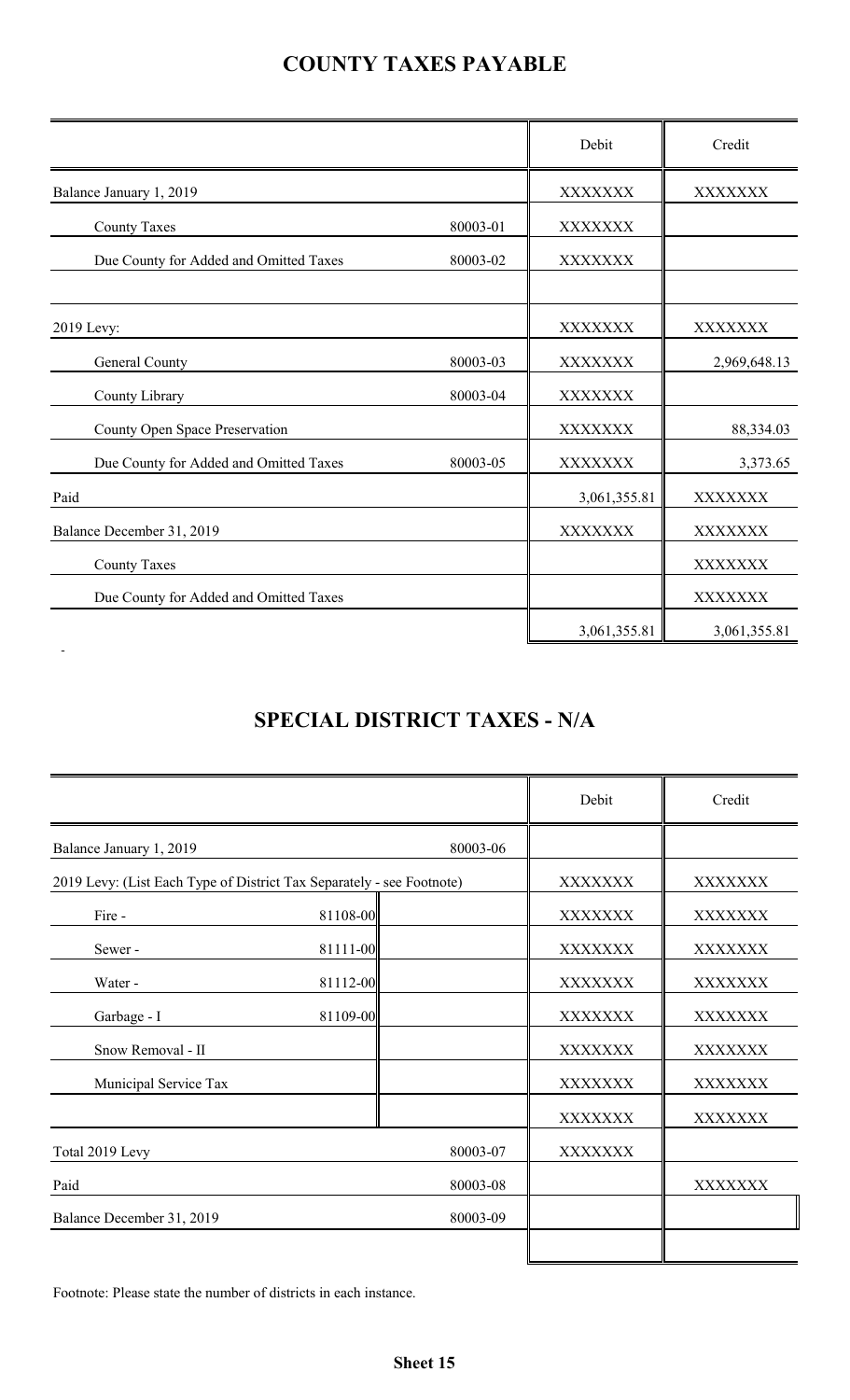## COUNTY TAXES PAYABLE

| | | Debit | Credit |
|---|---|---|---|
| Balance January 1, 2019 | | XXXXXXX | XXXXXXX |
| County Taxes | 80003-01 | XXXXXXX | |
| Due County for Added and Omitted Taxes | 80003-02 | XXXXXXX | |
| | | | |
| 2019 Levy: | | XXXXXXX | XXXXXXX |
| General County | 80003-03 | XXXXXXX | 2,969,648.13 |
| County Library | 80003-04 | XXXXXXX | |
| County Open Space Preservation | | XXXXXXX | 88,334.03 |
| Due County for Added and Omitted Taxes | 80003-05 | XXXXXXX | 3,373.65 |
| Paid | | 3,061,355.81 | XXXXXXX |
| Balance December 31, 2019 | | XXXXXXX | XXXXXXX |
| County Taxes | | | XXXXXXX |
| Due County for Added and Omitted Taxes | | | XXXXXXX |
| | | 3,061,355.81 | 3,061,355.81 |

-

## SPECIAL DISTRICT TAXES - N/A

| | | | Debit | Credit |
|---|---|---|---|---|
| Balance January 1, 2019 | | 80003-06 | | |
| 2019 Levy: (List Each Type of District Tax Separately - see Footnote) | | | XXXXXXX | XXXXXXX |
| Fire - | 81108-00 | | XXXXXXX | XXXXXXX |
| Sewer - | 81111-00 | | XXXXXXX | XXXXXXX |
| Water - | 81112-00 | | XXXXXXX | XXXXXXX |
| Garbage - I | 81109-00 | | XXXXXXX | XXXXXXX |
| Snow Removal - II | | | XXXXXXX | XXXXXXX |
| Municipal Service Tax | | | XXXXXXX | XXXXXXX |
| | | | XXXXXXX | XXXXXXX |
| Total 2019 Levy | | 80003-07 | XXXXXXX | |
| Paid | | 80003-08 | | XXXXXXX |
| Balance December 31, 2019 | | 80003-09 | | |
| | | | | |

Footnote: Please state the number of districts in each instance.

**Sheet 15**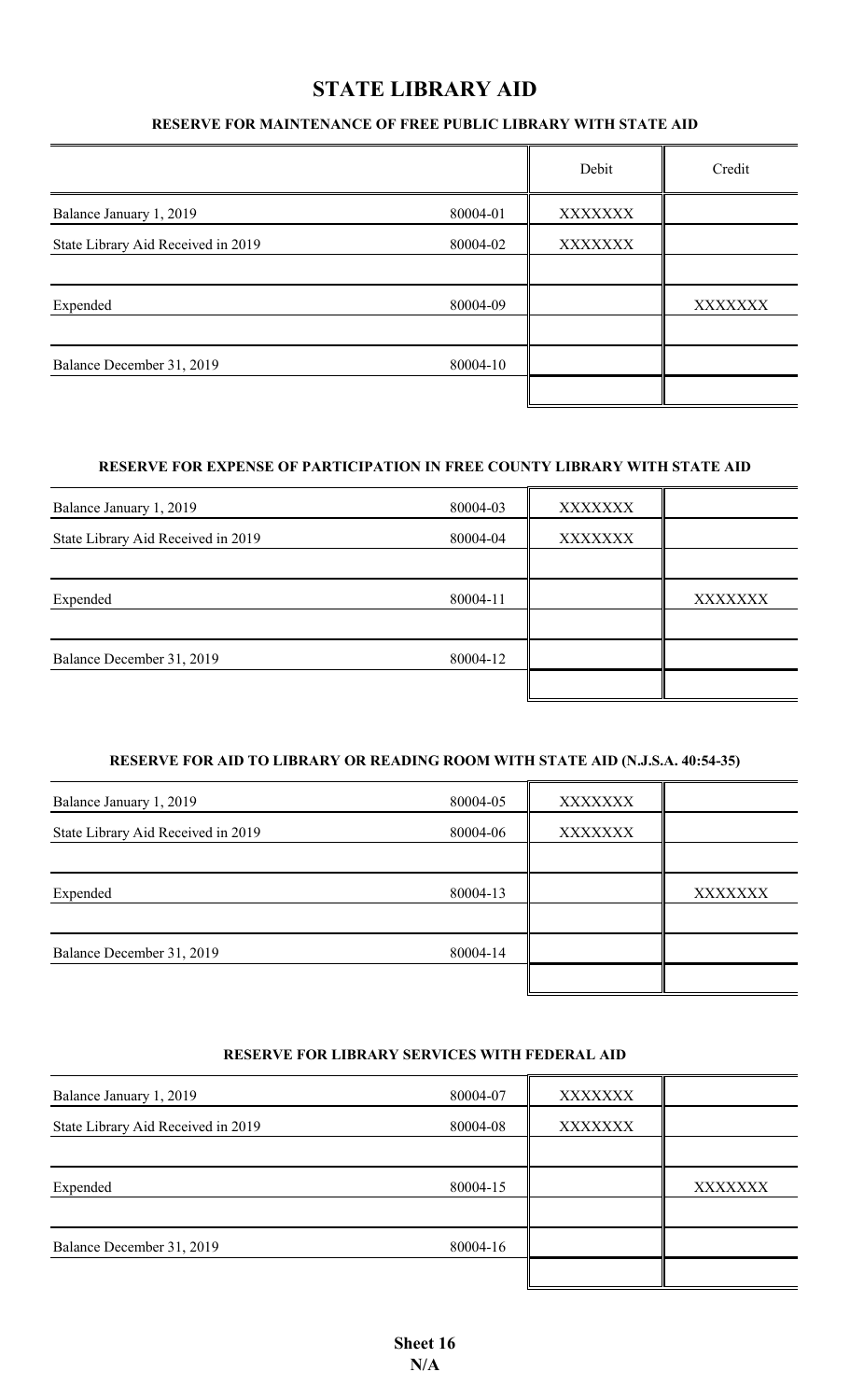# STATE LIBRARY AID

### RESERVE FOR MAINTENANCE OF FREE PUBLIC LIBRARY WITH STATE AID

| | | Debit | Credit |
|---|---|---|---|
| Balance January 1, 2019 | 80004-01 | XXXXXXX | |
| State Library Aid Received in 2019 | 80004-02 | XXXXXXX | |
| | | | |
| Expended | 80004-09 | | XXXXXXX |
| | | | |
| Balance December 31, 2019 | 80004-10 | | |
| | | | |

### RESERVE FOR EXPENSE OF PARTICIPATION IN FREE COUNTY LIBRARY WITH STATE AID

| | | Debit | Credit |
|---|---|---|---|
| Balance January 1, 2019 | 80004-03 | XXXXXXX | |
| State Library Aid Received in 2019 | 80004-04 | XXXXXXX | |
| | | | |
| Expended | 80004-11 | | XXXXXXX |
| | | | |
| Balance December 31, 2019 | 80004-12 | | |
| | | | |

### RESERVE FOR AID TO LIBRARY OR READING ROOM WITH STATE AID (N.J.S.A. 40:54-35)

| | | Debit | Credit |
|---|---|---|---|
| Balance January 1, 2019 | 80004-05 | XXXXXXX | |
| State Library Aid Received in 2019 | 80004-06 | XXXXXXX | |
| | | | |
| Expended | 80004-13 | | XXXXXXX |
| | | | |
| Balance December 31, 2019 | 80004-14 | | |
| | | | |

### RESERVE FOR LIBRARY SERVICES WITH FEDERAL AID

| | | Debit | Credit |
|---|---|---|---|
| Balance January 1, 2019 | 80004-07 | XXXXXXX | |
| State Library Aid Received in 2019 | 80004-08 | XXXXXXX | |
| | | | |
| Expended | 80004-15 | | XXXXXXX |
| | | | |
| Balance December 31, 2019 | 80004-16 | | |
| | | | |

**Sheet 16**
**N/A**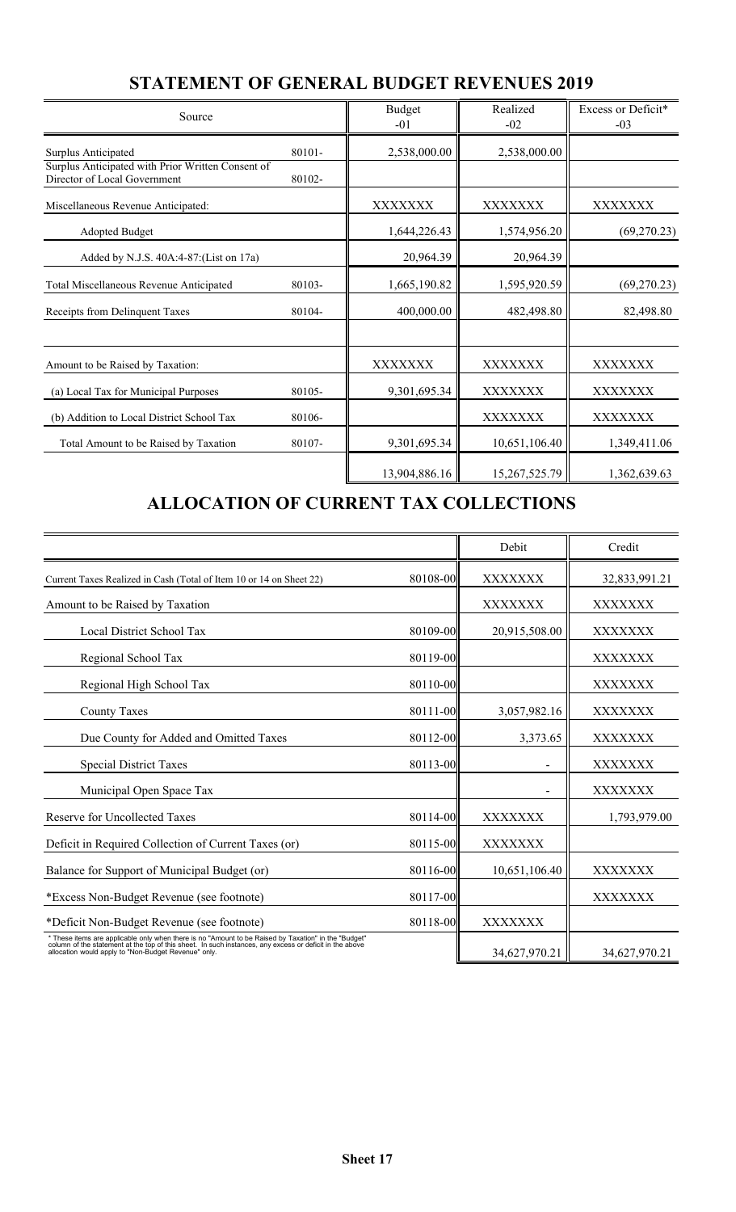## STATEMENT OF GENERAL BUDGET REVENUES 2019

| Source | | Budget -01 | Realized -02 | Excess or Deficit* -03 |
|---|---|---|---|---|
| Surplus Anticipated | 80101- | 2,538,000.00 | 2,538,000.00 | |
| Surplus Anticipated with Prior Written Consent of Director of Local Government | 80102- | | | |
| Miscellaneous Revenue Anticipated: | | XXXXXXX | XXXXXXX | XXXXXXX |
| Adopted Budget | | 1,644,226.43 | 1,574,956.20 | (69,270.23) |
| Added by N.J.S. 40A:4-87:(List on 17a) | | 20,964.39 | 20,964.39 | |
| Total Miscellaneous Revenue Anticipated | 80103- | 1,665,190.82 | 1,595,920.59 | (69,270.23) |
| Receipts from Delinquent Taxes | 80104- | 400,000.00 | 482,498.80 | 82,498.80 |
| | | | | |
| Amount to be Raised by Taxation: | | XXXXXXX | XXXXXXX | XXXXXXX |
| (a) Local Tax for Municipal Purposes | 80105- | 9,301,695.34 | XXXXXXX | XXXXXXX |
| (b) Addition to Local District School Tax | 80106- | | XXXXXXX | XXXXXXX |
| Total Amount to be Raised by Taxation | 80107- | 9,301,695.34 | 10,651,106.40 | 1,349,411.06 |
| | | 13,904,886.16 | 15,267,525.79 | 1,362,639.63 |

## ALLOCATION OF CURRENT TAX COLLECTIONS

| | | Debit | Credit |
|---|---|---|---|
| Current Taxes Realized in Cash (Total of Item 10 or 14 on Sheet 22) | 80108-00 | XXXXXXX | 32,833,991.21 |
| Amount to be Raised by Taxation | | XXXXXXX | XXXXXXX |
| Local District School Tax | 80109-00 | 20,915,508.00 | XXXXXXX |
| Regional School Tax | 80119-00 | | XXXXXXX |
| Regional High School Tax | 80110-00 | | XXXXXXX |
| County Taxes | 80111-00 | 3,057,982.16 | XXXXXXX |
| Due County for Added and Omitted Taxes | 80112-00 | 3,373.65 | XXXXXXX |
| Special District Taxes | 80113-00 | - | XXXXXXX |
| Municipal Open Space Tax | | - | XXXXXXX |
| Reserve for Uncollected Taxes | 80114-00 | XXXXXXX | 1,793,979.00 |
| Deficit in Required Collection of Current Taxes (or) | 80115-00 | XXXXXXX | |
| Balance for Support of Municipal Budget (or) | 80116-00 | 10,651,106.40 | XXXXXXX |
| *Excess Non-Budget Revenue (see footnote) | 80117-00 | | XXXXXXX |
| *Deficit Non-Budget Revenue (see footnote) | 80118-00 | XXXXXXX | |
| * These items are applicable only when there is no "Amount to be Raised by Taxation" in the "Budget" column of the statement at the top of this sheet. In such instances, any excess or deficit in the above allocation would apply to "Non-Budget Revenue" only. | | 34,627,970.21 | 34,627,970.21 |

Sheet 17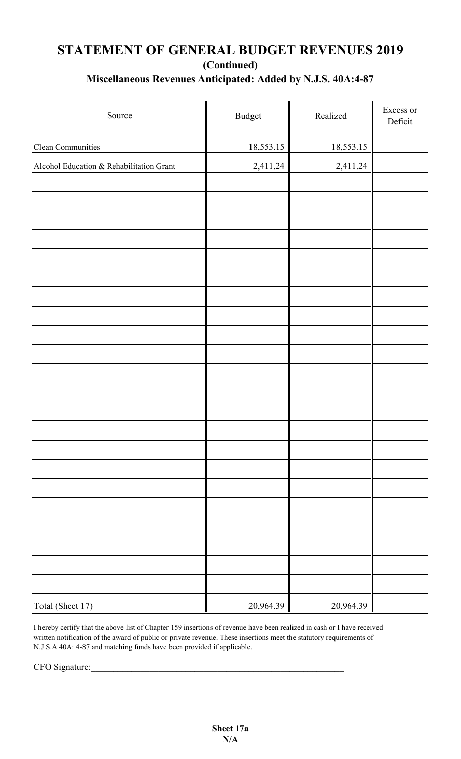# STATEMENT OF GENERAL BUDGET REVENUES 2019

**(Continued)**

**Miscellaneous Revenues Anticipated: Added by N.J.S. 40A:4-87**

| Source | Budget | Realized | Excess or Deficit |
|---|---|---|---|
| Clean Communities | 18,553.15 | 18,553.15 | |
| Alcohol Education & Rehabilitation Grant | 2,411.24 | 2,411.24 | |
| | | | |
| | | | |
| | | | |
| | | | |
| | | | |
| | | | |
| | | | |
| | | | |
| | | | |
| | | | |
| | | | |
| | | | |
| | | | |
| | | | |
| | | | |
| | | | |
| | | | |
| | | | |
| | | | |
| | | | |
| | | | |
| | | | |
| Total (Sheet 17) | 20,964.39 | 20,964.39 | |

I hereby certify that the above list of Chapter 159 insertions of revenue have been realized in cash or I have received written notification of the award of public or private revenue. These insertions meet the statutory requirements of N.J.S.A 40A: 4-87 and matching funds have been provided if applicable.

CFO Signature:\_\_\_\_\_\_\_\_\_\_\_\_\_\_\_\_\_\_\_\_\_\_\_\_\_\_\_\_\_\_\_\_\_\_\_\_\_\_\_\_\_\_\_\_\_\_\_\_\_\_\_\_\_\_

**Sheet 17a**
**N/A**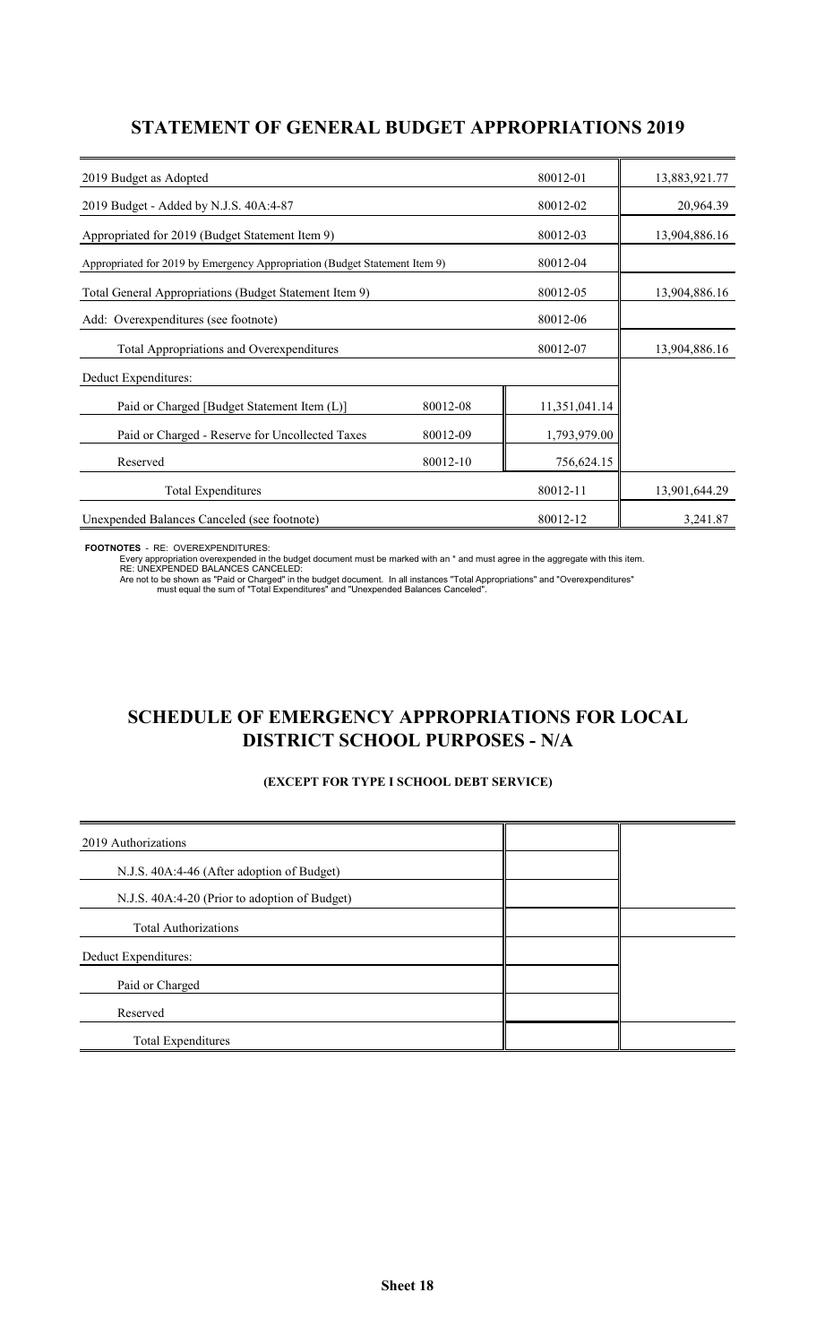## STATEMENT OF GENERAL BUDGET APPROPRIATIONS 2019

| | | | |
|---|---|---|---|
| 2019 Budget as Adopted | | 80012-01 | 13,883,921.77 |
| 2019 Budget - Added by N.J.S. 40A:4-87 | | 80012-02 | 20,964.39 |
| Appropriated for 2019 (Budget Statement Item 9) | | 80012-03 | 13,904,886.16 |
| Appropriated for 2019 by Emergency Appropriation (Budget Statement Item 9) | | 80012-04 | |
| Total General Appropriations (Budget Statement Item 9) | | 80012-05 | 13,904,886.16 |
| Add: Overexpenditures (see footnote) | | 80012-06 | |
| Total Appropriations and Overexpenditures | | 80012-07 | 13,904,886.16 |
| Deduct Expenditures: | | | |
| Paid or Charged [Budget Statement Item (L)] | 80012-08 | 11,351,041.14 | |
| Paid or Charged - Reserve for Uncollected Taxes | 80012-09 | 1,793,979.00 | |
| Reserved | 80012-10 | 756,624.15 | |
| Total Expenditures | | 80012-11 | 13,901,644.29 |
| Unexpended Balances Canceled (see footnote) | | 80012-12 | 3,241.87 |

**FOOTNOTES** - RE: OVEREXPENDITURES:
Every appropriation overexpended in the budget document must be marked with an * and must agree in the aggregate with this item.
RE: UNEXPENDED BALANCES CANCELED:
Are not to be shown as "Paid or Charged" in the budget document. In all instances "Total Appropriations" and "Overexpenditures" must equal the sum of "Total Expenditures" and "Unexpended Balances Canceled".

## SCHEDULE OF EMERGENCY APPROPRIATIONS FOR LOCAL DISTRICT SCHOOL PURPOSES - N/A

**(EXCEPT FOR TYPE I SCHOOL DEBT SERVICE)**

| | | |
|---|---|---|
| 2019 Authorizations | | |
| N.J.S. 40A:4-46 (After adoption of Budget) | | |
| N.J.S. 40A:4-20 (Prior to adoption of Budget) | | |
| Total Authorizations | | |
| Deduct Expenditures: | | |
| Paid or Charged | | |
| Reserved | | |
| Total Expenditures | | |

Sheet 18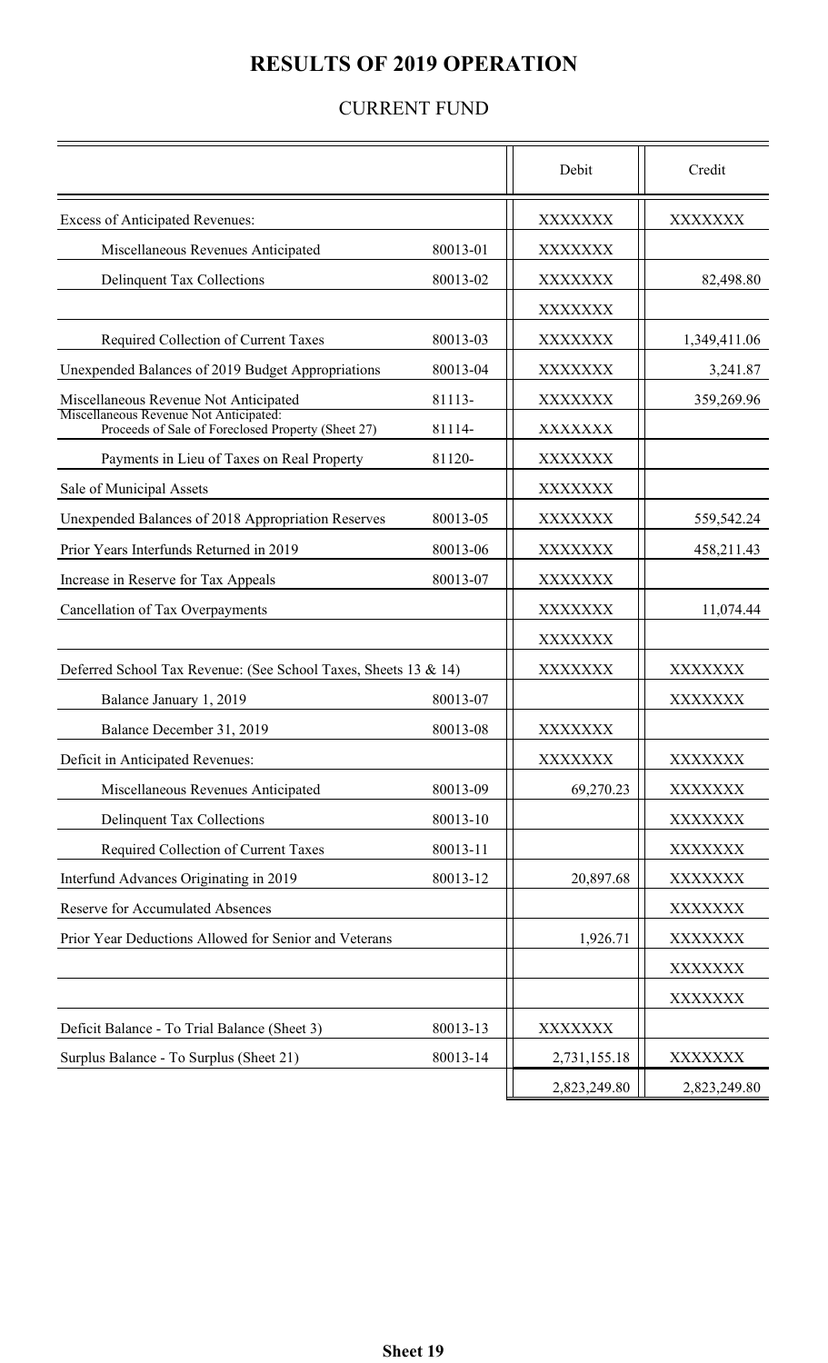# RESULTS OF 2019 OPERATION

## CURRENT FUND

| | | Debit | Credit |
|---|---|---|---|
| Excess of Anticipated Revenues: | | XXXXXXX | XXXXXXX |
| Miscellaneous Revenues Anticipated | 80013-01 | XXXXXXX | |
| Delinquent Tax Collections | 80013-02 | XXXXXXX | 82,498.80 |
| | | XXXXXXX | |
| Required Collection of Current Taxes | 80013-03 | XXXXXXX | 1,349,411.06 |
| Unexpended Balances of 2019 Budget Appropriations | 80013-04 | XXXXXXX | 3,241.87 |
| Miscellaneous Revenue Not Anticipated | 81113- | XXXXXXX | 359,269.96 |
| Miscellaneous Revenue Not Anticipated: Proceeds of Sale of Foreclosed Property (Sheet 27) | 81114- | XXXXXXX | |
| Payments in Lieu of Taxes on Real Property | 81120- | XXXXXXX | |
| Sale of Municipal Assets | | XXXXXXX | |
| Unexpended Balances of 2018 Appropriation Reserves | 80013-05 | XXXXXXX | 559,542.24 |
| Prior Years Interfunds Returned in 2019 | 80013-06 | XXXXXXX | 458,211.43 |
| Increase in Reserve for Tax Appeals | 80013-07 | XXXXXXX | |
| Cancellation of Tax Overpayments | | XXXXXXX | 11,074.44 |
| | | XXXXXXX | |
| Deferred School Tax Revenue: (See School Taxes, Sheets 13 & 14) | | XXXXXXX | XXXXXXX |
| Balance January 1, 2019 | 80013-07 | | XXXXXXX |
| Balance December 31, 2019 | 80013-08 | XXXXXXX | |
| Deficit in Anticipated Revenues: | | XXXXXXX | XXXXXXX |
| Miscellaneous Revenues Anticipated | 80013-09 | 69,270.23 | XXXXXXX |
| Delinquent Tax Collections | 80013-10 | | XXXXXXX |
| Required Collection of Current Taxes | 80013-11 | | XXXXXXX |
| Interfund Advances Originating in 2019 | 80013-12 | 20,897.68 | XXXXXXX |
| Reserve for Accumulated Absences | | | XXXXXXX |
| Prior Year Deductions Allowed for Senior and Veterans | | 1,926.71 | XXXXXXX |
| | | | XXXXXXX |
| | | | XXXXXXX |
| Deficit Balance - To Trial Balance (Sheet 3) | 80013-13 | XXXXXXX | |
| Surplus Balance - To Surplus (Sheet 21) | 80013-14 | 2,731,155.18 | XXXXXXX |
| | | 2,823,249.80 | 2,823,249.80 |

**Sheet 19**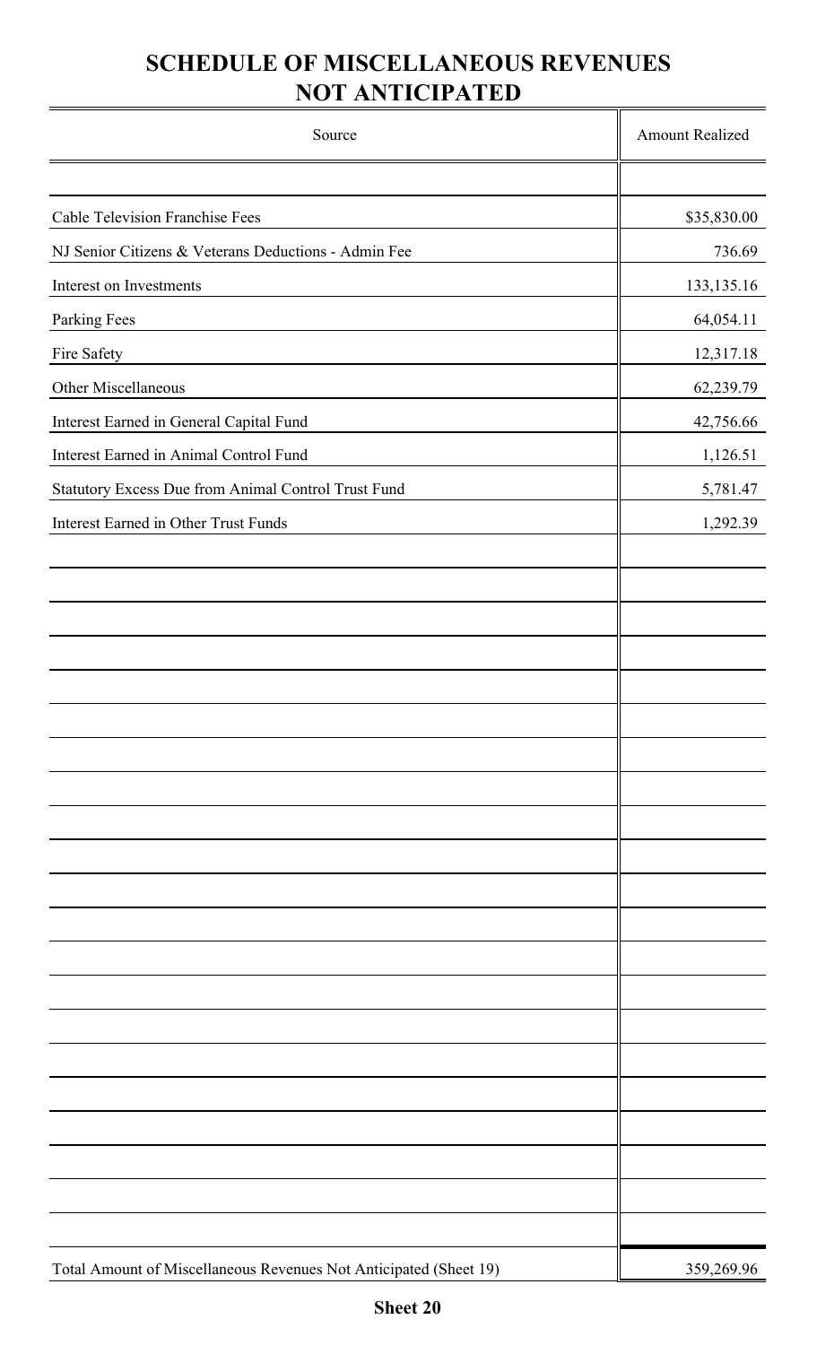# SCHEDULE OF MISCELLANEOUS REVENUES NOT ANTICIPATED

| Source | Amount Realized |
|---|---|
| Cable Television Franchise Fees | $35,830.00 |
| NJ Senior Citizens & Veterans Deductions - Admin Fee | 736.69 |
| Interest on Investments | 133,135.16 |
| Parking Fees | 64,054.11 |
| Fire Safety | 12,317.18 |
| Other Miscellaneous | 62,239.79 |
| Interest Earned in General Capital Fund | 42,756.66 |
| Interest Earned in Animal Control Fund | 1,126.51 |
| Statutory Excess Due from Animal Control Trust Fund | 5,781.47 |
| Interest Earned in Other Trust Funds | 1,292.39 |
| Total Amount of Miscellaneous Revenues Not Anticipated (Sheet 19) | 359,269.96 |

**Sheet 20**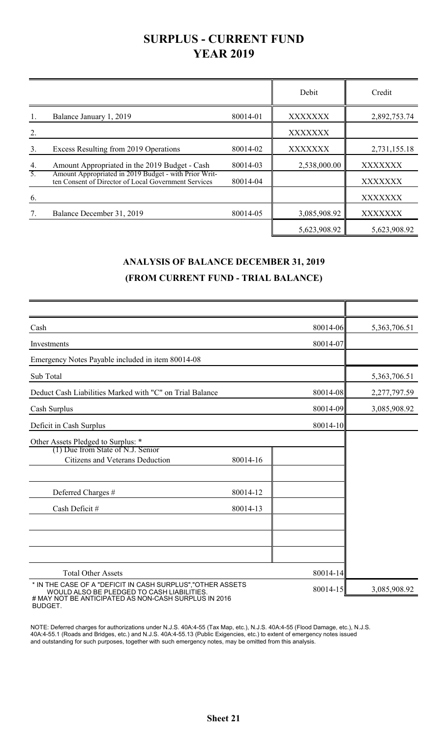# SURPLUS - CURRENT FUND
## YEAR 2019

| | | | Debit | Credit |
|---|---|---|---|---|
| 1. | Balance January 1, 2019 | 80014-01 | XXXXXXX | 2,892,753.74 |
| 2. | | | XXXXXXX | |
| 3. | Excess Resulting from 2019 Operations | 80014-02 | XXXXXXX | 2,731,155.18 |
| 4. | Amount Appropriated in the 2019 Budget - Cash | 80014-03 | 2,538,000.00 | XXXXXXX |
| 5. | Amount Appropriated in 2019 Budget - with Prior Written Consent of Director of Local Government Services | 80014-04 | | XXXXXXX |
| 6. | | | | XXXXXXX |
| 7. | Balance December 31, 2019 | 80014-05 | 3,085,908.92 | XXXXXXX |
| | | | 5,623,908.92 | 5,623,908.92 |

## ANALYSIS OF BALANCE DECEMBER 31, 2019
## (FROM CURRENT FUND - TRIAL BALANCE)

| | | | |
|---|---|---|---|
| Cash | | 80014-06 | 5,363,706.51 |
| Investments | | 80014-07 | |
| Emergency Notes Payable included in item 80014-08 | | | |
| Sub Total | | | 5,363,706.51 |
| Deduct Cash Liabilities Marked with "C" on Trial Balance | | 80014-08 | 2,277,797.59 |
| Cash Surplus | | 80014-09 | 3,085,908.92 |
| Deficit in Cash Surplus | | 80014-10 | |
| Other Assets Pledged to Surplus: * | | | |
| (1) Due from State of N.J. Senior Citizens and Veterans Deduction | 80014-16 | | |
| | | | |
| Deferred Charges # | 80014-12 | | |
| Cash Deficit # | 80014-13 | | |
| | | | |
| | | | |
| | | | |
| Total Other Assets | | 80014-14 | |
| * IN THE CASE OF A "DEFICIT IN CASH SURPLUS","OTHER ASSETS WOULD ALSO BE PLEDGED TO CASH LIABILITIES. # MAY NOT BE ANTICIPATED AS NON-CASH SURPLUS IN 2016 BUDGET. | | 80014-15 | 3,085,908.92 |

NOTE: Deferred charges for authorizations under N.J.S. 40A:4-55 (Tax Map, etc.), N.J.S. 40A:4-55 (Flood Damage, etc.), N.J.S. 40A:4-55.1 (Roads and Bridges, etc.) and N.J.S. 40A:4-55.13 (Public Exigencies, etc.) to extent of emergency notes issued and outstanding for such purposes, together with such emergency notes, may be omitted from this analysis.

**Sheet 21**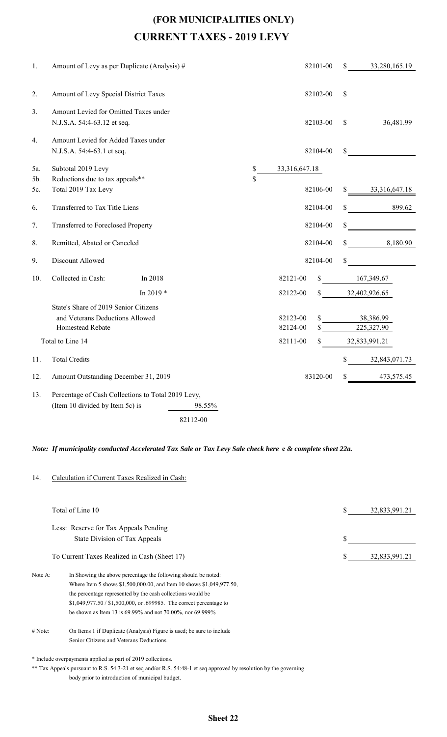# (FOR MUNICIPALITIES ONLY)

# CURRENT TAXES - 2019 LEVY

| | | | | | |
|---|---|---|---|---|---|
| 1. | Amount of Levy as per Duplicate (Analysis) # | | | 82101-00 | $ 33,280,165.19 |
| 2. | Amount of Levy Special District Taxes | | | 82102-00 | $ |
| 3. | Amount Levied for Omitted Taxes under N.J.S.A. 54:4-63.12 et seq. | | | 82103-00 | $ 36,481.99 |
| 4. | Amount Levied for Added Taxes under N.J.S.A. 54:4-63.1 et seq. | | | 82104-00 | $ |
| 5a. | Subtotal 2019 Levy | | $ 33,316,647.18 | | |
| 5b. | Reductions due to tax appeals** | | $ | | |
| 5c. | Total 2019 Tax Levy | | | 82106-00 | $ 33,316,647.18 |
| 6. | Transferred to Tax Title Liens | | | 82104-00 | $ 899.62 |
| 7. | Transferred to Foreclosed Property | | | 82104-00 | $ |
| 8. | Remitted, Abated or Canceled | | | 82104-00 | $ 8,180.90 |
| 9. | Discount Allowed | | | 82104-00 | $ |
| 10. | Collected in Cash: In 2018 | 82121-00 | $ 167,349.67 | | |
| | In 2019 * | 82122-00 | $ 32,402,926.65 | | |
| | State's Share of 2019 Senior Citizens and Veterans Deductions Allowed | 82123-00 | $ 38,386.99 | | |
| | Homestead Rebate | 82124-00 | $ 225,327.90 | | |
| | Total to Line 14 | 82111-00 | $ 32,833,991.21 | | |
| 11. | Total Credits | | | | $ 32,843,071.73 |
| 12. | Amount Outstanding December 31, 2019 | | | 83120-00 | $ 473,575.45 |

13. Percentage of Cash Collections to Total 2019 Levy, (Item 10 divided by Item 5c) is 98.55%

82112-00

***Note: If municipality conducted Accelerated Tax Sale or Tax Levy Sale check here c & complete sheet 22a.***

14. Calculation if Current Taxes Realized in Cash:

| | |
|---|---|
| Total of Line 10 | $ 32,833,991.21 |
| Less: Reserve for Tax Appeals Pending State Division of Tax Appeals | $ |
| To Current Taxes Realized in Cash (Sheet 17) | $ 32,833,991.21 |

Note A: In Showing the above percentage the following should be noted: Where Item 5 shows $1,500,000.00, and Item 10 shows $1,049,977.50, the percentage represented by the cash collections would be $1,049,977.50 / $1,500,000, or .699985. The correct percentage to be shown as Item 13 is 69.99% and not 70.00%, nor 69.999%

# Note: On Items 1 if Duplicate (Analysis) Figure is used; be sure to include Senior Citizens and Veterans Deductions.

* Include overpayments applied as part of 2019 collections.

** Tax Appeals pursuant to R.S. 54:3-21 et seq and/or R.S. 54:48-1 et seq approved by resolution by the governing body prior to introduction of municipal budget.

**Sheet 22**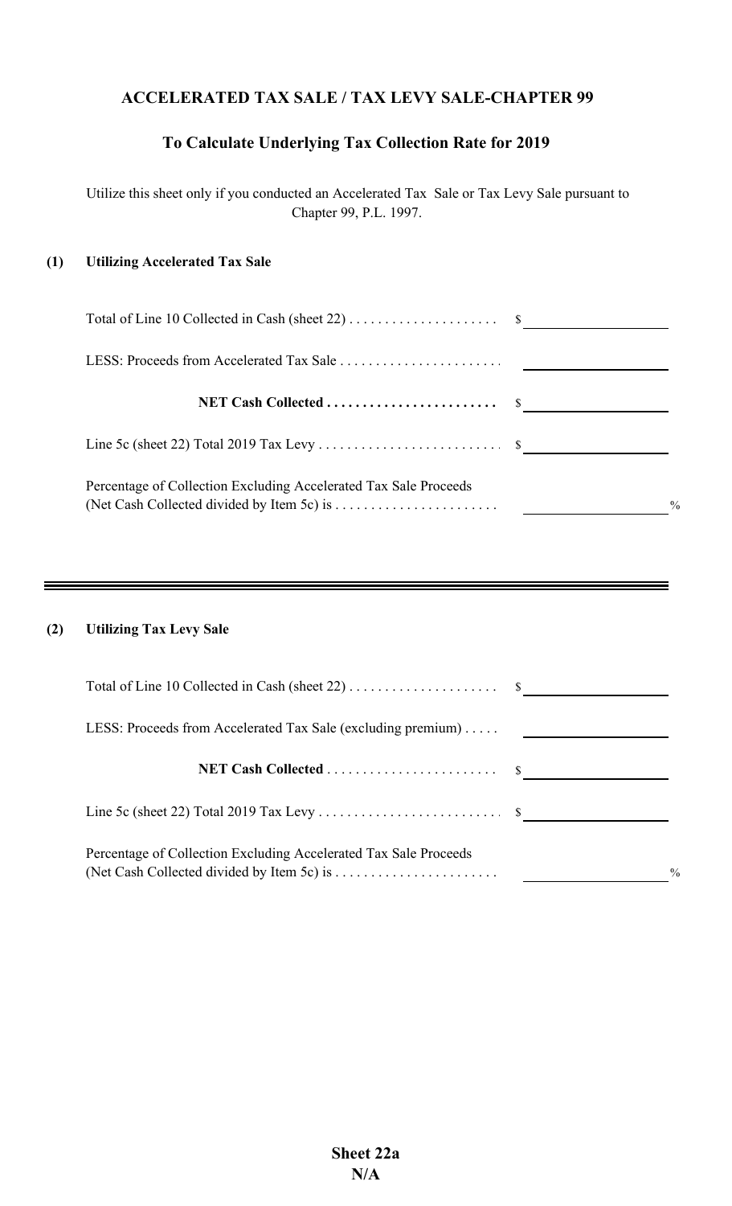# ACCELERATED TAX SALE / TAX LEVY SALE-CHAPTER 99

## To Calculate Underlying Tax Collection Rate for 2019

Utilize this sheet only if you conducted an Accelerated Tax Sale or Tax Levy Sale pursuant to Chapter 99, P.L. 1997.

### (1) Utilizing Accelerated Tax Sale

| | |
|---|---|
| Total of Line 10 Collected in Cash (sheet 22) | $ |
| LESS: Proceeds from Accelerated Tax Sale | |
| **NET Cash Collected** | $ |
| Line 5c (sheet 22) Total 2019 Tax Levy | $ |
| Percentage of Collection Excluding Accelerated Tax Sale Proceeds (Net Cash Collected divided by Item 5c) is | % |

---

### (2) Utilizing Tax Levy Sale

| | |
|---|---|
| Total of Line 10 Collected in Cash (sheet 22) | $ |
| LESS: Proceeds from Accelerated Tax Sale (excluding premium) | |
| **NET Cash Collected** | $ |
| Line 5c (sheet 22) Total 2019 Tax Levy | $ |
| Percentage of Collection Excluding Accelerated Tax Sale Proceeds (Net Cash Collected divided by Item 5c) is | % |

**Sheet 22a**
**N/A**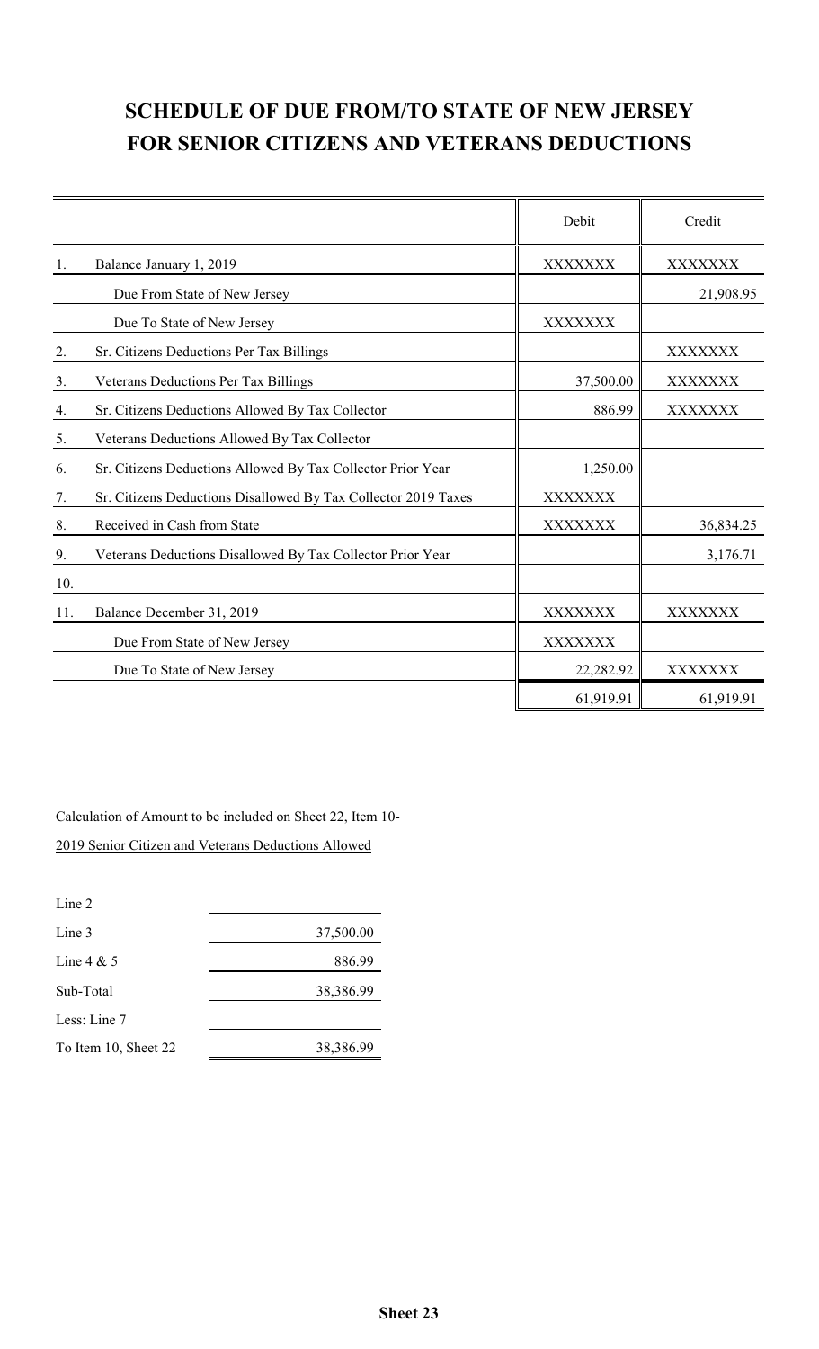# SCHEDULE OF DUE FROM/TO STATE OF NEW JERSEY FOR SENIOR CITIZENS AND VETERANS DEDUCTIONS

| | | Debit | Credit |
|---|---|---|---|
| 1. | Balance January 1, 2019 | XXXXXXX | XXXXXXX |
| | Due From State of New Jersey | | 21,908.95 |
| | Due To State of New Jersey | XXXXXXX | |
| 2. | Sr. Citizens Deductions Per Tax Billings | | XXXXXXX |
| 3. | Veterans Deductions Per Tax Billings | 37,500.00 | XXXXXXX |
| 4. | Sr. Citizens Deductions Allowed By Tax Collector | 886.99 | XXXXXXX |
| 5. | Veterans Deductions Allowed By Tax Collector | | |
| 6. | Sr. Citizens Deductions Allowed By Tax Collector Prior Year | 1,250.00 | |
| 7. | Sr. Citizens Deductions Disallowed By Tax Collector 2019 Taxes | XXXXXXX | |
| 8. | Received in Cash from State | XXXXXXX | 36,834.25 |
| 9. | Veterans Deductions Disallowed By Tax Collector Prior Year | | 3,176.71 |
| 10. | | | |
| 11. | Balance December 31, 2019 | XXXXXXX | XXXXXXX |
| | Due From State of New Jersey | XXXXXXX | |
| | Due To State of New Jersey | 22,282.92 | XXXXXXX |
| | | 61,919.91 | 61,919.91 |

Calculation of Amount to be included on Sheet 22, Item 10-

2019 Senior Citizen and Veterans Deductions Allowed

| | |
|---|---|
| Line 2 | |
| Line 3 | 37,500.00 |
| Line 4 & 5 | 886.99 |
| Sub-Total | 38,386.99 |
| Less: Line 7 | |
| To Item 10, Sheet 22 | 38,386.99 |

**Sheet 23**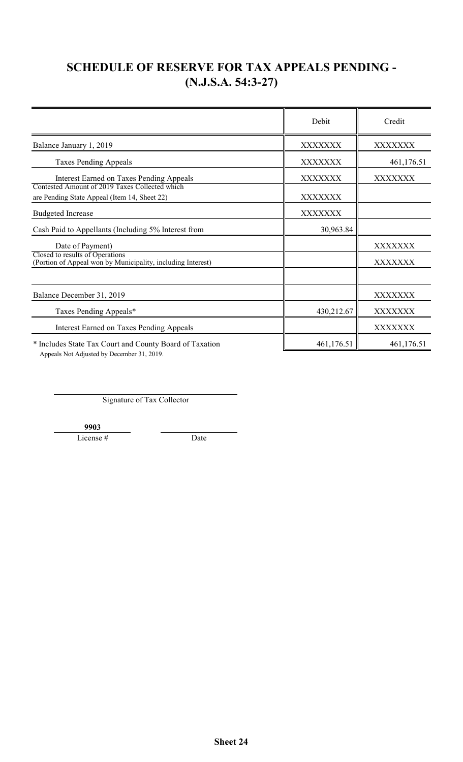# SCHEDULE OF RESERVE FOR TAX APPEALS PENDING - (N.J.S.A. 54:3-27)

| | Debit | Credit |
|---|---|---|
| Balance January 1, 2019 | XXXXXXX | XXXXXXX |
| Taxes Pending Appeals | XXXXXXX | 461,176.51 |
| Interest Earned on Taxes Pending Appeals | XXXXXXX | XXXXXXX |
| Contested Amount of 2019 Taxes Collected which are Pending State Appeal (Item 14, Sheet 22) | XXXXXXX | |
| Budgeted Increase | XXXXXXX | |
| Cash Paid to Appellants (Including 5% Interest from | 30,963.84 | |
| Date of Payment) | | XXXXXXX |
| Closed to results of Operations (Portion of Appeal won by Municipality, including Interest) | | XXXXXXX |
| | | |
| Balance December 31, 2019 | | XXXXXXX |
| Taxes Pending Appeals* | 430,212.67 | XXXXXXX |
| Interest Earned on Taxes Pending Appeals | | XXXXXXX |
| * Includes State Tax Court and County Board of Taxation Appeals Not Adjusted by December 31, 2019. | 461,176.51 | 461,176.51 |

Signature of Tax Collector

**9903**
License #

Date

**Sheet 24**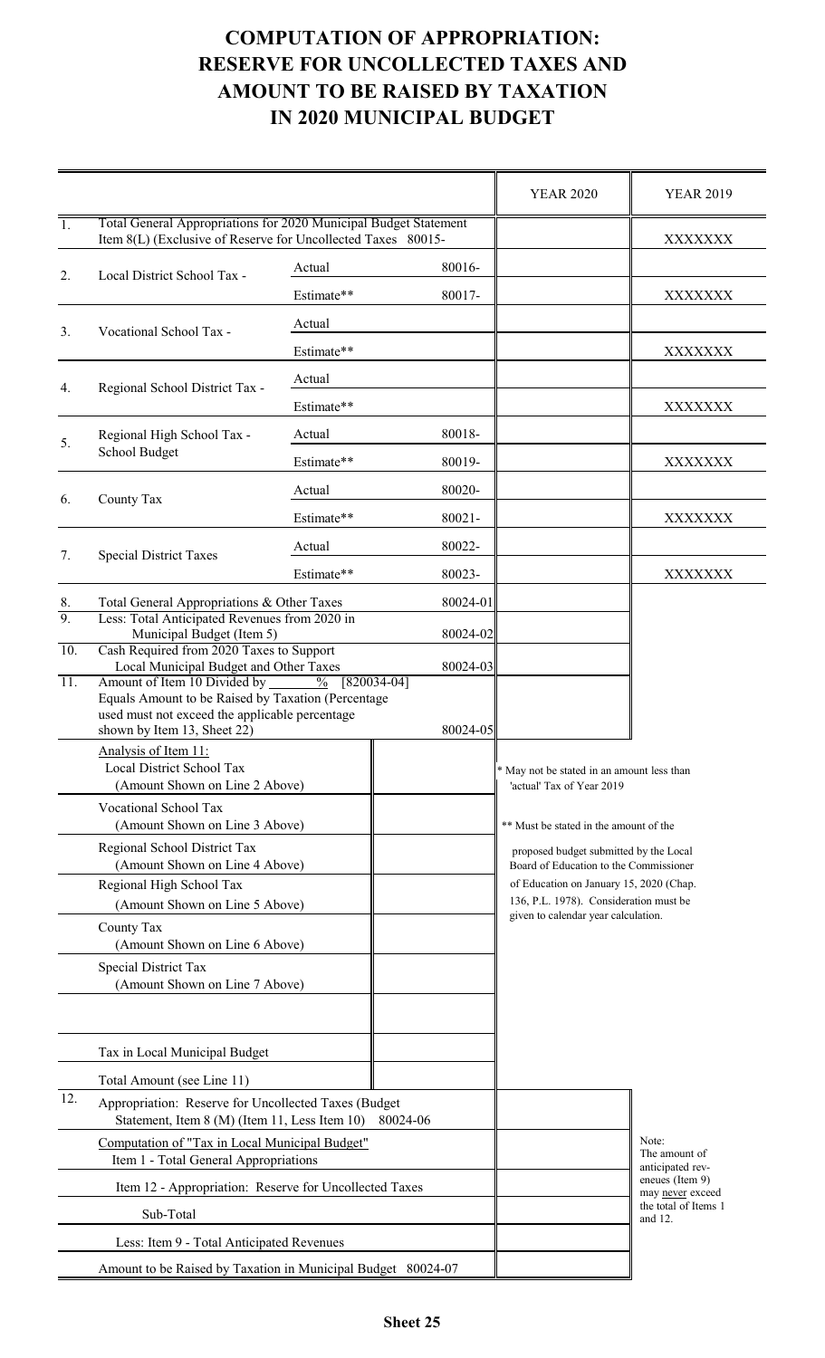# COMPUTATION OF APPROPRIATION: RESERVE FOR UNCOLLECTED TAXES AND AMOUNT TO BE RAISED BY TAXATION IN 2020 MUNICIPAL BUDGET

| | | | | YEAR 2020 | YEAR 2019 |
|---|---|---|---|---|---|
| 1. | Total General Appropriations for 2020 Municipal Budget Statement Item 8(L) (Exclusive of Reserve for Uncollected Taxes | | 80015- | | XXXXXXX |
| 2. | Local District School Tax - | Actual | 80016- | | |
| | | Estimate** | 80017- | | XXXXXXX |
| 3. | Vocational School Tax - | Actual | | | |
| | | Estimate** | | | XXXXXXX |
| 4. | Regional School District Tax - | Actual | | | |
| | | Estimate** | | | XXXXXXX |
| 5. | Regional High School Tax - School Budget | Actual | 80018- | | |
| | | Estimate** | 80019- | | XXXXXXX |
| 6. | County Tax | Actual | 80020- | | |
| | | Estimate** | 80021- | | XXXXXXX |
| 7. | Special District Taxes | Actual | 80022- | | |
| | | Estimate** | 80023- | | XXXXXXX |
| 8. | Total General Appropriations & Other Taxes | | 80024-01 | | |
| 9. | Less: Total Anticipated Revenues from 2020 in Municipal Budget (Item 5) | | 80024-02 | | |
| 10. | Cash Required from 2020 Taxes to Support Local Municipal Budget and Other Taxes | | 80024-03 | | |
| 11. | Amount of Item 10 Divided by ______ % [820034-04] Equals Amount to be Raised by Taxation (Percentage used must not exceed the applicable percentage shown by Item 13, Sheet 22) | | 80024-05 | | |

| Analysis of Item 11: | |
|---|---|
| Local District School Tax (Amount Shown on Line 2 Above) | |
| Vocational School Tax (Amount Shown on Line 3 Above) | |
| Regional School District Tax (Amount Shown on Line 4 Above) | |
| Regional High School Tax (Amount Shown on Line 5 Above) | |
| County Tax (Amount Shown on Line 6 Above) | |
| Special District Tax (Amount Shown on Line 7 Above) | |
| | |
| Tax in Local Municipal Budget | |
| Total Amount (see Line 11) | |

\* May not be stated in an amount less than 'actual' Tax of Year 2019

\*\* Must be stated in the amount of the proposed budget submitted by the Local Board of Education to the Commissioner of Education on January 15, 2020 (Chap. 136, P.L. 1978). Consideration must be given to calendar year calculation.

| | | |
|---|---|---|
| 12. | Appropriation: Reserve for Uncollected Taxes (Budget Statement, Item 8 (M) (Item 11, Less Item 10) 80024-06 | |
| | Computation of "Tax in Local Municipal Budget" Item 1 - Total General Appropriations | |
| | Item 12 - Appropriation: Reserve for Uncollected Taxes | |
| | Sub-Total | |
| | Less: Item 9 - Total Anticipated Revenues | |
| | Amount to be Raised by Taxation in Municipal Budget 80024-07 | |

Note: The amount of anticipated revenues (Item 9) may never exceed the total of Items 1 and 12.

**Sheet 25**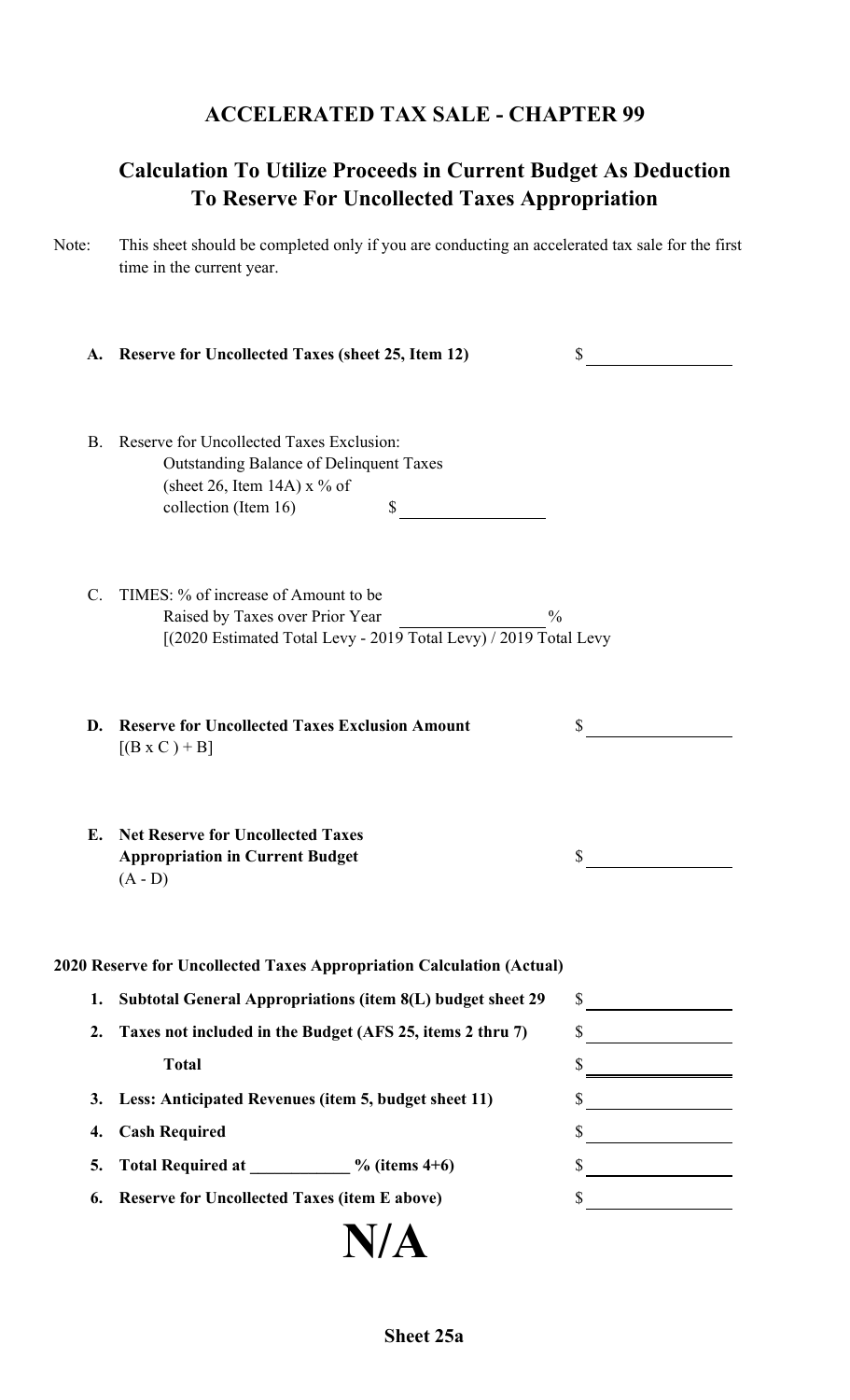# ACCELERATED TAX SALE - CHAPTER 99

## Calculation To Utilize Proceeds in Current Budget As Deduction To Reserve For Uncollected Taxes Appropriation

Note: This sheet should be completed only if you are conducting an accelerated tax sale for the first time in the current year.

**A. Reserve for Uncollected Taxes (sheet 25, Item 12)** $ \_\_\_\_\_\_\_\_\_\_

B. Reserve for Uncollected Taxes Exclusion:
Outstanding Balance of Delinquent Taxes (sheet 26, Item 14A) x % of collection (Item 16) $ \_\_\_\_\_\_\_\_\_\_

C. TIMES: % of increase of Amount to be Raised by Taxes over Prior Year \_\_\_\_\_\_\_\_\_\_ %
[(2020 Estimated Total Levy - 2019 Total Levy) / 2019 Total Levy]

**D. Reserve for Uncollected Taxes Exclusion Amount** $ \_\_\_\_\_\_\_\_\_\_
[(B x C ) + B]

**E. Net Reserve for Uncollected Taxes Appropriation in Current Budget** $ \_\_\_\_\_\_\_\_\_\_
(A - D)

**2020 Reserve for Uncollected Taxes Appropriation Calculation (Actual)**

| | | |
|---|---|---|
| **1.** | **Subtotal General Appropriations (item 8(L) budget sheet 29** | $ |
| **2.** | **Taxes not included in the Budget (AFS 25, items 2 thru 7)** | $ |
| | **Total** | $ |
| **3.** | **Less: Anticipated Revenues (item 5, budget sheet 11)** | $ |
| **4.** | **Cash Required** | $ |
| **5.** | **Total Required at \_\_\_\_\_\_\_\_\_\_ % (items 4+6)** | $ |
| **6.** | **Reserve for Uncollected Taxes (item E above)** | $ |

# N/A

**Sheet 25a**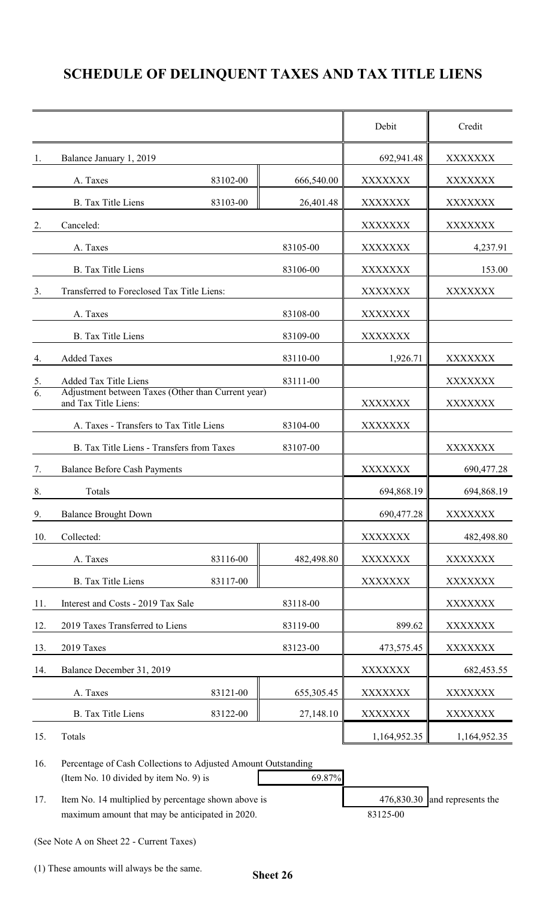# SCHEDULE OF DELINQUENT TAXES AND TAX TITLE LIENS

| | | | | Debit | Credit |
|---|---|---|---|---|---|
| 1. | Balance January 1, 2019 | | | 692,941.48 | XXXXXXX |
| | A. Taxes | 83102-00 | 666,540.00 | XXXXXXX | XXXXXXX |
| | B. Tax Title Liens | 83103-00 | 26,401.48 | XXXXXXX | XXXXXXX |
| 2. | Canceled: | | | XXXXXXX | XXXXXXX |
| | A. Taxes | | 83105-00 | XXXXXXX | 4,237.91 |
| | B. Tax Title Liens | | 83106-00 | XXXXXXX | 153.00 |
| 3. | Transferred to Foreclosed Tax Title Liens: | | | XXXXXXX | XXXXXXX |
| | A. Taxes | | 83108-00 | XXXXXXX | |
| | B. Tax Title Liens | | 83109-00 | XXXXXXX | |
| 4. | Added Taxes | | 83110-00 | 1,926.71 | XXXXXXX |
| 5. | Added Tax Title Liens | | 83111-00 | | XXXXXXX |
| 6. | Adjustment between Taxes (Other than Current year) and Tax Title Liens: | | | XXXXXXX | XXXXXXX |
| | A. Taxes - Transfers to Tax Title Liens | | 83104-00 | XXXXXXX | |
| | B. Tax Title Liens - Transfers from Taxes | | 83107-00 | | XXXXXXX |
| 7. | Balance Before Cash Payments | | | XXXXXXX | 690,477.28 |
| 8. | Totals | | | 694,868.19 | 694,868.19 |
| 9. | Balance Brought Down | | | 690,477.28 | XXXXXXX |
| 10. | Collected: | | | XXXXXXX | 482,498.80 |
| | A. Taxes | 83116-00 | 482,498.80 | XXXXXXX | XXXXXXX |
| | B. Tax Title Liens | 83117-00 | | XXXXXXX | XXXXXXX |
| 11. | Interest and Costs - 2019 Tax Sale | | 83118-00 | | XXXXXXX |
| 12. | 2019 Taxes Transferred to Liens | | 83119-00 | 899.62 | XXXXXXX |
| 13. | 2019 Taxes | | 83123-00 | 473,575.45 | XXXXXXX |
| 14. | Balance December 31, 2019 | | | XXXXXXX | 682,453.55 |
| | A. Taxes | 83121-00 | 655,305.45 | XXXXXXX | XXXXXXX |
| | B. Tax Title Liens | 83122-00 | 27,148.10 | XXXXXXX | XXXXXXX |
| 15. | Totals | | | 1,164,952.35 | 1,164,952.35 |

16. Percentage of Cash Collections to Adjusted Amount Outstanding (Item No. 10 divided by item No. 9) is 69.87%

17. Item No. 14 multiplied by percentage shown above is 476,830.30 and represents the maximum amount that may be anticipated in 2020. 83125-00

(See Note A on Sheet 22 - Current Taxes)

(1) These amounts will always be the same.

Sheet 26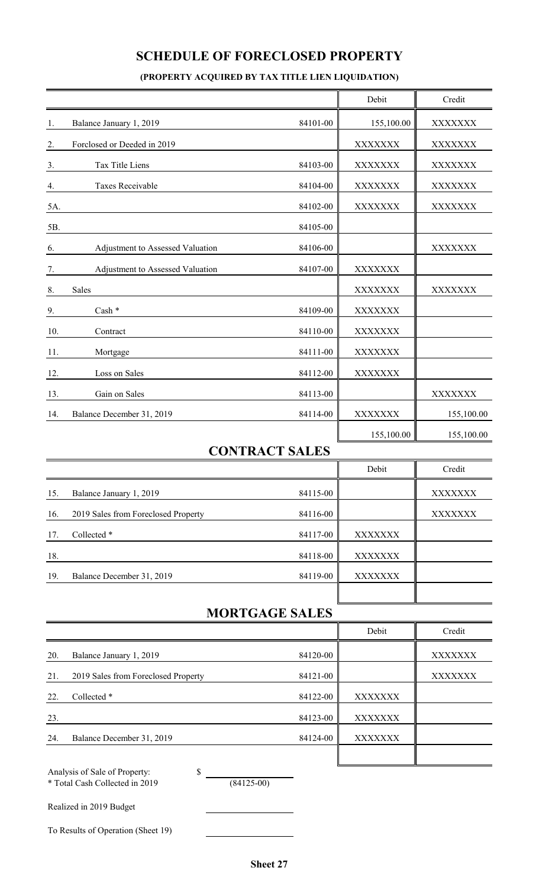# SCHEDULE OF FORECLOSED PROPERTY

**(PROPERTY ACQUIRED BY TAX TITLE LIEN LIQUIDATION)**

| | | | Debit | Credit |
|---|---|---|---|---|
| 1. | Balance January 1, 2019 | 84101-00 | 155,100.00 | XXXXXXX |
| 2. | Forclosed or Deeded in 2019 | | XXXXXXX | XXXXXXX |
| 3. | Tax Title Liens | 84103-00 | XXXXXXX | XXXXXXX |
| 4. | Taxes Receivable | 84104-00 | XXXXXXX | XXXXXXX |
| 5A. | | 84102-00 | XXXXXXX | XXXXXXX |
| 5B. | | 84105-00 | | |
| 6. | Adjustment to Assessed Valuation | 84106-00 | | XXXXXXX |
| 7. | Adjustment to Assessed Valuation | 84107-00 | XXXXXXX | |
| 8. | Sales | | XXXXXXX | XXXXXXX |
| 9. | Cash * | 84109-00 | XXXXXXX | |
| 10. | Contract | 84110-00 | XXXXXXX | |
| 11. | Mortgage | 84111-00 | XXXXXXX | |
| 12. | Loss on Sales | 84112-00 | XXXXXXX | |
| 13. | Gain on Sales | 84113-00 | | XXXXXXX |
| 14. | Balance December 31, 2019 | 84114-00 | XXXXXXX | 155,100.00 |
| | | | 155,100.00 | 155,100.00 |

## CONTRACT SALES

| | | | Debit | Credit |
|---|---|---|---|---|
| 15. | Balance January 1, 2019 | 84115-00 | | XXXXXXX |
| 16. | 2019 Sales from Foreclosed Property | 84116-00 | | XXXXXXX |
| 17. | Collected * | 84117-00 | XXXXXXX | |
| 18. | | 84118-00 | XXXXXXX | |
| 19. | Balance December 31, 2019 | 84119-00 | XXXXXXX | |
| | | | | |

## MORTGAGE SALES

| | | | Debit | Credit |
|---|---|---|---|---|
| 20. | Balance January 1, 2019 | 84120-00 | | XXXXXXX |
| 21. | 2019 Sales from Foreclosed Property | 84121-00 | | XXXXXXX |
| 22. | Collected * | 84122-00 | XXXXXXX | |
| 23. | | 84123-00 | XXXXXXX | |
| 24. | Balance December 31, 2019 | 84124-00 | XXXXXXX | |
| | | | | |

Analysis of Sale of Property: $ ____________

* Total Cash Collected in 2019 (84125-00)

Realized in 2019 Budget ____________

To Results of Operation (Sheet 19) ____________

**Sheet 27**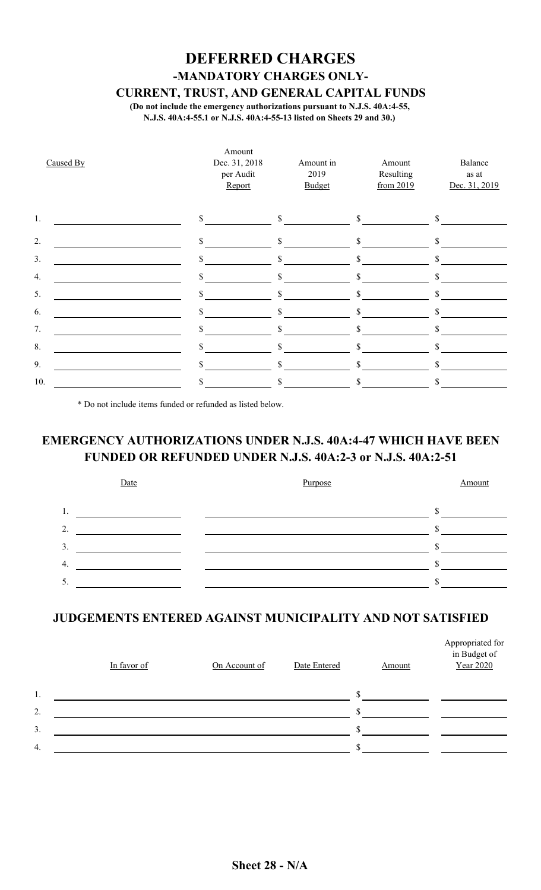# DEFERRED CHARGES

## -MANDATORY CHARGES ONLY-

### CURRENT, TRUST, AND GENERAL CAPITAL FUNDS

**(Do not include the emergency authorizations pursuant to N.J.S. 40A:4-55, N.J.S. 40A:4-55.1 or N.J.S. 40A:4-55-13 listed on Sheets 29 and 30.)**

| | Caused By | Amount Dec. 31, 2018 per Audit Report | Amount in 2019 Budget | Amount Resulting from 2019 | Balance as at Dec. 31, 2019 |
|---|---|---|---|---|---|
| 1. | | $ | $ | $ | $ |
| 2. | | $ | $ | $ | $ |
| 3. | | $ | $ | $ | $ |
| 4. | | $ | $ | $ | $ |
| 5. | | $ | $ | $ | $ |
| 6. | | $ | $ | $ | $ |
| 7. | | $ | $ | $ | $ |
| 8. | | $ | $ | $ | $ |
| 9. | | $ | $ | $ | $ |
| 10. | | $ | $ | $ | $ |

\* Do not include items funded or refunded as listed below.

## EMERGENCY AUTHORIZATIONS UNDER N.J.S. 40A:4-47 WHICH HAVE BEEN FUNDED OR REFUNDED UNDER N.J.S. 40A:2-3 or N.J.S. 40A:2-51

| | Date | Purpose | Amount |
|---|---|---|---|
| 1. | | | $ |
| 2. | | | $ |
| 3. | | | $ |
| 4. | | | $ |
| 5. | | | $ |

## JUDGEMENTS ENTERED AGAINST MUNICIPALITY AND NOT SATISFIED

| | In favor of | On Account of | Date Entered | Amount | Appropriated for in Budget of Year 2020 |
|---|---|---|---|---|---|
| 1. | | | | $ | |
| 2. | | | | $ | |
| 3. | | | | $ | |
| 4. | | | | $ | |

**Sheet 28 - N/A**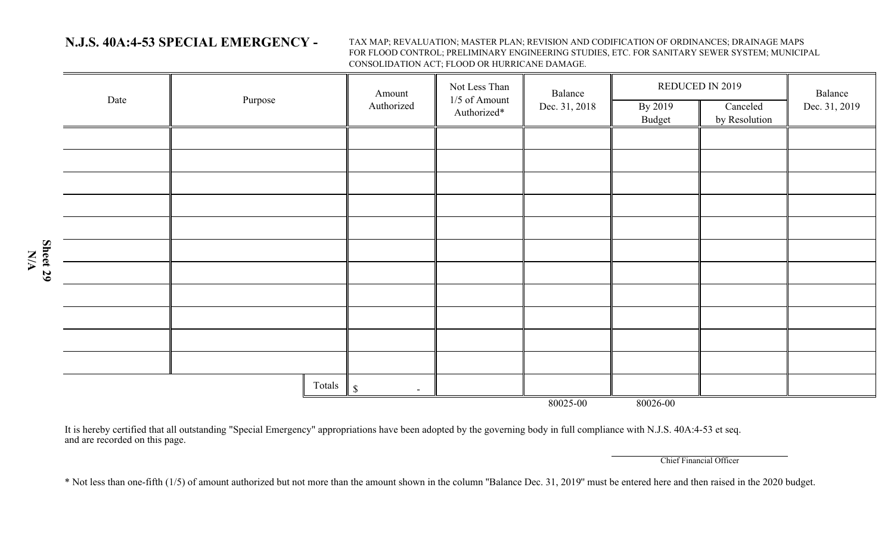## N.J.S. 40A:4-53 SPECIAL EMERGENCY -

TAX MAP; REVALUATION; MASTER PLAN; REVISION AND CODIFICATION OF ORDINANCES; DRAINAGE MAPS FOR FLOOD CONTROL; PRELIMINARY ENGINEERING STUDIES, ETC. FOR SANITARY SEWER SYSTEM; MUNICIPAL CONSOLIDATION ACT; FLOOD OR HURRICANE DAMAGE.

**Sheet 29**
**N/A**

| Date | Purpose | Amount Authorized | Not Less Than 1/5 of Amount Authorized* | Balance Dec. 31, 2018 | REDUCED IN 2019 | | Balance Dec. 31, 2019 |
|---|---|---|---|---|---|---|---|
| | | | | | By 2019 Budget | Canceled by Resolution | |
| | | | | | | | |
| | | | | | | | |
| | | | | | | | |
| | | | | | | | |
| | | | | | | | |
| | | | | | | | |
| | | | | | | | |
| | | | | | | | |
| | | | | | | | |
| | | | | | | | |
| | | | | | | | |
| | Totals | $ - | | | | | |
| | | | | 80025-00 | 80026-00 | | |

It is hereby certified that all outstanding "Special Emergency" appropriations have been adopted by the governing body in full compliance with N.J.S. 40A:4-53 et seq. and are recorded on this page.

Chief Financial Officer

* Not less than one-fifth (1/5) of amount authorized but not more than the amount shown in the column "Balance Dec. 31, 2019" must be entered here and then raised in the 2020 budget.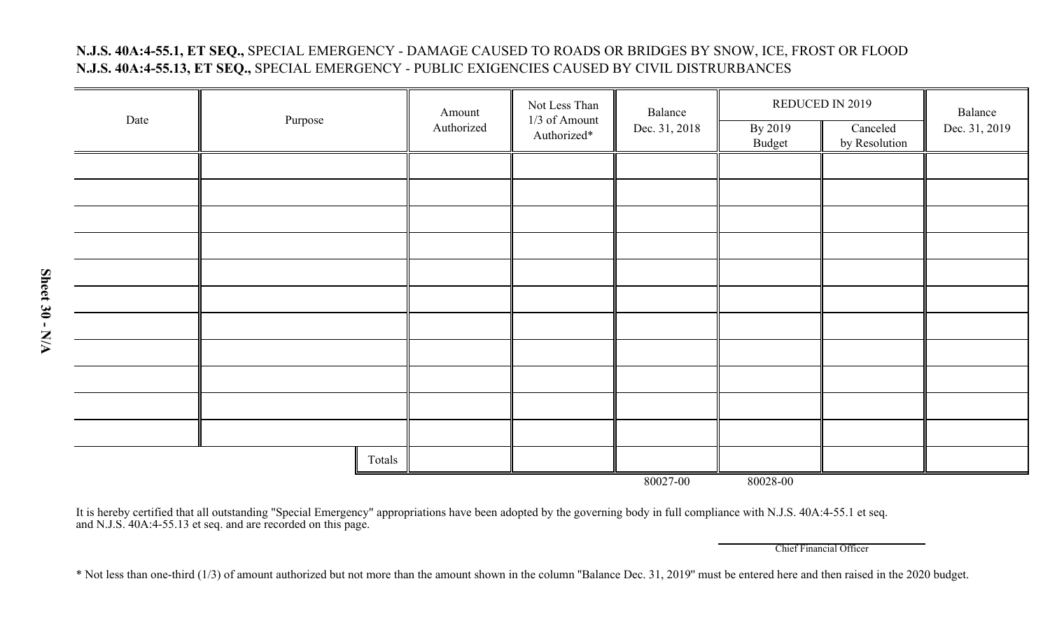**N.J.S. 40A:4-55.1, ET SEQ.,** SPECIAL EMERGENCY - DAMAGE CAUSED TO ROADS OR BRIDGES BY SNOW, ICE, FROST OR FLOOD
**N.J.S. 40A:4-55.13, ET SEQ.,** SPECIAL EMERGENCY - PUBLIC EXIGENCIES CAUSED BY CIVIL DISTRURBANCES

Sheet 30 - N/A

| Date | Purpose | Amount Authorized | Not Less Than 1/3 of Amount Authorized* | Balance Dec. 31, 2018 | REDUCED IN 2019 | | Balance Dec. 31, 2019 |
|---|---|---|---|---|---|---|---|
| | | | | | By 2019 Budget | Canceled by Resolution | |
| | | | | | | | |
| | | | | | | | |
| | | | | | | | |
| | | | | | | | |
| | | | | | | | |
| | | | | | | | |
| | | | | | | | |
| | | | | | | | |
| | | | | | | | |
| | | | | | | | |
| | | | | | | | |
| | Totals | | | | | | |
| | | | | 80027-00 | 80028-00 | | |

It is hereby certified that all outstanding "Special Emergency" appropriations have been adopted by the governing body in full compliance with N.J.S. 40A:4-55.1 et seq. and N.J.S. 40A:4-55.13 et seq. and are recorded on this page.

Chief Financial Officer

* Not less than one-third (1/3) of amount authorized but not more than the amount shown in the column "Balance Dec. 31, 2019" must be entered here and then raised in the 2020 budget.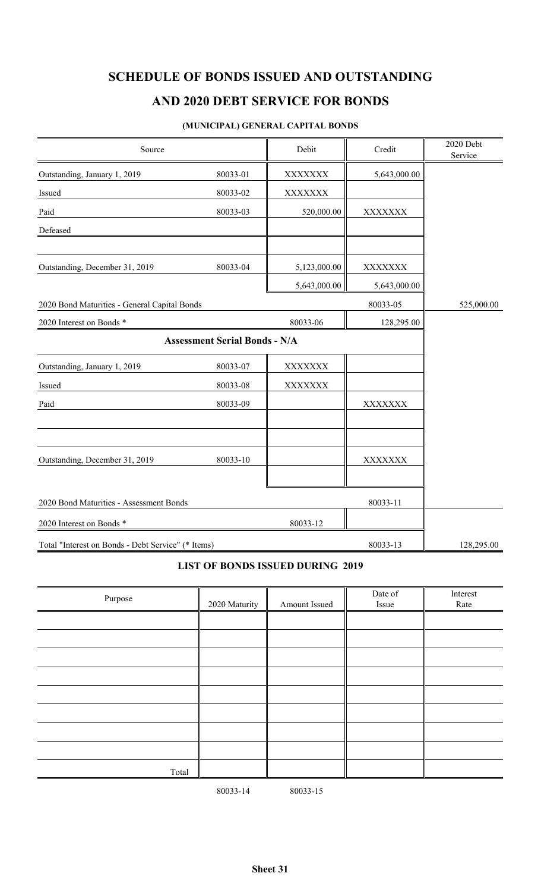# SCHEDULE OF BONDS ISSUED AND OUTSTANDING

# AND 2020 DEBT SERVICE FOR BONDS

### (MUNICIPAL) GENERAL CAPITAL BONDS

| Source | | Debit | Credit | 2020 Debt Service |
|---|---|---|---|---|
| Outstanding, January 1, 2019 | 80033-01 | XXXXXXX | 5,643,000.00 | |
| Issued | 80033-02 | XXXXXXX | | |
| Paid | 80033-03 | 520,000.00 | XXXXXXX | |
| Defeased | | | | |
| | | | | |
| Outstanding, December 31, 2019 | 80033-04 | 5,123,000.00 | XXXXXXX | |
| | | 5,643,000.00 | 5,643,000.00 | |
| 2020 Bond Maturities - General Capital Bonds | | | 80033-05 | 525,000.00 |
| 2020 Interest on Bonds * | | 80033-06 | 128,295.00 | |
| **Assessment Serial Bonds - N/A** | | | | |
| Outstanding, January 1, 2019 | 80033-07 | XXXXXXX | | |
| Issued | 80033-08 | XXXXXXX | | |
| Paid | 80033-09 | | XXXXXXX | |
| | | | | |
| | | | | |
| Outstanding, December 31, 2019 | 80033-10 | | XXXXXXX | |
| | | | | |
| 2020 Bond Maturities - Assessment Bonds | | | 80033-11 | |
| 2020 Interest on Bonds * | | 80033-12 | | |
| Total "Interest on Bonds - Debt Service" (* Items) | | | 80033-13 | 128,295.00 |

### LIST OF BONDS ISSUED DURING 2019

| Purpose | 2020 Maturity | Amount Issued | Date of Issue | Interest Rate |
|---|---|---|---|---|
| | | | | |
| | | | | |
| | | | | |
| | | | | |
| | | | | |
| | | | | |
| | | | | |
| | | | | |
| Total | | | | |
| | 80033-14 | 80033-15 | | |

**Sheet 31**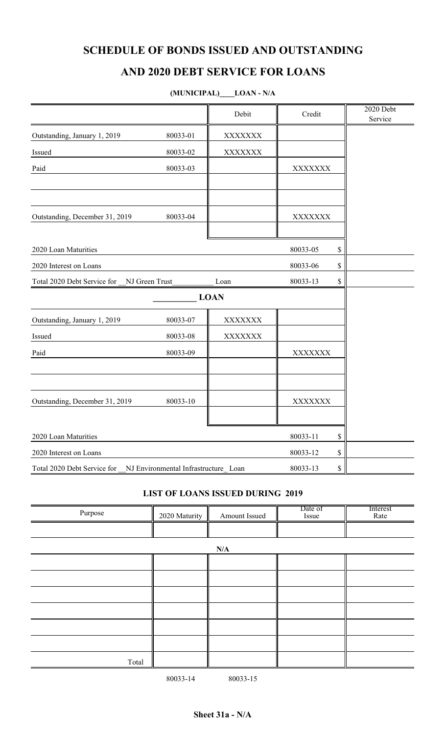# SCHEDULE OF BONDS ISSUED AND OUTSTANDING

## AND 2020 DEBT SERVICE FOR LOANS

**(MUNICIPAL)\_\_\_\_LOAN - N/A**

| | | Debit | Credit | | 2020 Debt Service |
|---|---|---|---|---|---|
| Outstanding, January 1, 2019 | 80033-01 | XXXXXXX | | | |
| Issued | 80033-02 | XXXXXXX | | | |
| Paid | 80033-03 | | XXXXXXX | | |
| | | | | | |
| | | | | | |
| Outstanding, December 31, 2019 | 80033-04 | | XXXXXXX | | |
| | | | | | |
| 2020 Loan Maturities | | | 80033-05 | $ | |
| 2020 Interest on Loans | | | 80033-06 | $ | |
| Total 2020 Debt Service for \_\_NJ Green Trust\_\_\_\_\_\_\_\_\_\_\_ Loan | | | 80033-13 | $ | |
| \_\_\_\_\_\_\_\_\_\_ **LOAN** | | | | | |
| Outstanding, January 1, 2019 | 80033-07 | XXXXXXX | | | |
| Issued | 80033-08 | XXXXXXX | | | |
| Paid | 80033-09 | | XXXXXXX | | |
| | | | | | |
| | | | | | |
| Outstanding, December 31, 2019 | 80033-10 | | XXXXXXX | | |
| | | | | | |
| 2020 Loan Maturities | | | 80033-11 | $ | |
| 2020 Interest on Loans | | | 80033-12 | $ | |
| Total 2020 Debt Service for \_\_NJ Environmental Infrastructure\_ Loan | | | 80033-13 | $ | |

### LIST OF LOANS ISSUED DURING 2019

| Purpose | 2020 Maturity | Amount Issued | Date of Issue | Interest Rate |
|---|---|---|---|---|
| | | | | |
| | | N/A | | |
| | | | | |
| | | | | |
| | | | | |
| | | | | |
| | | | | |
| | | | | |
| Total | | | | |
| | 80033-14 | 80033-15 | | |

**Sheet 31a - N/A**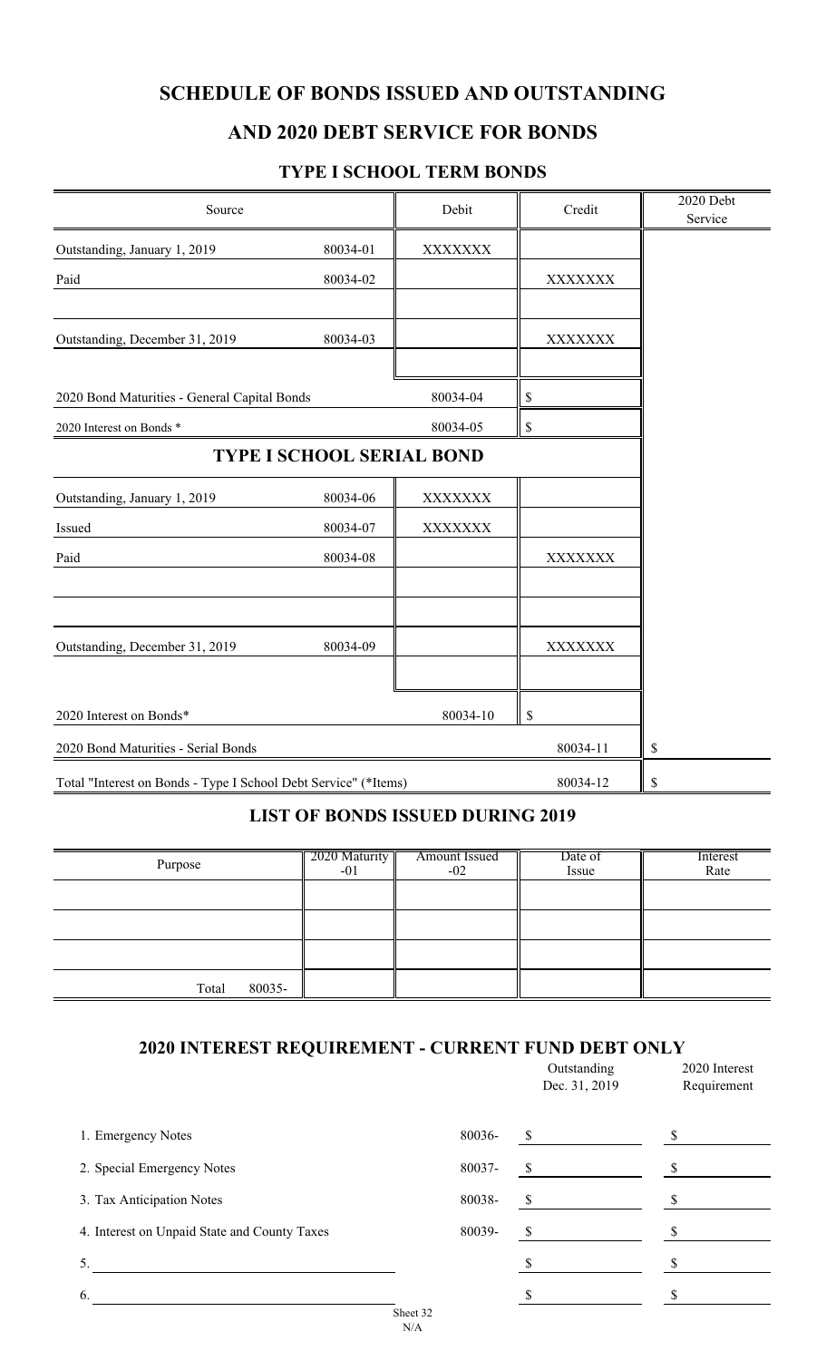# SCHEDULE OF BONDS ISSUED AND OUTSTANDING

## AND 2020 DEBT SERVICE FOR BONDS

### TYPE I SCHOOL TERM BONDS

| Source | | Debit | Credit | 2020 Debt Service |
|---|---|---|---|---|
| Outstanding, January 1, 2019 | 80034-01 | XXXXXXX | | |
| Paid | 80034-02 | | XXXXXXX | |
| | | | | |
| Outstanding, December 31, 2019 | 80034-03 | | XXXXXXX | |
| | | | | |
| 2020 Bond Maturities - General Capital Bonds | | 80034-04 | $ | |
| 2020 Interest on Bonds * | | 80034-05 | $ | |

### TYPE I SCHOOL SERIAL BOND

| Source | | Debit | Credit | 2020 Debt Service |
|---|---|---|---|---|
| Outstanding, January 1, 2019 | 80034-06 | XXXXXXX | | |
| Issued | 80034-07 | XXXXXXX | | |
| Paid | 80034-08 | | XXXXXXX | |
| | | | | |
| | | | | |
| Outstanding, December 31, 2019 | 80034-09 | | XXXXXXX | |
| | | | | |
| 2020 Interest on Bonds* | | 80034-10 | $ | |
| 2020 Bond Maturities - Serial Bonds | | | 80034-11 | $ |
| Total "Interest on Bonds - Type I School Debt Service" (*Items) | | | 80034-12 | $ |

### LIST OF BONDS ISSUED DURING 2019

| Purpose | 2020 Maturity -01 | Amount Issued -02 | Date of Issue | Interest Rate |
|---|---|---|---|---|
| | | | | |
| | | | | |
| | | | | |
| Total 80035- | | | | |

### 2020 INTEREST REQUIREMENT - CURRENT FUND DEBT ONLY

| | | Outstanding Dec. 31, 2019 | 2020 Interest Requirement |
|---|---|---|---|
| 1. Emergency Notes | 80036- | $ | $ |
| 2. Special Emergency Notes | 80037- | $ | $ |
| 3. Tax Anticipation Notes | 80038- | $ | $ |
| 4. Interest on Unpaid State and County Taxes | 80039- | $ | $ |
| 5. | | $ | $ |
| 6. | | $ | $ |

Sheet 32
N/A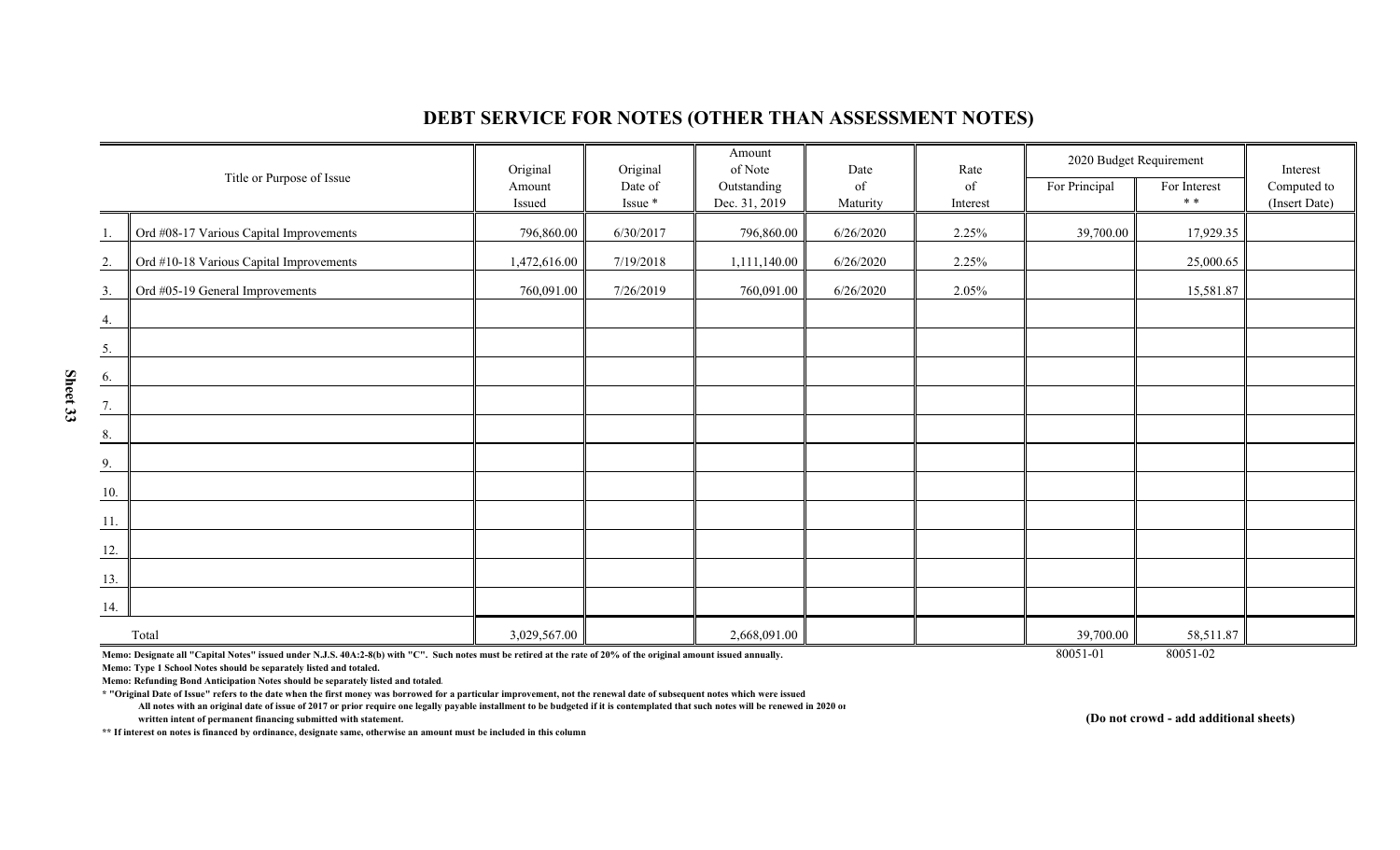# DEBT SERVICE FOR NOTES (OTHER THAN ASSESSMENT NOTES)

| | Title or Purpose of Issue | Original Amount Issued | Original Date of Issue * | Amount of Note Outstanding Dec. 31, 2019 | Date of Maturity | Rate of Interest | 2020 Budget Requirement | | Interest Computed to (Insert Date) |
|---|---|---|---|---|---|---|---|---|---|
| | | | | | | | For Principal | For Interest * * | |
| 1. | Ord #08-17 Various Capital Improvements | 796,860.00 | 6/30/2017 | 796,860.00 | 6/26/2020 | 2.25% | 39,700.00 | 17,929.35 | |
| 2. | Ord #10-18 Various Capital Improvements | 1,472,616.00 | 7/19/2018 | 1,111,140.00 | 6/26/2020 | 2.25% | | 25,000.65 | |
| 3. | Ord #05-19 General Improvements | 760,091.00 | 7/26/2019 | 760,091.00 | 6/26/2020 | 2.05% | | 15,581.87 | |
| 4. | | | | | | | | | |
| 5. | | | | | | | | | |
| 6. | | | | | | | | | |
| 7. | | | | | | | | | |
| 8. | | | | | | | | | |
| 9. | | | | | | | | | |
| 10. | | | | | | | | | |
| 11. | | | | | | | | | |
| 12. | | | | | | | | | |
| 13. | | | | | | | | | |
| 14. | | | | | | | | | |
| | Total | 3,029,567.00 | | 2,668,091.00 | | | 39,700.00 | 58,511.87 | |
| | | | | | | | 80051-01 | 80051-02 | |

**Memo: Designate all "Capital Notes" issued under N.J.S. 40A:2-8(b) with "C". Such notes must be retired at the rate of 20% of the original amount issued annually.**

**Memo: Type 1 School Notes should be separately listed and totaled.**

**Memo: Refunding Bond Anticipation Notes should be separately listed and totaled.**

**\* "Original Date of Issue" refers to the date when the first money was borrowed for a particular improvement, not the renewal date of subsequent notes which were issued**

**All notes with an original date of issue of 2017 or prior require one legally payable installment to be budgeted if it is contemplated that such notes will be renewed in 2020 or written intent of permanent financing submitted with statement.**

**\*\* If interest on notes is financed by ordinance, designate same, otherwise an amount must be included in this column**

**(Do not crowd - add additional sheets)**

**Sheet 33**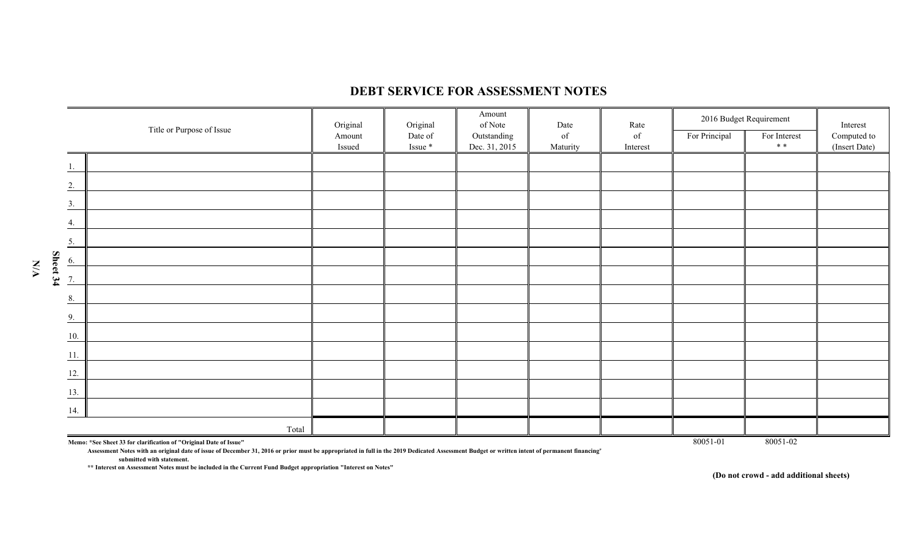# DEBT SERVICE FOR ASSESSMENT NOTES

Sheet 34

N/A

| Title or Purpose of Issue | Original Amount Issued | Original Date of Issue * | Amount of Note Outstanding Dec. 31, 2015 | Date of Maturity | Rate of Interest | 2016 Budget Requirement | | Interest Computed to (Insert Date) |
|---|---|---|---|---|---|---|---|---|
| | | | | | | For Principal | For Interest * * | |
| 1. | | | | | | | | |
| 2. | | | | | | | | |
| 3. | | | | | | | | |
| 4. | | | | | | | | |
| 5. | | | | | | | | |
| 6. | | | | | | | | |
| 7. | | | | | | | | |
| 8. | | | | | | | | |
| 9. | | | | | | | | |
| 10. | | | | | | | | |
| 11. | | | | | | | | |
| 12. | | | | | | | | |
| 13. | | | | | | | | |
| 14. | | | | | | | | |
| Total | | | | | | | | |
| | | | | | | 80051-01 | 80051-02 | |

**Memo: *See Sheet 33 for clarification of "Original Date of Issue"**

**Assessment Notes with an original date of issue of December 31, 2016 or prior must be appropriated in full in the 2019 Dedicated Assessment Budget or written intent of permanent financing" submitted with statement.**

**** Interest on Assessment Notes must be included in the Current Fund Budget appropriation "Interest on Notes"**

**(Do not crowd - add additional sheets)**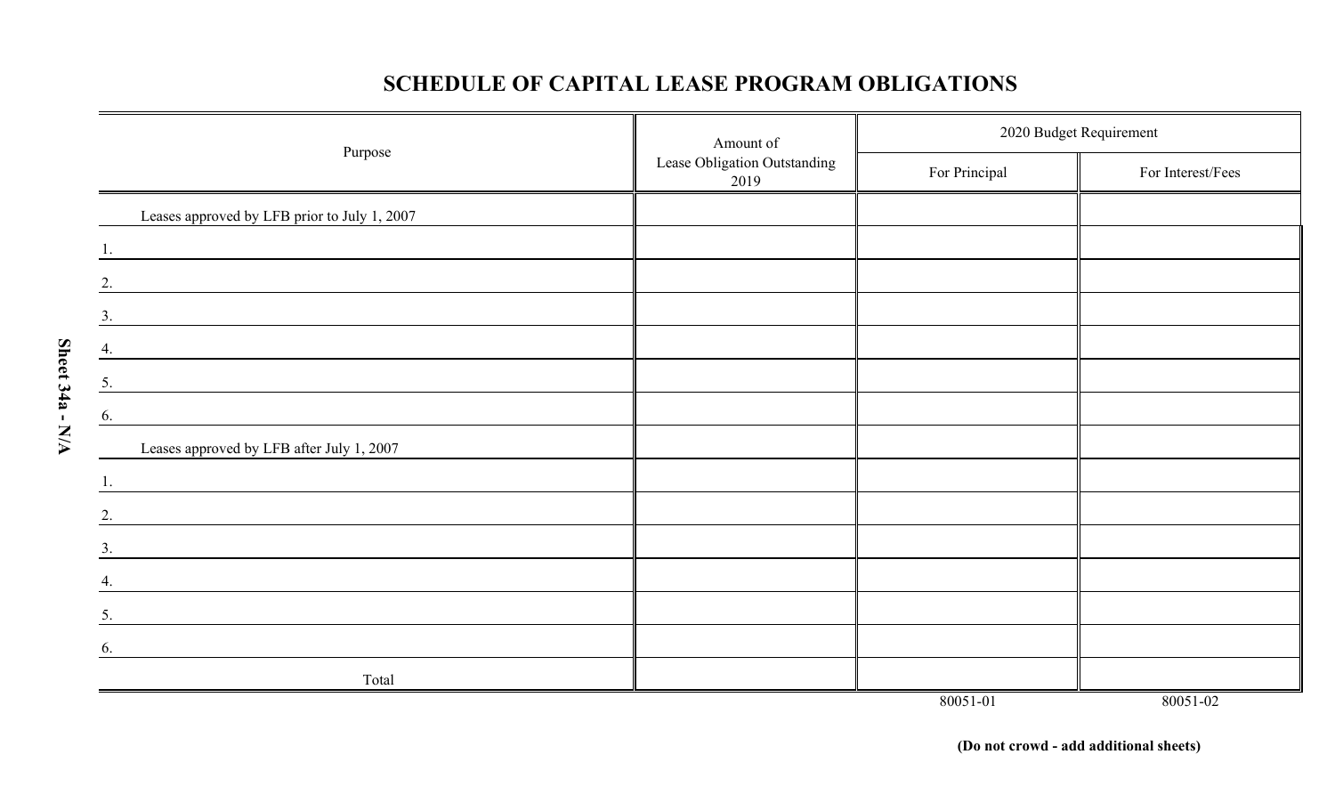# SCHEDULE OF CAPITAL LEASE PROGRAM OBLIGATIONS

Sheet 34a - N/A

| Purpose | Amount of Lease Obligation Outstanding 2019 | 2020 Budget Requirement | |
|---|---|---|---|
| | | For Principal | For Interest/Fees |
| Leases approved by LFB prior to July 1, 2007 | | | |
| 1. | | | |
| 2. | | | |
| 3. | | | |
| 4. | | | |
| 5. | | | |
| 6. | | | |
| Leases approved by LFB after July 1, 2007 | | | |
| 1. | | | |
| 2. | | | |
| 3. | | | |
| 4. | | | |
| 5. | | | |
| 6. | | | |
| Total | | | |
| | | 80051-01 | 80051-02 |

**(Do not crowd - add additional sheets)**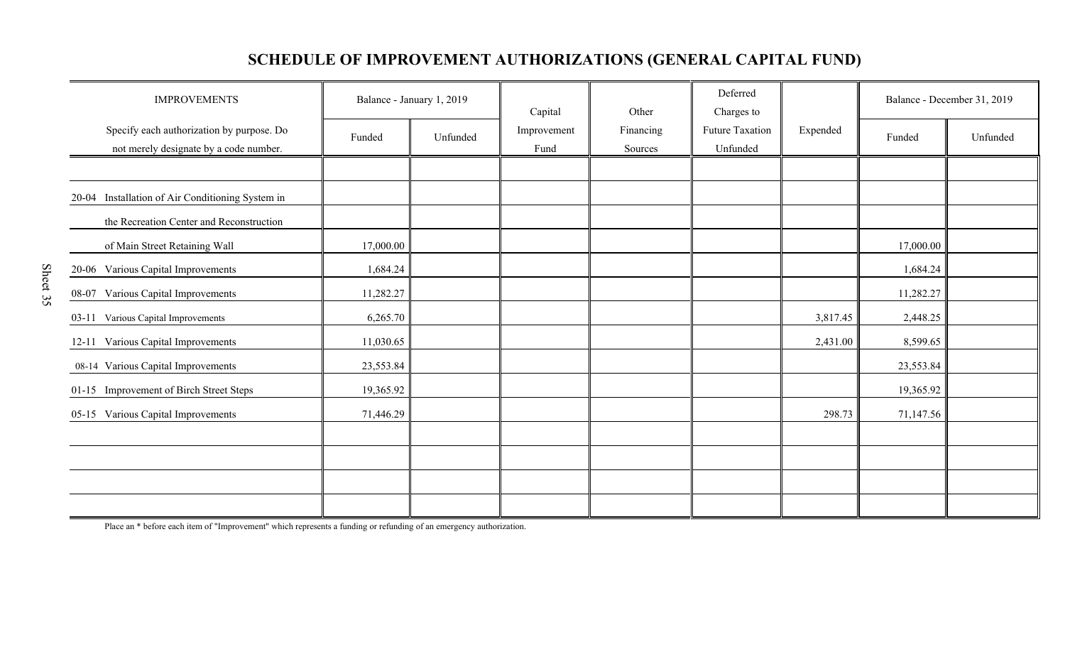# SCHEDULE OF IMPROVEMENT AUTHORIZATIONS (GENERAL CAPITAL FUND)

| IMPROVEMENTS | Balance - January 1, 2019 | | Capital | Other | Deferred Charges to | | Balance - December 31, 2019 | |
|---|---|---|---|---|---|---|---|---|
| Specify each authorization by purpose. Do not merely designate by a code number. | Funded | Unfunded | Improvement Fund | Financing Sources | Future Taxation Unfunded | Expended | Funded | Unfunded |
| | | | | | | | | |
| 20-04 Installation of Air Conditioning System in | | | | | | | | |
| the Recreation Center and Reconstruction | | | | | | | | |
| of Main Street Retaining Wall | 17,000.00 | | | | | | 17,000.00 | |
| 20-06 Various Capital Improvements | 1,684.24 | | | | | | 1,684.24 | |
| 08-07 Various Capital Improvements | 11,282.27 | | | | | | 11,282.27 | |
| 03-11 Various Capital Improvements | 6,265.70 | | | | | 3,817.45 | 2,448.25 | |
| 12-11 Various Capital Improvements | 11,030.65 | | | | | 2,431.00 | 8,599.65 | |
| 08-14 Various Capital Improvements | 23,553.84 | | | | | | 23,553.84 | |
| 01-15 Improvement of Birch Street Steps | 19,365.92 | | | | | | 19,365.92 | |
| 05-15 Various Capital Improvements | 71,446.29 | | | | | 298.73 | 71,147.56 | |
| | | | | | | | | |
| | | | | | | | | |
| | | | | | | | | |
| | | | | | | | | |

Place an * before each item of "Improvement" which represents a funding or refunding of an emergency authorization.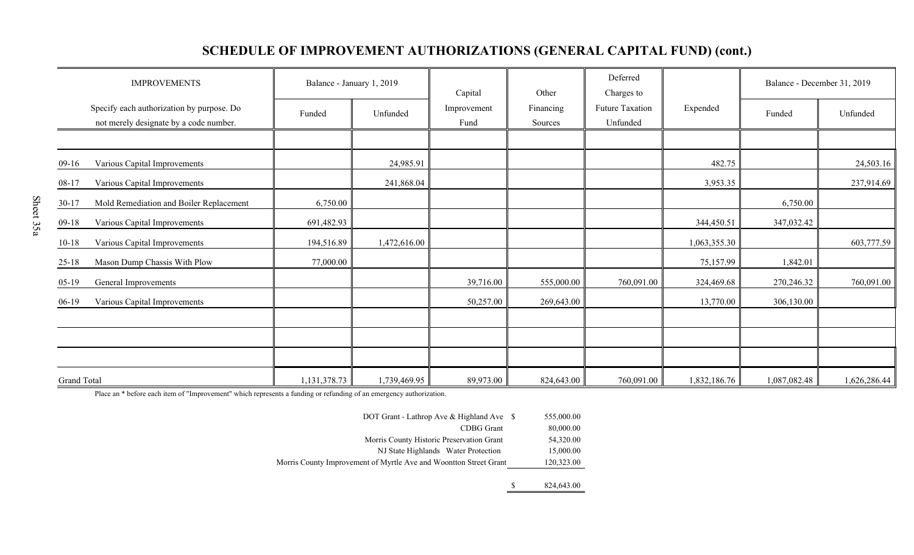# SCHEDULE OF IMPROVEMENT AUTHORIZATIONS (GENERAL CAPITAL FUND) (cont.)

| IMPROVEMENTS | | Balance - January 1, 2019 | | Capital | Other | Deferred Charges to | | Balance - December 31, 2019 | |
|---|---|---|---|---|---|---|---|---|---|
| Specify each authorization by purpose. Do not merely designate by a code number. | | Funded | Unfunded | Improvement Fund | Financing Sources | Future Taxation Unfunded | Expended | Funded | Unfunded |
| 09-16 | Various Capital Improvements | | 24,985.91 | | | | 482.75 | | 24,503.16 |
| 08-17 | Various Capital Improvements | | 241,868.04 | | | | 3,953.35 | | 237,914.69 |
| 30-17 | Mold Remediation and Boiler Replacement | 6,750.00 | | | | | | 6,750.00 | |
| 09-18 | Various Capital Improvements | 691,482.93 | | | | | 344,450.51 | 347,032.42 | |
| 10-18 | Various Capital Improvements | 194,516.89 | 1,472,616.00 | | | | 1,063,355.30 | | 603,777.59 |
| 25-18 | Mason Dump Chassis With Plow | 77,000.00 | | | | | 75,157.99 | 1,842.01 | |
| 05-19 | General Improvements | | | 39,716.00 | 555,000.00 | 760,091.00 | 324,469.68 | 270,246.32 | 760,091.00 |
| 06-19 | Various Capital Improvements | | | 50,257.00 | 269,643.00 | | 13,770.00 | 306,130.00 | |
| Grand Total | | 1,131,378.73 | 1,739,469.95 | 89,973.00 | 824,643.00 | 760,091.00 | 1,832,186.76 | 1,087,082.48 | 1,626,286.44 |

Place an * before each item of "Improvement" which represents a funding or refunding of an emergency authorization.

| | |
|---|---|
| DOT Grant - Lathrop Ave & Highland Ave | $ 555,000.00 |
| CDBG Grant | 80,000.00 |
| Morris County Historic Preservation Grant | 54,320.00 |
| NJ State Highlands Water Protection | 15,000.00 |
| Morris County Improvement of Myrtle Ave and Woontton Street Grant | 120,323.00 |
| | $ 824,643.00 |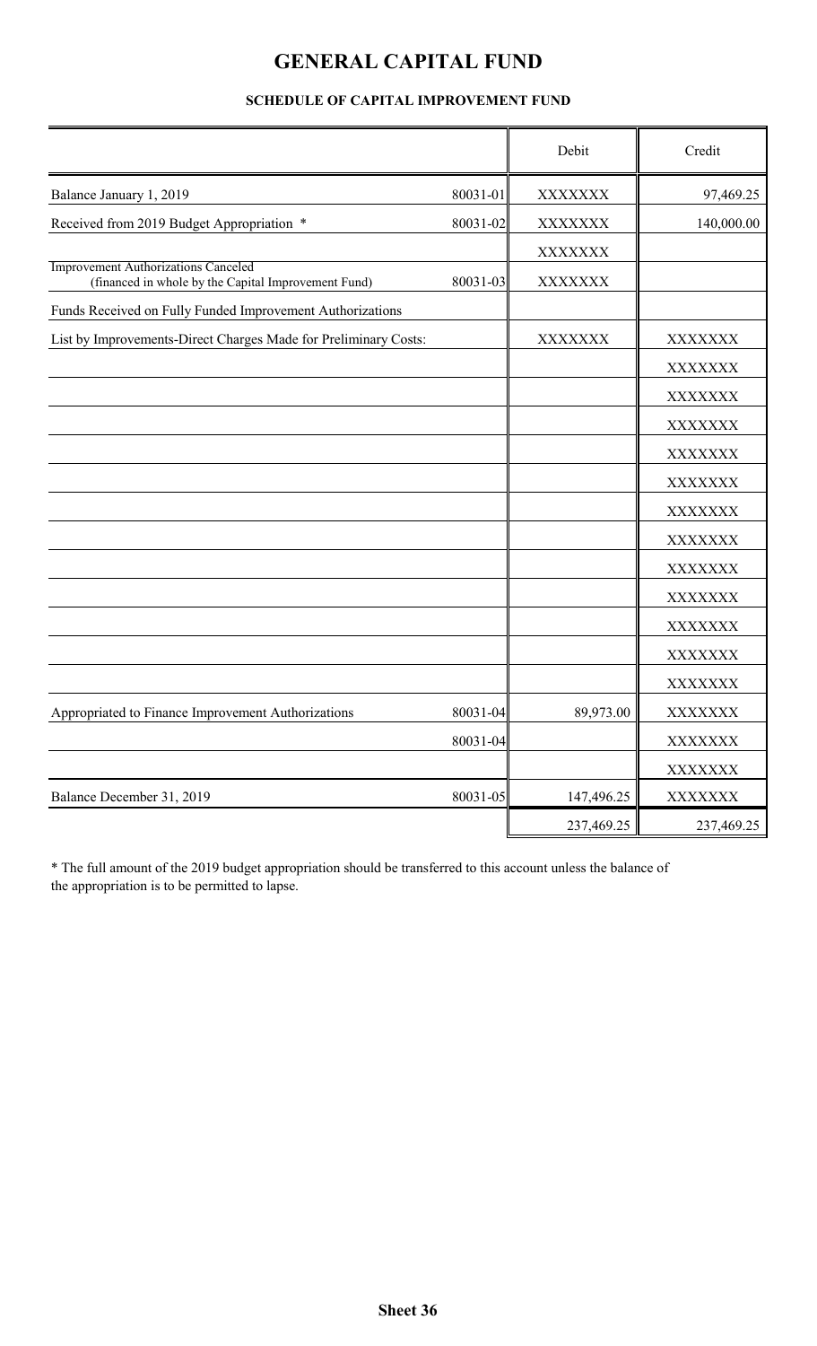# GENERAL CAPITAL FUND

### SCHEDULE OF CAPITAL IMPROVEMENT FUND

| | | Debit | Credit |
|---|---|---|---|
| Balance January 1, 2019 | 80031-01 | XXXXXXX | 97,469.25 |
| Received from 2019 Budget Appropriation * | 80031-02 | XXXXXXX | 140,000.00 |
| | | XXXXXXX | |
| Improvement Authorizations Canceled (financed in whole by the Capital Improvement Fund) | 80031-03 | XXXXXXX | |
| Funds Received on Fully Funded Improvement Authorizations | | | |
| List by Improvements-Direct Charges Made for Preliminary Costs: | | XXXXXXX | XXXXXXX |
| | | | XXXXXXX |
| | | | XXXXXXX |
| | | | XXXXXXX |
| | | | XXXXXXX |
| | | | XXXXXXX |
| | | | XXXXXXX |
| | | | XXXXXXX |
| | | | XXXXXXX |
| | | | XXXXXXX |
| | | | XXXXXXX |
| | | | XXXXXXX |
| | | | XXXXXXX |
| Appropriated to Finance Improvement Authorizations | 80031-04 | 89,973.00 | XXXXXXX |
| | 80031-04 | | XXXXXXX |
| | | | XXXXXXX |
| Balance December 31, 2019 | 80031-05 | 147,496.25 | XXXXXXX |
| | | 237,469.25 | 237,469.25 |

* The full amount of the 2019 budget appropriation should be transferred to this account unless the balance of the appropriation is to be permitted to lapse.

**Sheet 36**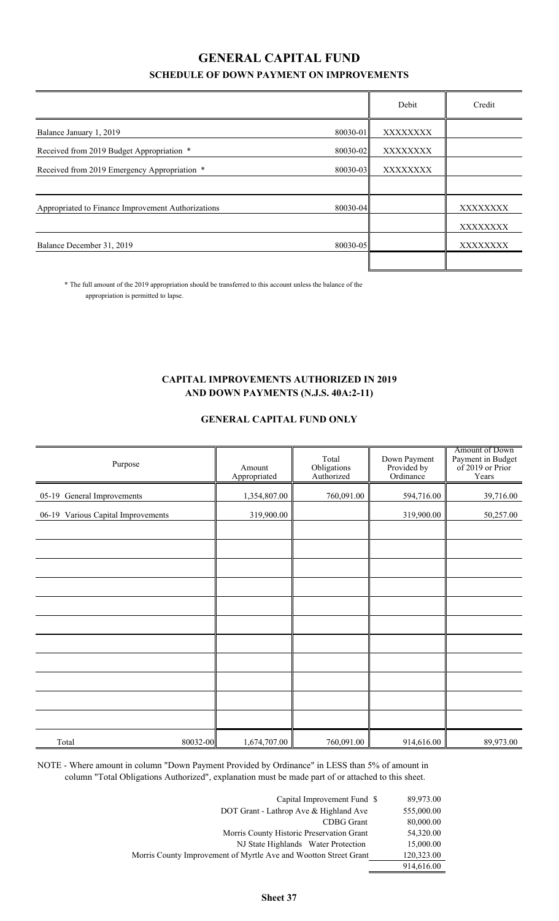# GENERAL CAPITAL FUND

## SCHEDULE OF DOWN PAYMENT ON IMPROVEMENTS

| | | Debit | Credit |
|---|---|---|---|
| Balance January 1, 2019 | 80030-01 | XXXXXXXX | |
| Received from 2019 Budget Appropriation * | 80030-02 | XXXXXXXX | |
| Received from 2019 Emergency Appropriation * | 80030-03 | XXXXXXXX | |
| | | | |
| Appropriated to Finance Improvement Authorizations | 80030-04 | | XXXXXXXX |
| | | | XXXXXXXX |
| Balance December 31, 2019 | 80030-05 | | XXXXXXXX |
| | | | |

* The full amount of the 2019 appropriation should be transferred to this account unless the balance of the appropriation is permitted to lapse.

## CAPITAL IMPROVEMENTS AUTHORIZED IN 2019 AND DOWN PAYMENTS (N.J.S. 40A:2-11)

### GENERAL CAPITAL FUND ONLY

| Purpose | | Amount Appropriated | Total Obligations Authorized | Down Payment Provided by Ordinance | Amount of Down Payment in Budget of 2019 or Prior Years |
|---|---|---|---|---|---|
| 05-19 General Improvements | | 1,354,807.00 | 760,091.00 | 594,716.00 | 39,716.00 |
| 06-19 Various Capital Improvements | | 319,900.00 | | 319,900.00 | 50,257.00 |
| | | | | | |
| | | | | | |
| | | | | | |
| | | | | | |
| | | | | | |
| | | | | | |
| | | | | | |
| | | | | | |
| | | | | | |
| | | | | | |
| | | | | | |
| Total | 80032-00 | 1,674,707.00 | 760,091.00 | 914,616.00 | 89,973.00 |

NOTE - Where amount in column "Down Payment Provided by Ordinance" in LESS than 5% of amount in column "Total Obligations Authorized", explanation must be made part of or attached to this sheet.

| | |
|---|---|
| Capital Improvement Fund $ | 89,973.00 |
| DOT Grant - Lathrop Ave & Highland Ave | 555,000.00 |
| CDBG Grant | 80,000.00 |
| Morris County Historic Preservation Grant | 54,320.00 |
| NJ State Highlands Water Protection | 15,000.00 |
| Morris County Improvement of Myrtle Ave and Wootton Street Grant | 120,323.00 |
| | 914,616.00 |

**Sheet 37**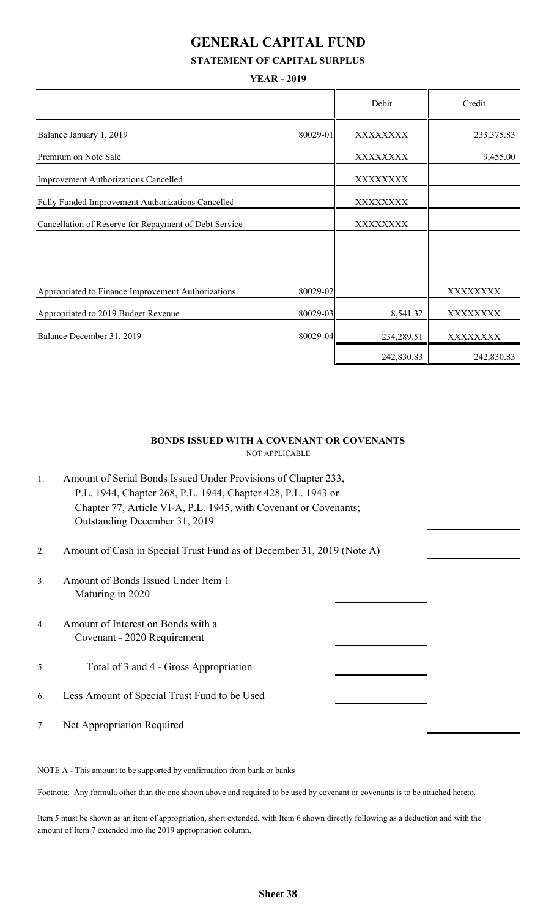# GENERAL CAPITAL FUND

## STATEMENT OF CAPITAL SURPLUS

### YEAR - 2019

| | | Debit | Credit |
|---|---|---|---|
| Balance January 1, 2019 | 80029-01 | XXXXXXXX | 233,375.83 |
| Premium on Note Sale | | XXXXXXXX | 9,455.00 |
| Improvement Authorizations Cancelled | | XXXXXXXX | |
| Fully Funded Improvement Authorizations Cancelled | | XXXXXXXX | |
| Cancellation of Reserve for Repayment of Debt Service | | XXXXXXXX | |
| | | | |
| | | | |
| Appropriated to Finance Improvement Authorizations | 80029-02 | | XXXXXXXX |
| Appropriated to 2019 Budget Revenue | 80029-03 | 8,541.32 | XXXXXXXX |
| Balance December 31, 2019 | 80029-04 | 234,289.51 | XXXXXXXX |
| | | 242,830.83 | 242,830.83 |

**BONDS ISSUED WITH A COVENANT OR COVENANTS**

NOT APPLICABLE

1. Amount of Serial Bonds Issued Under Provisions of Chapter 233, P.L. 1944, Chapter 268, P.L. 1944, Chapter 428, P.L. 1943 or Chapter 77, Article VI-A, P.L. 1945, with Covenant or Covenants; Outstanding December 31, 2019
2. Amount of Cash in Special Trust Fund as of December 31, 2019 (Note A)
3. Amount of Bonds Issued Under Item 1 Maturing in 2020
4. Amount of Interest on Bonds with a Covenant - 2020 Requirement
5. Total of 3 and 4 - Gross Appropriation
6. Less Amount of Special Trust Fund to be Used
7. Net Appropriation Required

NOTE A - This amount to be supported by confirmation from bank or banks

Footnote: Any formula other than the one shown above and required to be used by covenant or covenants is to be attached hereto.

Item 5 must be shown as an item of appropriation, short extended, with Item 6 shown directly following as a deduction and with the amount of Item 7 extended into the 2019 appropriation column.

**Sheet 38**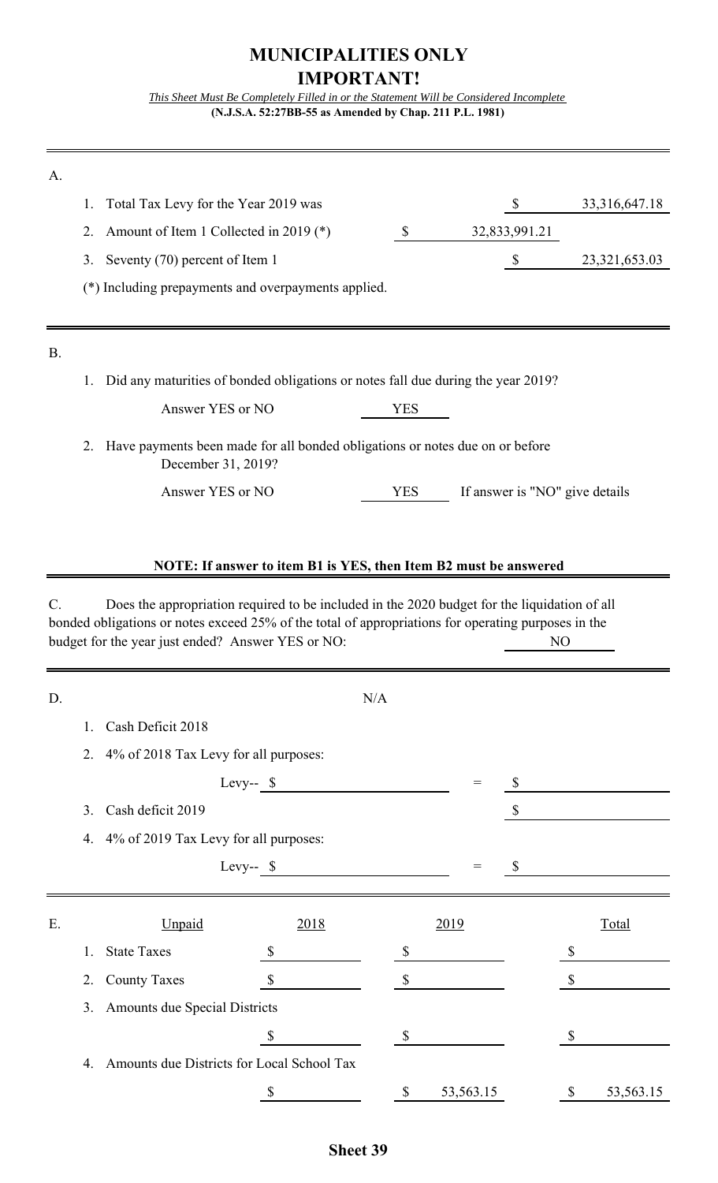# MUNICIPALITIES ONLY

# IMPORTANT!

*This Sheet Must Be Completely Filled in or the Statement Will be Considered Incomplete*

**(N.J.S.A. 52:27BB-55 as Amended by Chap. 211 P.L. 1981)**

---

**A.**

| | | | |
|---|---|---|---|
| 1. | Total Tax Levy for the Year 2019 was | | $ 33,316,647.18 |
| 2. | Amount of Item 1 Collected in 2019 (*) | $ 32,833,991.21 | |
| 3. | Seventy (70) percent of Item 1 | | $ 23,321,653.03 |

(*) Including prepayments and overpayments applied.

---

**B.**

1. Did any maturities of bonded obligations or notes fall due during the year 2019?

   Answer YES or NO: YES

2. Have payments been made for all bonded obligations or notes due on or before December 31, 2019?

   Answer YES or NO: YES — If answer is "NO" give details

**NOTE: If answer to item B1 is YES, then Item B2 must be answered**

---

**C.** Does the appropriation required to be included in the 2020 budget for the liquidation of all bonded obligations or notes exceed 25% of the total of appropriations for operating purposes in the budget for the year just ended? Answer YES or NO: NO

---

**D.** N/A

1. Cash Deficit 2018
2. 4% of 2018 Tax Levy for all purposes:

   Levy-- $ ____ = $ ____

3. Cash deficit 2019 $ ____
4. 4% of 2019 Tax Levy for all purposes:

   Levy-- $ ____ = $ ____

---

**E.**

| | Unpaid | 2018 | 2019 | Total |
|---|---|---|---|---|
| 1. | State Taxes | $ | $ | $ |
| 2. | County Taxes | $ | $ | $ |
| 3. | Amounts due Special Districts | $ | $ | $ |
| 4. | Amounts due Districts for Local School Tax | $ | $ 53,563.15 | $ 53,563.15 |

**Sheet 39**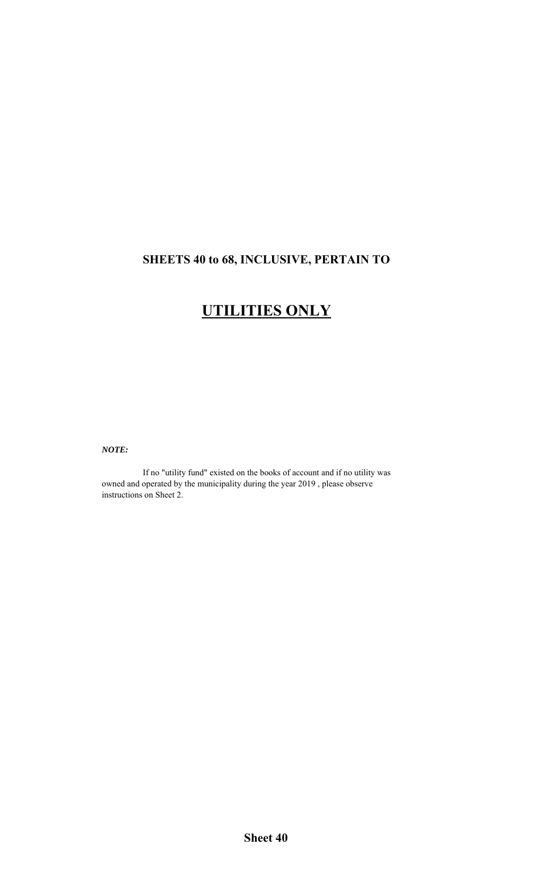**SHEETS 40 to 68, INCLUSIVE, PERTAIN TO**

# UTILITIES ONLY

***NOTE:***

If no "utility fund" existed on the books of account and if no utility was owned and operated by the municipality during the year 2019 , please observe instructions on Sheet 2.

**Sheet 40**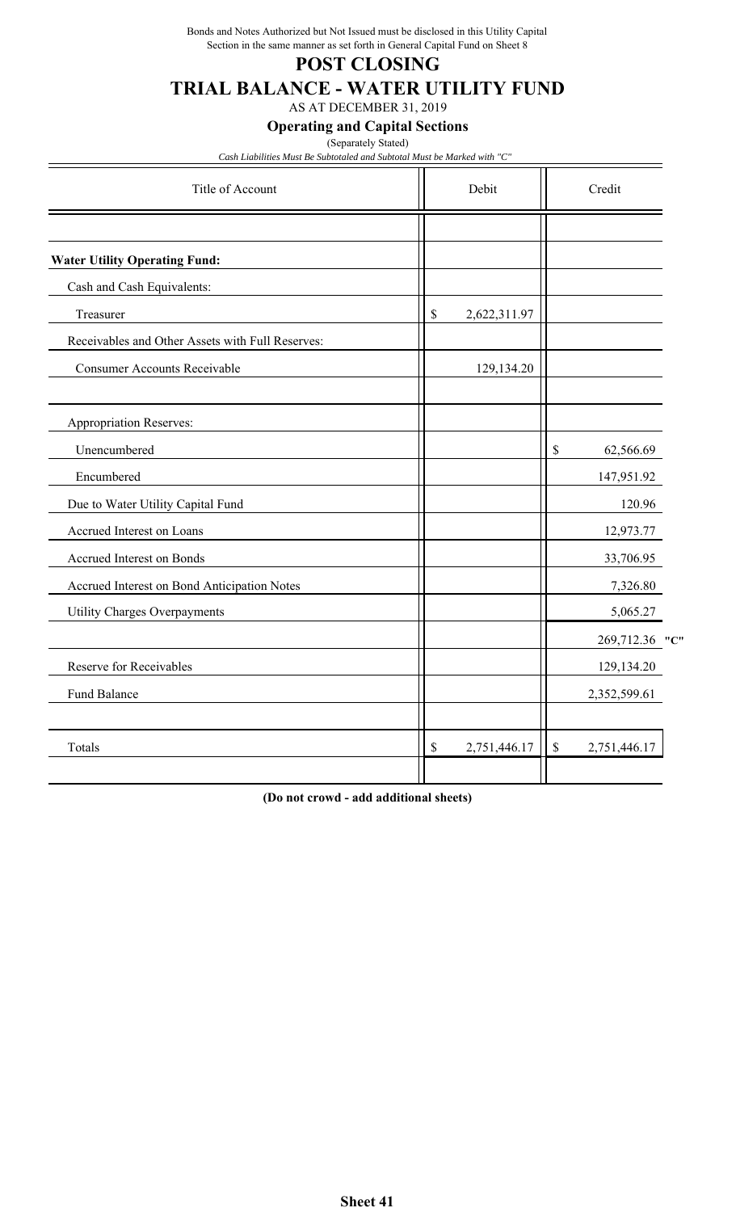Bonds and Notes Authorized but Not Issued must be disclosed in this Utility Capital Section in the same manner as set forth in General Capital Fund on Sheet 8

# POST CLOSING

# TRIAL BALANCE - WATER UTILITY FUND

AS AT DECEMBER 31, 2019

**Operating and Capital Sections**

(Separately Stated)

*Cash Liabilities Must Be Subtotaled and Subtotal Must be Marked with "C"*

| Title of Account | Debit | Credit |
|---|---|---|
| | | |
| **Water Utility Operating Fund:** | | |
| Cash and Cash Equivalents: | | |
| Treasurer | $ 2,622,311.97 | |
| Receivables and Other Assets with Full Reserves: | | |
| Consumer Accounts Receivable | 129,134.20 | |
| | | |
| Appropriation Reserves: | | |
| Unencumbered | | $ 62,566.69 |
| Encumbered | | 147,951.92 |
| Due to Water Utility Capital Fund | | 120.96 |
| Accrued Interest on Loans | | 12,973.77 |
| Accrued Interest on Bonds | | 33,706.95 |
| Accrued Interest on Bond Anticipation Notes | | 7,326.80 |
| Utility Charges Overpayments | | 5,065.27 |
| | | 269,712.36 "C" |
| Reserve for Receivables | | 129,134.20 |
| Fund Balance | | 2,352,599.61 |
| | | |
| Totals | $ 2,751,446.17 | $ 2,751,446.17 |

**(Do not crowd - add additional sheets)**

**Sheet 41**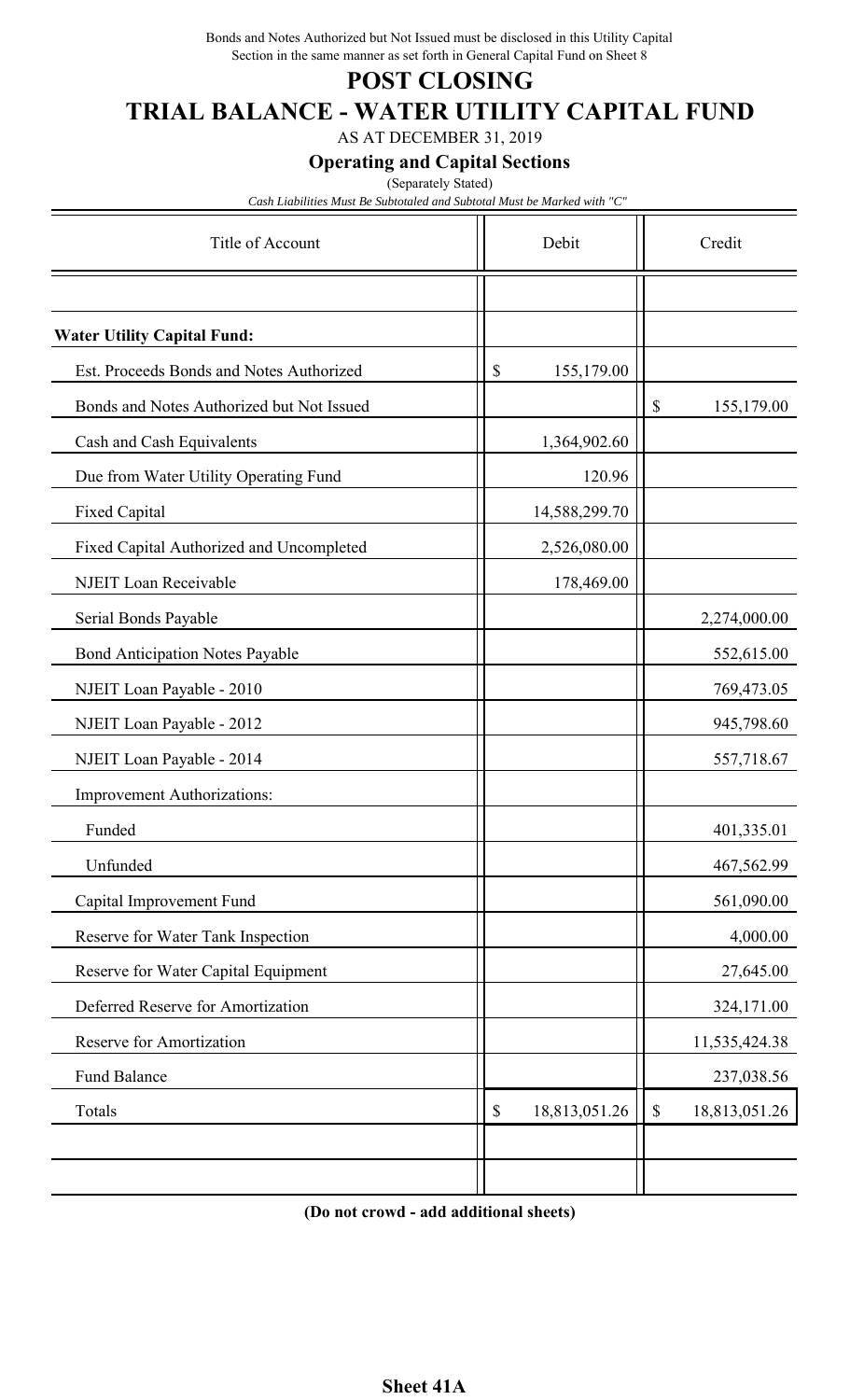Bonds and Notes Authorized but Not Issued must be disclosed in this Utility Capital Section in the same manner as set forth in General Capital Fund on Sheet 8

# POST CLOSING

# TRIAL BALANCE - WATER UTILITY CAPITAL FUND

AS AT DECEMBER 31, 2019

**Operating and Capital Sections**

(Separately Stated)

*Cash Liabilities Must Be Subtotaled and Subtotal Must be Marked with "C"*

| Title of Account | Debit | Credit |
|---|---|---|
| | | |
| **Water Utility Capital Fund:** | | |
| Est. Proceeds Bonds and Notes Authorized | $ 155,179.00 | |
| Bonds and Notes Authorized but Not Issued | | $ 155,179.00 |
| Cash and Cash Equivalents | 1,364,902.60 | |
| Due from Water Utility Operating Fund | 120.96 | |
| Fixed Capital | 14,588,299.70 | |
| Fixed Capital Authorized and Uncompleted | 2,526,080.00 | |
| NJEIT Loan Receivable | 178,469.00 | |
| Serial Bonds Payable | | 2,274,000.00 |
| Bond Anticipation Notes Payable | | 552,615.00 |
| NJEIT Loan Payable - 2010 | | 769,473.05 |
| NJEIT Loan Payable - 2012 | | 945,798.60 |
| NJEIT Loan Payable - 2014 | | 557,718.67 |
| Improvement Authorizations: | | |
| Funded | | 401,335.01 |
| Unfunded | | 467,562.99 |
| Capital Improvement Fund | | 561,090.00 |
| Reserve for Water Tank Inspection | | 4,000.00 |
| Reserve for Water Capital Equipment | | 27,645.00 |
| Deferred Reserve for Amortization | | 324,171.00 |
| Reserve for Amortization | | 11,535,424.38 |
| Fund Balance | | 237,038.56 |
| Totals | $ 18,813,051.26 | $ 18,813,051.26 |
| | | |
| | | |

**(Do not crowd - add additional sheets)**

**Sheet 41A**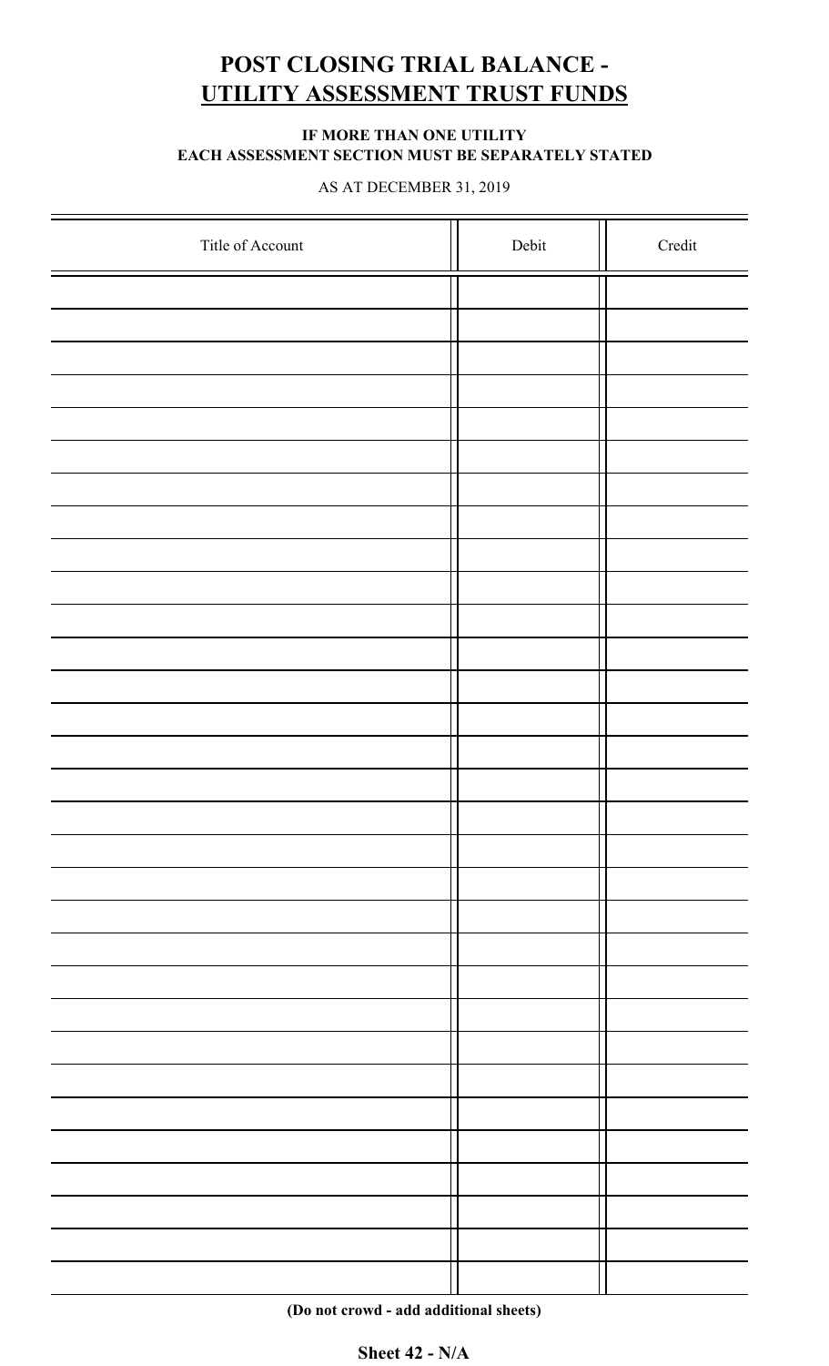# POST CLOSING TRIAL BALANCE - UTILITY ASSESSMENT TRUST FUNDS

**IF MORE THAN ONE UTILITY**
**EACH ASSESSMENT SECTION MUST BE SEPARATELY STATED**

AS AT DECEMBER 31, 2019

| Title of Account | Debit | Credit |
|---|---|---|
| | | |
| | | |
| | | |
| | | |
| | | |
| | | |
| | | |
| | | |
| | | |
| | | |
| | | |
| | | |
| | | |
| | | |
| | | |
| | | |
| | | |
| | | |
| | | |
| | | |
| | | |
| | | |
| | | |
| | | |
| | | |
| | | |
| | | |
| | | |
| | | |
| | | |
| | | |
| | | |

**(Do not crowd - add additional sheets)**

**Sheet 42 - N/A**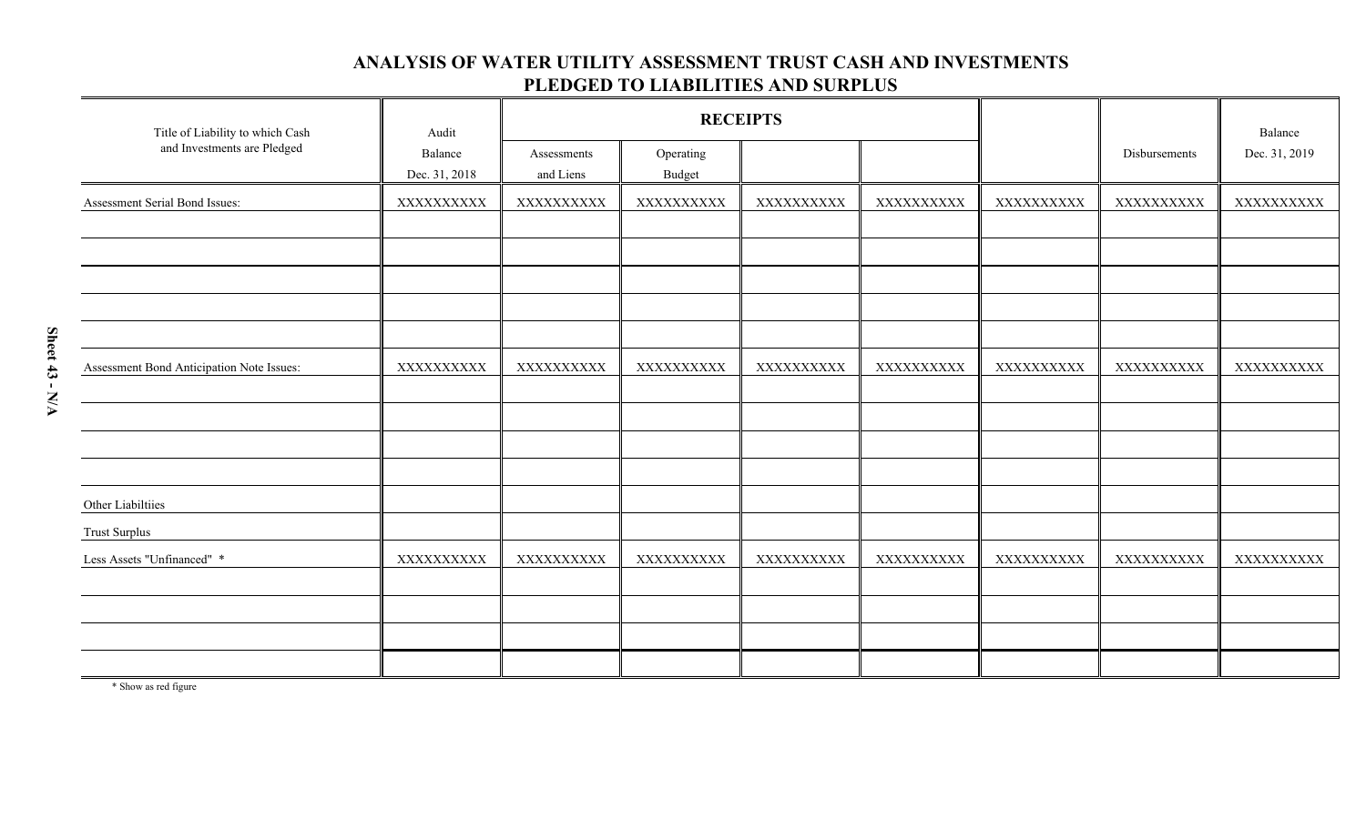# ANALYSIS OF WATER UTILITY ASSESSMENT TRUST CASH AND INVESTMENTS PLEDGED TO LIABILITIES AND SURPLUS

| Title of Liability to which Cash and Investments are Pledged | Audit Balance Dec. 31, 2018 | RECEIPTS | | | | | Disbursements | Balance Dec. 31, 2019 |
|---|---|---|---|---|---|---|---|---|
| | | Assessments and Liens | Operating Budget | | | | | |
| Assessment Serial Bond Issues: | XXXXXXXXXX | XXXXXXXXXX | XXXXXXXXXX | XXXXXXXXXX | XXXXXXXXXX | XXXXXXXXXX | XXXXXXXXXX | XXXXXXXXXX |
| | | | | | | | | |
| | | | | | | | | |
| | | | | | | | | |
| | | | | | | | | |
| | | | | | | | | |
| Assessment Bond Anticipation Note Issues: | XXXXXXXXXX | XXXXXXXXXX | XXXXXXXXXX | XXXXXXXXXX | XXXXXXXXXX | XXXXXXXXXX | XXXXXXXXXX | XXXXXXXXXX |
| | | | | | | | | |
| | | | | | | | | |
| | | | | | | | | |
| | | | | | | | | |
| Other Liabiltiies | | | | | | | | |
| Trust Surplus | | | | | | | | |
| Less Assets "Unfinanced" * | XXXXXXXXXX | XXXXXXXXXX | XXXXXXXXXX | XXXXXXXXXX | XXXXXXXXXX | XXXXXXXXXX | XXXXXXXXXX | XXXXXXXXXX |
| | | | | | | | | |
| | | | | | | | | |
| | | | | | | | | |
| | | | | | | | | |

* Show as red figure

Sheet 43 - N/A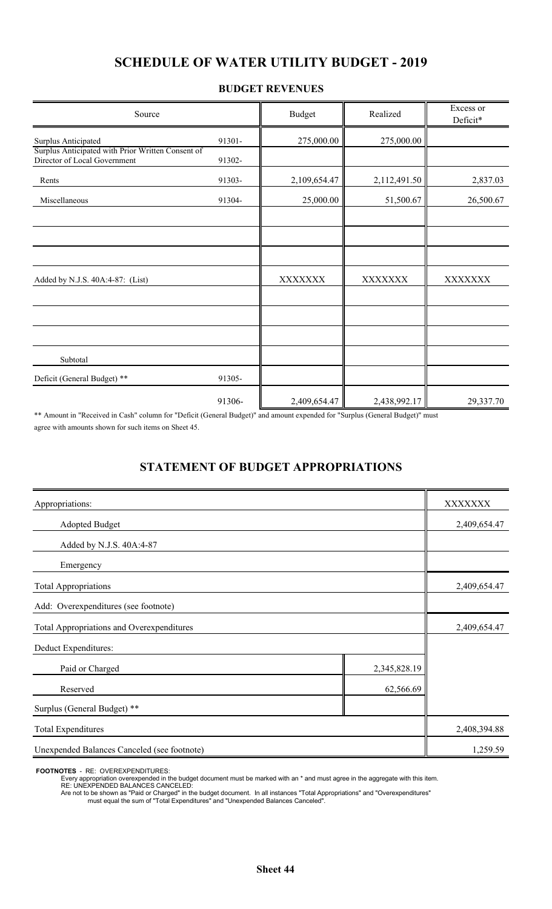# SCHEDULE OF WATER UTILITY BUDGET - 2019

## BUDGET REVENUES

| Source | | Budget | Realized | Excess or Deficit* |
|---|---|---|---|---|
| Surplus Anticipated | 91301- | 275,000.00 | 275,000.00 | |
| Surplus Anticipated with Prior Written Consent of Director of Local Government | 91302- | | | |
| Rents | 91303- | 2,109,654.47 | 2,112,491.50 | 2,837.03 |
| Miscellaneous | 91304- | 25,000.00 | 51,500.67 | 26,500.67 |
| | | | | |
| | | | | |
| | | | | |
| Added by N.J.S. 40A:4-87: (List) | | XXXXXXX | XXXXXXX | XXXXXXX |
| | | | | |
| | | | | |
| | | | | |
| Subtotal | | | | |
| Deficit (General Budget) ** | 91305- | | | |
| | 91306- | 2,409,654.47 | 2,438,992.17 | 29,337.70 |

** Amount in "Received in Cash" column for "Deficit (General Budget)" and amount expended for "Surplus (General Budget)" must agree with amounts shown for such items on Sheet 45.

## STATEMENT OF BUDGET APPROPRIATIONS

| | | |
|---|---|---|
| Appropriations: | | XXXXXXX |
| Adopted Budget | | 2,409,654.47 |
| Added by N.J.S. 40A:4-87 | | |
| Emergency | | |
| Total Appropriations | | 2,409,654.47 |
| Add: Overexpenditures (see footnote) | | |
| Total Appropriations and Overexpenditures | | 2,409,654.47 |
| Deduct Expenditures: | | |
| Paid or Charged | 2,345,828.19 | |
| Reserved | 62,566.69 | |
| Surplus (General Budget) ** | | |
| Total Expenditures | | 2,408,394.88 |
| Unexpended Balances Canceled (see footnote) | | 1,259.59 |

**FOOTNOTES** - RE: OVEREXPENDITURES:
Every appropriation overexpended in the budget document must be marked with an * and must agree in the aggregate with this item.
RE: UNEXPENDED BALANCES CANCELED:
Are not to be shown as "Paid or Charged" in the budget document. In all instances "Total Appropriations" and "Overexpenditures" must equal the sum of "Total Expenditures" and "Unexpended Balances Canceled".

**Sheet 44**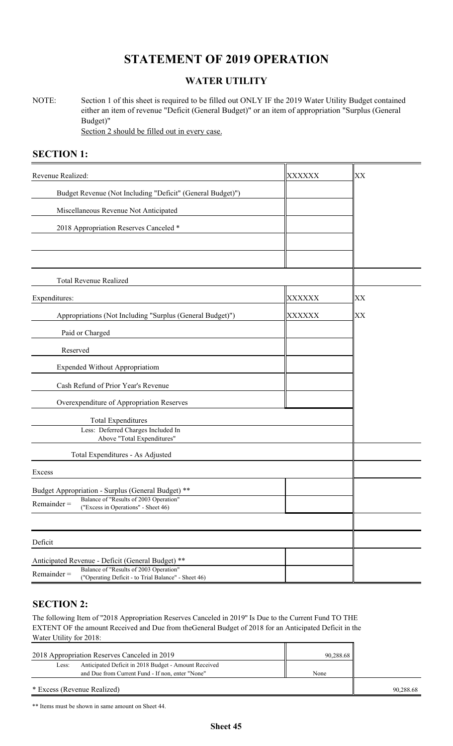# STATEMENT OF 2019 OPERATION

## WATER UTILITY

NOTE: Section 1 of this sheet is required to be filled out ONLY IF the 2019 Water Utility Budget contained either an item of revenue "Deficit (General Budget)" or an item of appropriation "Surplus (General Budget)"
Section 2 should be filled out in every case.

## SECTION 1:

| | | |
|---|---|---|
| Revenue Realized: | XXXXXX | XX |
| Budget Revenue (Not Including "Deficit" (General Budget)") | | |
| Miscellaneous Revenue Not Anticipated | | |
| 2018 Appropriation Reserves Canceled * | | |
| | | |
| | | |
| Total Revenue Realized | | |
| Expenditures: | XXXXXX | XX |
| Appropriations (Not Including "Surplus (General Budget)") | XXXXXX | XX |
| Paid or Charged | | |
| Reserved | | |
| Expended Without Appropriatiom | | |
| Cash Refund of Prior Year's Revenue | | |
| Overexpenditure of Appropriation Reserves | | |
| Total Expenditures<br>Less: Deferred Charges Included In Above "Total Expenditures" | | |
| Total Expenditures - As Adjusted | | |
| Excess | | |
| Budget Appropriation - Surplus (General Budget) ** | | |
| Remainder = Balance of "Results of 2003 Operation" ("Excess in Operations" - Sheet 46) | | |
| | | |
| Deficit | | |
| Anticipated Revenue - Deficit (General Budget) ** | | |
| Remainder = Balance of "Results of 2003 Operation" ("Operating Deficit - to Trial Balance" - Sheet 46) | | |

## SECTION 2:

The following Item of "2018 Appropriation Reserves Canceled in 2019" Is Due to the Current Fund TO THE EXTENT OF the amount Received and Due from theGeneral Budget of 2018 for an Anticipated Deficit in the Water Utility for 2018:

| | | |
|---|---|---|
| 2018 Appropriation Reserves Canceled in 2019 | 90,288.68 | |
| Less: Anticipated Deficit in 2018 Budget - Amount Received and Due from Current Fund - If non, enter "None" | None | |
| * Excess (Revenue Realized) | | 90,288.68 |

** Items must be shown in same amount on Sheet 44.

**Sheet 45**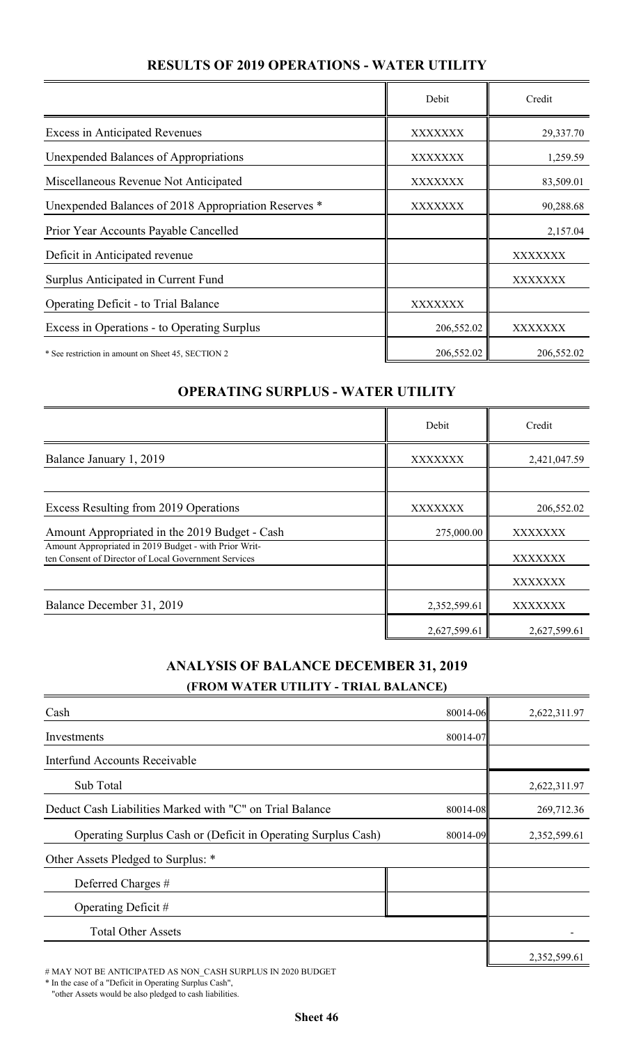## RESULTS OF 2019 OPERATIONS - WATER UTILITY

| | Debit | Credit |
|---|---|---|
| Excess in Anticipated Revenues | XXXXXXX | 29,337.70 |
| Unexpended Balances of Appropriations | XXXXXXX | 1,259.59 |
| Miscellaneous Revenue Not Anticipated | XXXXXXX | 83,509.01 |
| Unexpended Balances of 2018 Appropriation Reserves * | XXXXXXX | 90,288.68 |
| Prior Year Accounts Payable Cancelled | | 2,157.04 |
| Deficit in Anticipated revenue | | XXXXXXX |
| Surplus Anticipated in Current Fund | | XXXXXXX |
| Operating Deficit - to Trial Balance | XXXXXXX | |
| Excess in Operations - to Operating Surplus | 206,552.02 | XXXXXXX |
| * See restriction in amount on Sheet 45, SECTION 2 | 206,552.02 | 206,552.02 |

## OPERATING SURPLUS - WATER UTILITY

| | Debit | Credit |
|---|---|---|
| Balance January 1, 2019 | XXXXXXX | 2,421,047.59 |
| | | |
| Excess Resulting from 2019 Operations | XXXXXXX | 206,552.02 |
| Amount Appropriated in the 2019 Budget - Cash | 275,000.00 | XXXXXXX |
| Amount Appropriated in 2019 Budget - with Prior Written Consent of Director of Local Government Services | | XXXXXXX |
| | | XXXXXXX |
| Balance December 31, 2019 | 2,352,599.61 | XXXXXXX |
| | 2,627,599.61 | 2,627,599.61 |

## ANALYSIS OF BALANCE DECEMBER 31, 2019

### (FROM WATER UTILITY - TRIAL BALANCE)

| | | |
|---|---|---|
| Cash | 80014-06 | 2,622,311.97 |
| Investments | 80014-07 | |
| Interfund Accounts Receivable | | |
| Sub Total | | 2,622,311.97 |
| Deduct Cash Liabilities Marked with "C" on Trial Balance | 80014-08 | 269,712.36 |
| Operating Surplus Cash or (Deficit in Operating Surplus Cash) | 80014-09 | 2,352,599.61 |
| Other Assets Pledged to Surplus: * | | |
| Deferred Charges # | | |
| Operating Deficit # | | |
| Total Other Assets | | - |
| | | 2,352,599.61 |

# MAY NOT BE ANTICIPATED AS NON_CASH SURPLUS IN 2020 BUDGET

* In the case of a "Deficit in Operating Surplus Cash", "other Assets would be also pledged to cash liabilities.

**Sheet 46**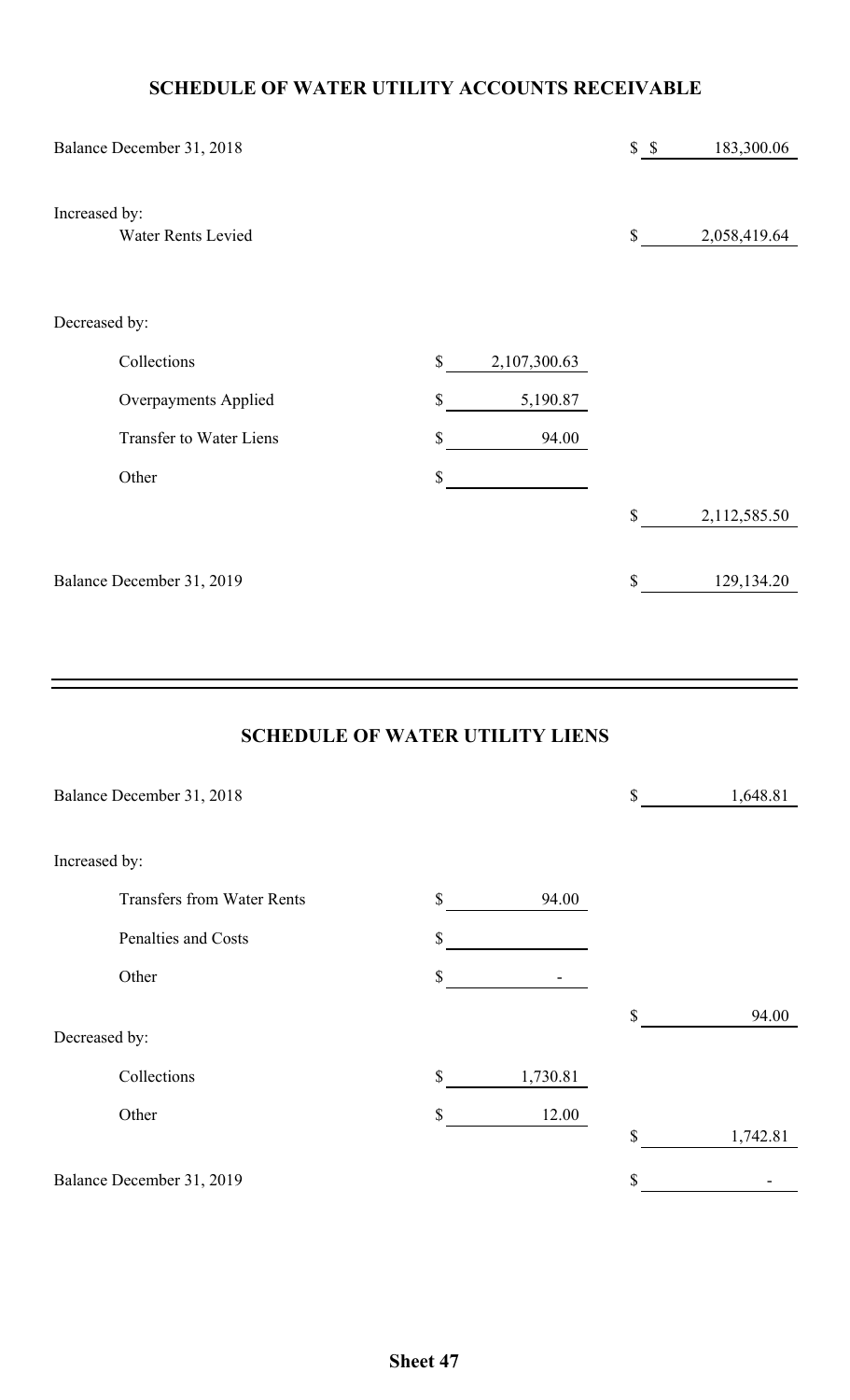## SCHEDULE OF WATER UTILITY ACCOUNTS RECEIVABLE

| | | |
|---|---|---|
| Balance December 31, 2018 | | $ 183,300.06 |
| Increased by: | | |
| Water Rents Levied | | $ 2,058,419.64 |
| Decreased by: | | |
| Collections | $ 2,107,300.63 | |
| Overpayments Applied | $ 5,190.87 | |
| Transfer to Water Liens | $ 94.00 | |
| Other | $ | |
| | | $ 2,112,585.50 |
| Balance December 31, 2019 | | $ 129,134.20 |

## SCHEDULE OF WATER UTILITY LIENS

| | | |
|---|---|---|
| Balance December 31, 2018 | | $ 1,648.81 |
| Increased by: | | |
| Transfers from Water Rents | $ 94.00 | |
| Penalties and Costs | $ | |
| Other | $ - | |
| | | $ 94.00 |
| Decreased by: | | |
| Collections | $ 1,730.81 | |
| Other | $ 12.00 | |
| | | $ 1,742.81 |
| Balance December 31, 2019 | | $ - |

**Sheet 47**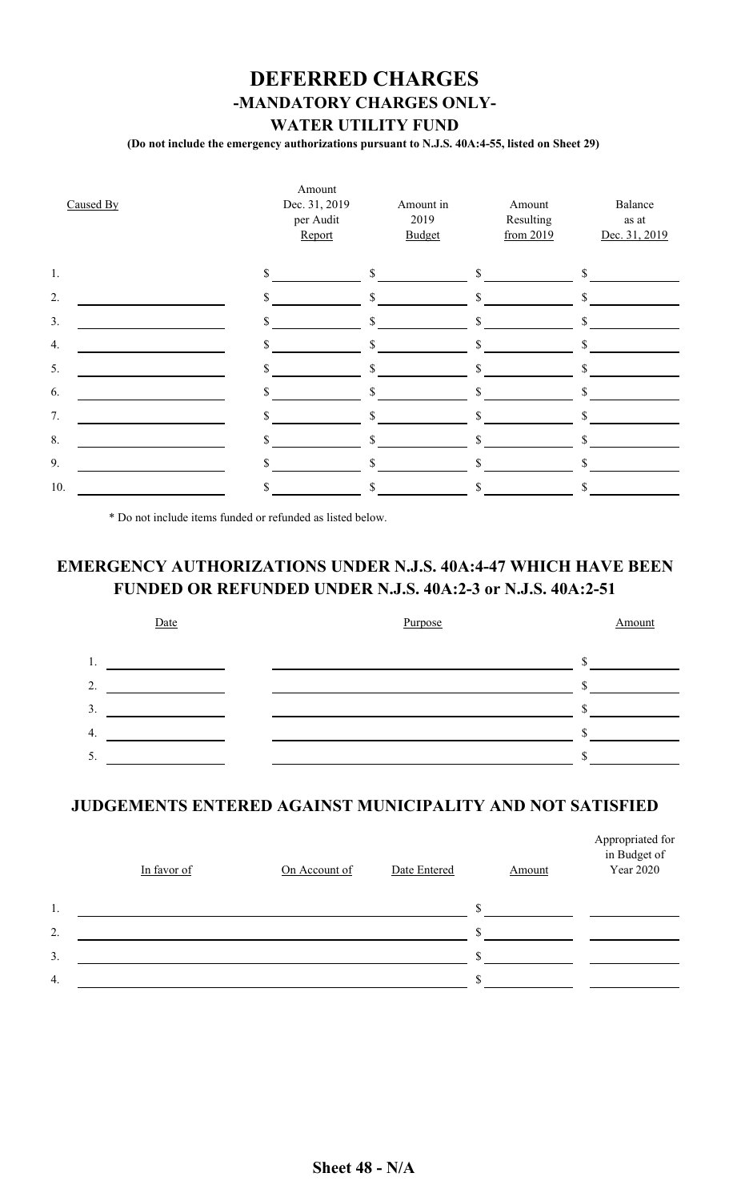# DEFERRED CHARGES
## -MANDATORY CHARGES ONLY-
## WATER UTILITY FUND

**(Do not include the emergency authorizations pursuant to N.J.S. 40A:4-55, listed on Sheet 29)**

| | Caused By | Amount Dec. 31, 2019 per Audit Report | Amount in 2019 Budget | Amount Resulting from 2019 | Balance as at Dec. 31, 2019 |
|---|---|---|---|---|---|
| 1. | | $ | $ | $ | $ |
| 2. | | $ | $ | $ | $ |
| 3. | | $ | $ | $ | $ |
| 4. | | $ | $ | $ | $ |
| 5. | | $ | $ | $ | $ |
| 6. | | $ | $ | $ | $ |
| 7. | | $ | $ | $ | $ |
| 8. | | $ | $ | $ | $ |
| 9. | | $ | $ | $ | $ |
| 10. | | $ | $ | $ | $ |

\* Do not include items funded or refunded as listed below.

## EMERGENCY AUTHORIZATIONS UNDER N.J.S. 40A:4-47 WHICH HAVE BEEN FUNDED OR REFUNDED UNDER N.J.S. 40A:2-3 or N.J.S. 40A:2-51

| | Date | Purpose | Amount |
|---|---|---|---|
| 1. | | | $ |
| 2. | | | $ |
| 3. | | | $ |
| 4. | | | $ |
| 5. | | | $ |

## JUDGEMENTS ENTERED AGAINST MUNICIPALITY AND NOT SATISFIED

| | In favor of | On Account of | Date Entered | Amount | Appropriated for in Budget of Year 2020 |
|---|---|---|---|---|---|
| 1. | | | | $ | |
| 2. | | | | $ | |
| 3. | | | | $ | |
| 4. | | | | $ | |

**Sheet 48 - N/A**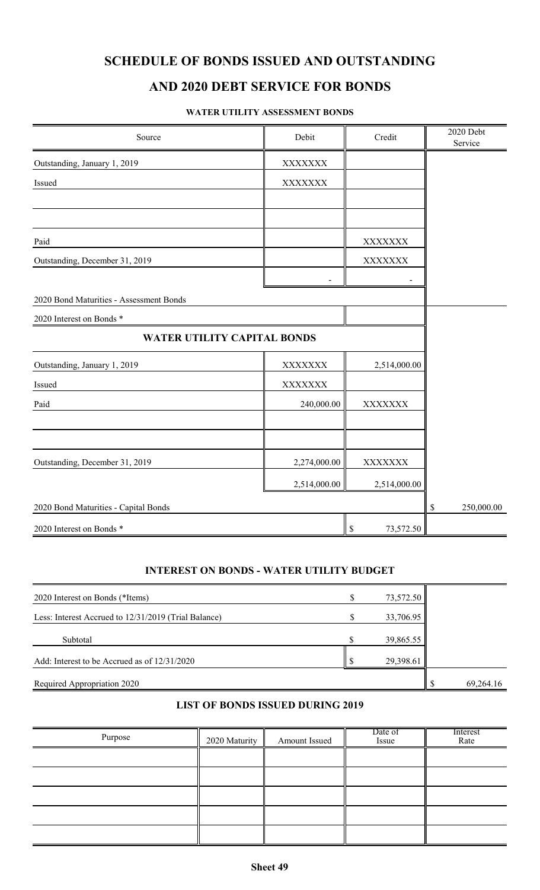# SCHEDULE OF BONDS ISSUED AND OUTSTANDING

## AND 2020 DEBT SERVICE FOR BONDS

### WATER UTILITY ASSESSMENT BONDS

| Source | Debit | Credit | 2020 Debt Service |
|---|---|---|---|
| Outstanding, January 1, 2019 | XXXXXXX | | |
| Issued | XXXXXXX | | |
| | | | |
| | | | |
| Paid | | XXXXXXX | |
| Outstanding, December 31, 2019 | | XXXXXXX | |
| | - | - | |
| 2020 Bond Maturities - Assessment Bonds | | | |
| 2020 Interest on Bonds * | | | |
| **WATER UTILITY CAPITAL BONDS** | | | |
| Outstanding, January 1, 2019 | XXXXXXX | 2,514,000.00 | |
| Issued | XXXXXXX | | |
| Paid | 240,000.00 | XXXXXXX | |
| | | | |
| | | | |
| Outstanding, December 31, 2019 | 2,274,000.00 | XXXXXXX | |
| | 2,514,000.00 | 2,514,000.00 | |
| 2020 Bond Maturities - Capital Bonds | | | $ 250,000.00 |
| 2020 Interest on Bonds * | | $ 73,572.50 | |

### INTEREST ON BONDS - WATER UTILITY BUDGET

| | | |
|---|---|---|
| 2020 Interest on Bonds (*Items) | $ 73,572.50 | |
| Less: Interest Accrued to 12/31/2019 (Trial Balance) | $ 33,706.95 | |
| Subtotal | $ 39,865.55 | |
| Add: Interest to be Accrued as of 12/31/2020 | $ 29,398.61 | |
| Required Appropriation 2020 | | $ 69,264.16 |

### LIST OF BONDS ISSUED DURING 2019

| Purpose | 2020 Maturity | Amount Issued | Date of Issue | Interest Rate |
|---|---|---|---|---|
| | | | | |
| | | | | |
| | | | | |
| | | | | |
| | | | | |

**Sheet 49**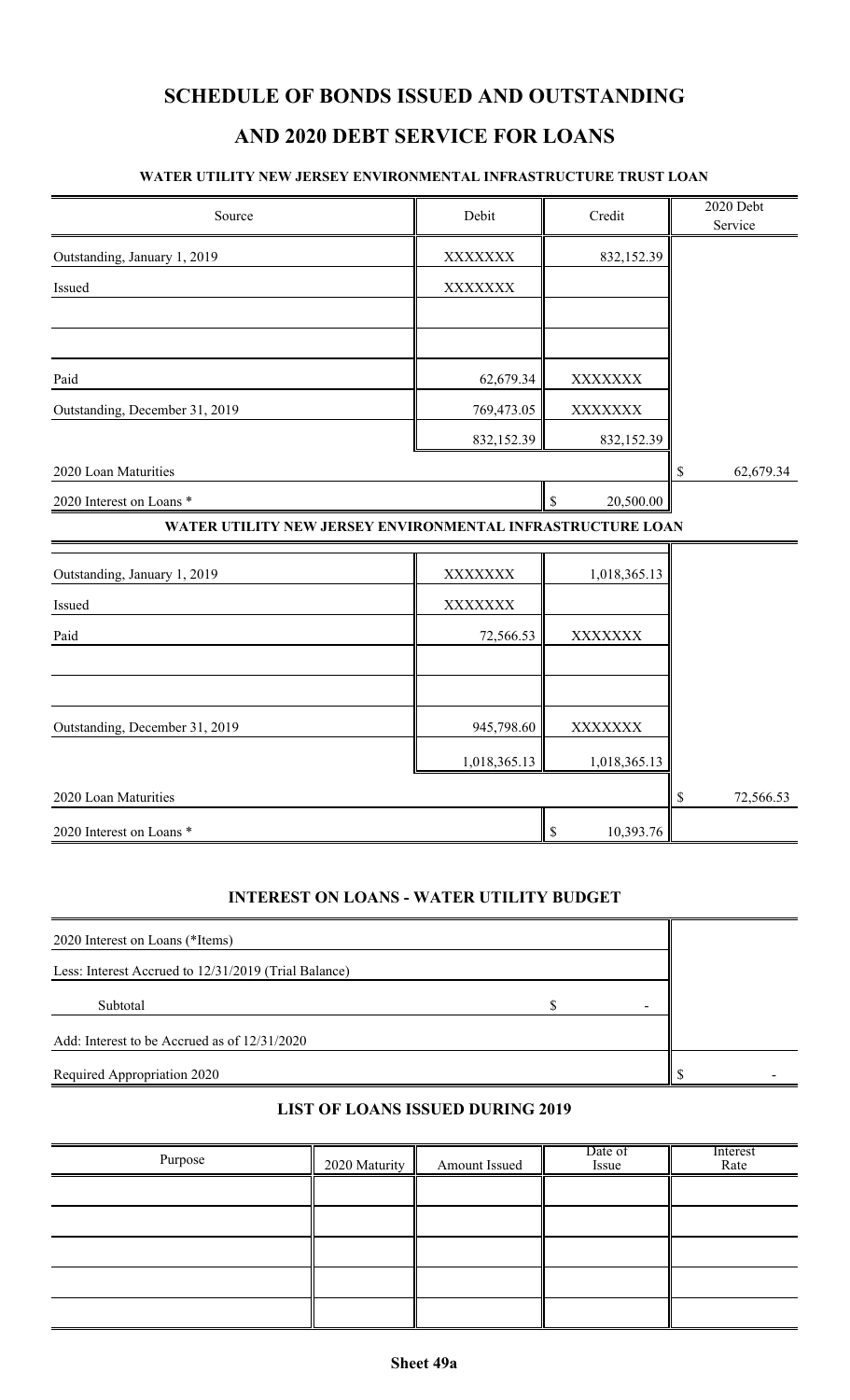# SCHEDULE OF BONDS ISSUED AND OUTSTANDING

# AND 2020 DEBT SERVICE FOR LOANS

### WATER UTILITY NEW JERSEY ENVIRONMENTAL INFRASTRUCTURE TRUST LOAN

| Source | Debit | Credit | 2020 Debt Service |
|---|---|---|---|
| Outstanding, January 1, 2019 | XXXXXXX | 832,152.39 | |
| Issued | XXXXXXX | | |
| | | | |
| | | | |
| Paid | 62,679.34 | XXXXXXX | |
| Outstanding, December 31, 2019 | 769,473.05 | XXXXXXX | |
| | 832,152.39 | 832,152.39 | |
| 2020 Loan Maturities | | | $ 62,679.34 |
| 2020 Interest on Loans * | | $ 20,500.00 | |

### WATER UTILITY NEW JERSEY ENVIRONMENTAL INFRASTRUCTURE LOAN

| Source | Debit | Credit | 2020 Debt Service |
|---|---|---|---|
| Outstanding, January 1, 2019 | XXXXXXX | 1,018,365.13 | |
| Issued | XXXXXXX | | |
| Paid | 72,566.53 | XXXXXXX | |
| | | | |
| | | | |
| Outstanding, December 31, 2019 | 945,798.60 | XXXXXXX | |
| | 1,018,365.13 | 1,018,365.13 | |
| 2020 Loan Maturities | | | $ 72,566.53 |
| 2020 Interest on Loans * | | $ 10,393.76 | |

### INTEREST ON LOANS - WATER UTILITY BUDGET

| | | |
|---|---|---|
| 2020 Interest on Loans (*Items) | | |
| Less: Interest Accrued to 12/31/2019 (Trial Balance) | | |
| Subtotal | $ - | |
| Add: Interest to be Accrued as of 12/31/2020 | | |
| Required Appropriation 2020 | | $ - |

### LIST OF LOANS ISSUED DURING 2019

| Purpose | 2020 Maturity | Amount Issued | Date of Issue | Interest Rate |
|---|---|---|---|---|
| | | | | |
| | | | | |
| | | | | |
| | | | | |
| | | | | |

**Sheet 49a**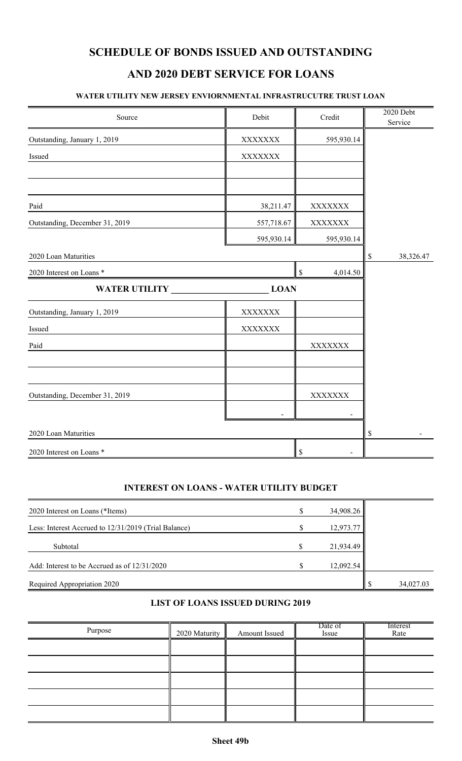# SCHEDULE OF BONDS ISSUED AND OUTSTANDING

## AND 2020 DEBT SERVICE FOR LOANS

#### WATER UTILITY NEW JERSEY ENVIORNMENTAL INFRASTRUCUTRE TRUST LOAN

| Source | Debit | Credit | 2020 Debt Service |
|---|---|---|---|
| Outstanding, January 1, 2019 | XXXXXXX | 595,930.14 | |
| Issued | XXXXXXX | | |
| | | | |
| | | | |
| Paid | 38,211.47 | XXXXXXX | |
| Outstanding, December 31, 2019 | 557,718.67 | XXXXXXX | |
| | 595,930.14 | 595,930.14 | |
| 2020 Loan Maturities | | | $ 38,326.47 |
| 2020 Interest on Loans * | | $ 4,014.50 | |
| **WATER UTILITY _______________ LOAN** | | | |
| Outstanding, January 1, 2019 | XXXXXXX | | |
| Issued | XXXXXXX | | |
| Paid | | XXXXXXX | |
| | | | |
| | | | |
| Outstanding, December 31, 2019 | | XXXXXXX | |
| | - | - | |
| 2020 Loan Maturities | | | $ - |
| 2020 Interest on Loans * | | $ - | |

### INTEREST ON LOANS - WATER UTILITY BUDGET

| | | |
|---|---|---|
| 2020 Interest on Loans (*Items) | $ 34,908.26 | |
| Less: Interest Accrued to 12/31/2019 (Trial Balance) | $ 12,973.77 | |
| Subtotal | $ 21,934.49 | |
| Add: Interest to be Accrued as of 12/31/2020 | $ 12,092.54 | |
| Required Appropriation 2020 | | $ 34,027.03 |

### LIST OF LOANS ISSUED DURING 2019

| Purpose | 2020 Maturity | Amount Issued | Date of Issue | Interest Rate |
|---|---|---|---|---|
| | | | | |
| | | | | |
| | | | | |
| | | | | |
| | | | | |

**Sheet 49b**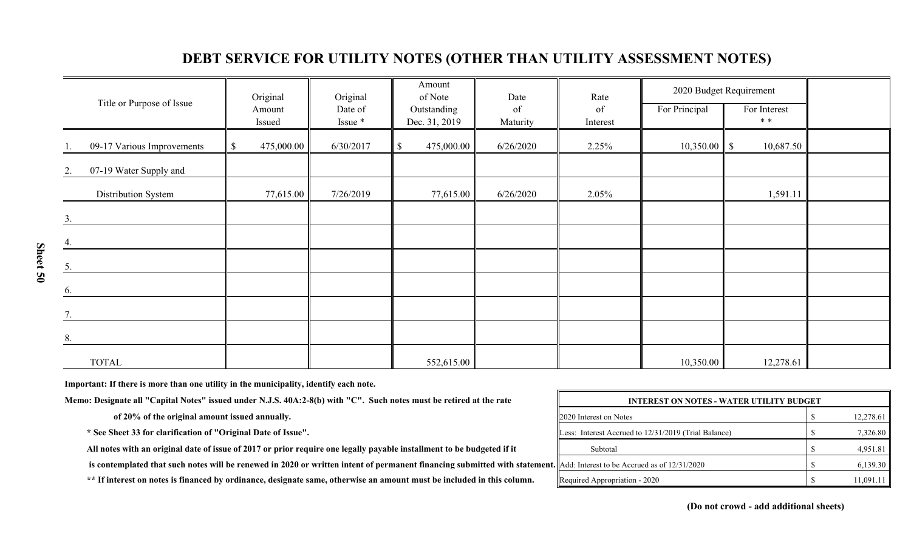# DEBT SERVICE FOR UTILITY NOTES (OTHER THAN UTILITY ASSESSMENT NOTES)

| Title or Purpose of Issue | Original Amount Issued | Original Date of Issue * | Amount of Note Outstanding Dec. 31, 2019 | Date of Maturity | Rate of Interest | 2020 Budget Requirement | | |
|---|---|---|---|---|---|---|---|---|
| | | | | | | For Principal | For Interest * * | |
| 1. 09-17 Various Improvements | $ 475,000.00 | 6/30/2017 | $ 475,000.00 | 6/26/2020 | 2.25% | 10,350.00 | $ 10,687.50 | |
| 2. 07-19 Water Supply and | | | | | | | | |
| Distribution System | 77,615.00 | 7/26/2019 | 77,615.00 | 6/26/2020 | 2.05% | | 1,591.11 | |
| 3. | | | | | | | | |
| 4. | | | | | | | | |
| 5. | | | | | | | | |
| 6. | | | | | | | | |
| 7. | | | | | | | | |
| 8. | | | | | | | | |
| TOTAL | | | 552,615.00 | | | 10,350.00 | 12,278.61 | |

**Important: If there is more than one utility in the municipality, identify each note.**

**Memo: Designate all "Capital Notes" issued under N.J.S. 40A:2-8(b) with "C". Such notes must be retired at the rate of 20% of the original amount issued annually.**

**\* See Sheet 33 for clarification of "Original Date of Issue".**

**All notes with an original date of issue of 2017 or prior require one legally payable installment to be budgeted if it is contemplated that such notes will be renewed in 2020 or written intent of permanent financing submitted with statement.**

**\*\* If interest on notes is financed by ordinance, designate same, otherwise an amount must be included in this column.**

| INTEREST ON NOTES - WATER UTILITY BUDGET | |
|---|---|
| 2020 Interest on Notes | $ 12,278.61 |
| Less: Interest Accrued to 12/31/2019 (Trial Balance) | $ 7,326.80 |
| Subtotal | $ 4,951.81 |
| Add: Interest to be Accrued as of 12/31/2020 | $ 6,139.30 |
| Required Appropriation - 2020 | $ 11,091.11 |

**(Do not crowd - add additional sheets)**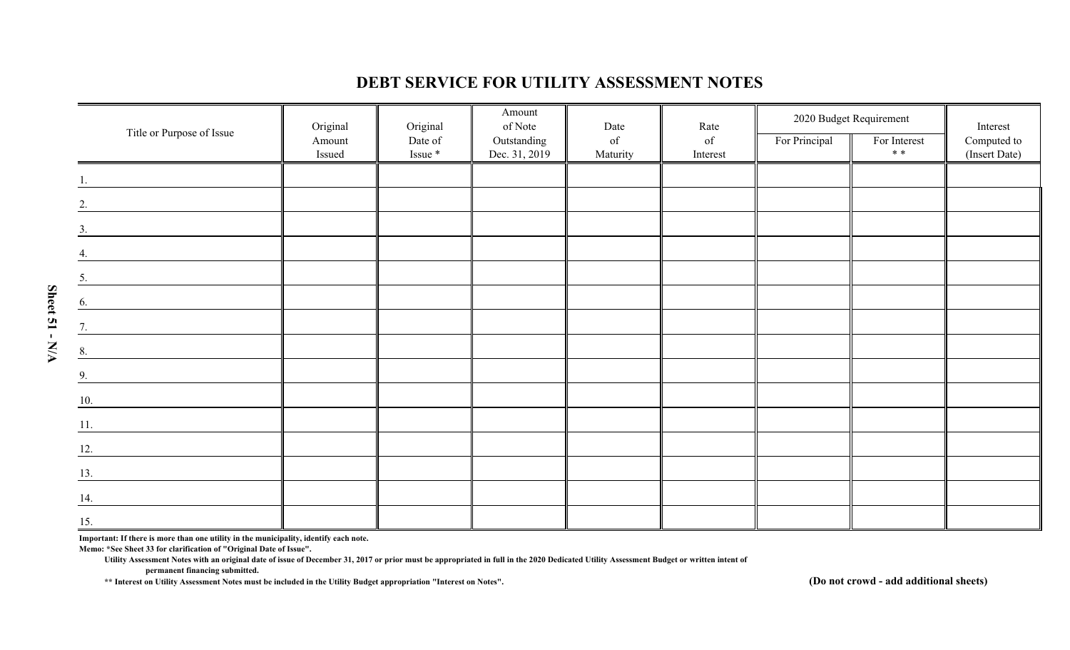# DEBT SERVICE FOR UTILITY ASSESSMENT NOTES

| Title or Purpose of Issue | Original Amount Issued | Original Date of Issue * | Amount of Note Outstanding Dec. 31, 2019 | Date of Maturity | Rate of Interest | 2020 Budget Requirement | | Interest Computed to (Insert Date) |
|---|---|---|---|---|---|---|---|---|
| | | | | | | For Principal | For Interest * * | |
| 1. | | | | | | | | |
| 2. | | | | | | | | |
| 3. | | | | | | | | |
| 4. | | | | | | | | |
| 5. | | | | | | | | |
| 6. | | | | | | | | |
| 7. | | | | | | | | |
| 8. | | | | | | | | |
| 9. | | | | | | | | |
| 10. | | | | | | | | |
| 11. | | | | | | | | |
| 12. | | | | | | | | |
| 13. | | | | | | | | |
| 14. | | | | | | | | |
| 15. | | | | | | | | |

**Important: If there is more than one utility in the municipality, identify each note.**

**Memo: *See Sheet 33 for clarification of "Original Date of Issue".**

**Utility Assessment Notes with an original date of issue of December 31, 2017 or prior must be appropriated in full in the 2020 Dedicated Utility Assessment Budget or written intent of permanent financing submitted.**

**** Interest on Utility Assessment Notes must be included in the Utility Budget appropriation "Interest on Notes".**

**(Do not crowd - add additional sheets)**

**Sheet 51 - N/A**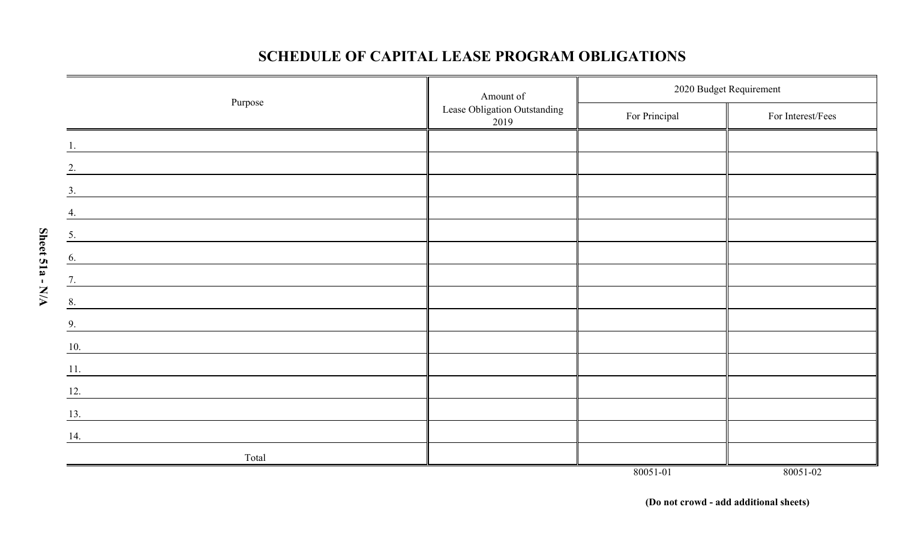# SCHEDULE OF CAPITAL LEASE PROGRAM OBLIGATIONS

| Purpose | Amount of Lease Obligation Outstanding 2019 | 2020 Budget Requirement | |
|---|---|---|---|
| | | For Principal | For Interest/Fees |
| 1. | | | |
| 2. | | | |
| 3. | | | |
| 4. | | | |
| 5. | | | |
| 6. | | | |
| 7. | | | |
| 8. | | | |
| 9. | | | |
| 10. | | | |
| 11. | | | |
| 12. | | | |
| 13. | | | |
| 14. | | | |
| Total | | | |
| | | 80051-01 | 80051-02 |

**(Do not crowd - add additional sheets)**

**Sheet 51a - N/A**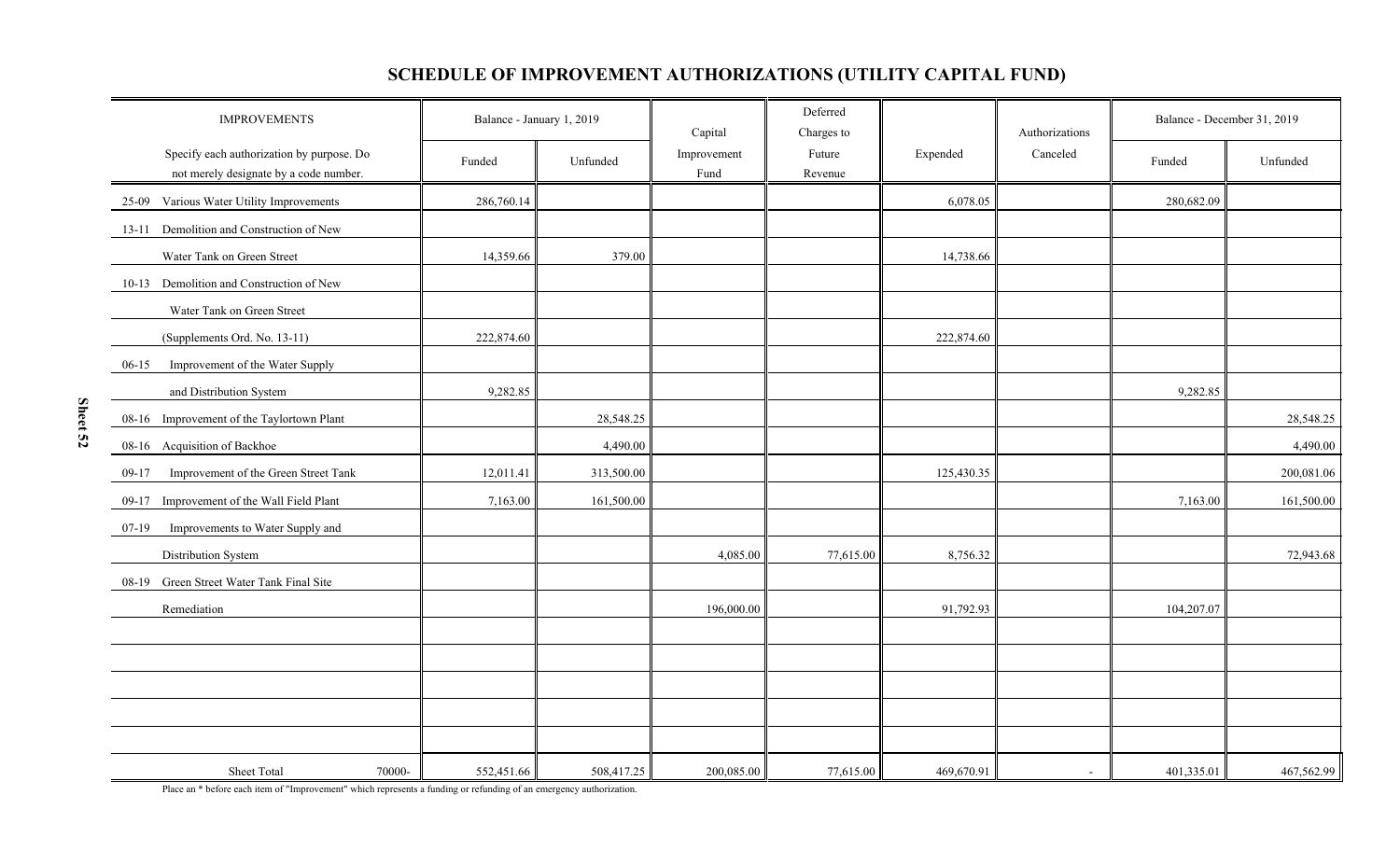## SCHEDULE OF IMPROVEMENT AUTHORIZATIONS (UTILITY CAPITAL FUND)

| IMPROVEMENTS | Balance - January 1, 2019 | | Capital | Deferred Charges to | | Authorizations | Balance - December 31, 2019 | |
|---|---|---|---|---|---|---|---|---|
| Specify each authorization by purpose. Do not merely designate by a code number. | Funded | Unfunded | Improvement Fund | Future Revenue | Expended | Canceled | Funded | Unfunded |
| 25-09 Various Water Utility Improvements | 286,760.14 | | | | 6,078.05 | | 280,682.09 | |
| 13-11 Demolition and Construction of New | | | | | | | | |
| Water Tank on Green Street | 14,359.66 | 379.00 | | | 14,738.66 | | | |
| 10-13 Demolition and Construction of New | | | | | | | | |
| Water Tank on Green Street | | | | | | | | |
| (Supplements Ord. No. 13-11) | 222,874.60 | | | | 222,874.60 | | | |
| 06-15 Improvement of the Water Supply | | | | | | | | |
| and Distribution System | 9,282.85 | | | | | | 9,282.85 | |
| 08-16 Improvement of the Taylortown Plant | | 28,548.25 | | | | | | 28,548.25 |
| 08-16 Acquisition of Backhoe | | 4,490.00 | | | | | | 4,490.00 |
| 09-17 Improvement of the Green Street Tank | 12,011.41 | 313,500.00 | | | 125,430.35 | | | 200,081.06 |
| 09-17 Improvement of the Wall Field Plant | 7,163.00 | 161,500.00 | | | | | 7,163.00 | 161,500.00 |
| 07-19 Improvements to Water Supply and | | | | | | | | |
| Distribution System | | | 4,085.00 | 77,615.00 | 8,756.32 | | | 72,943.68 |
| 08-19 Green Street Water Tank Final Site | | | | | | | | |
| Remediation | | | 196,000.00 | | 91,792.93 | | 104,207.07 | |
| Sheet Total 70000- | 552,451.66 | 508,417.25 | 200,085.00 | 77,615.00 | 469,670.91 | - | 401,335.01 | 467,562.99 |

Place an * before each item of "Improvement" which represents a funding or refunding of an emergency authorization.

Sheet 52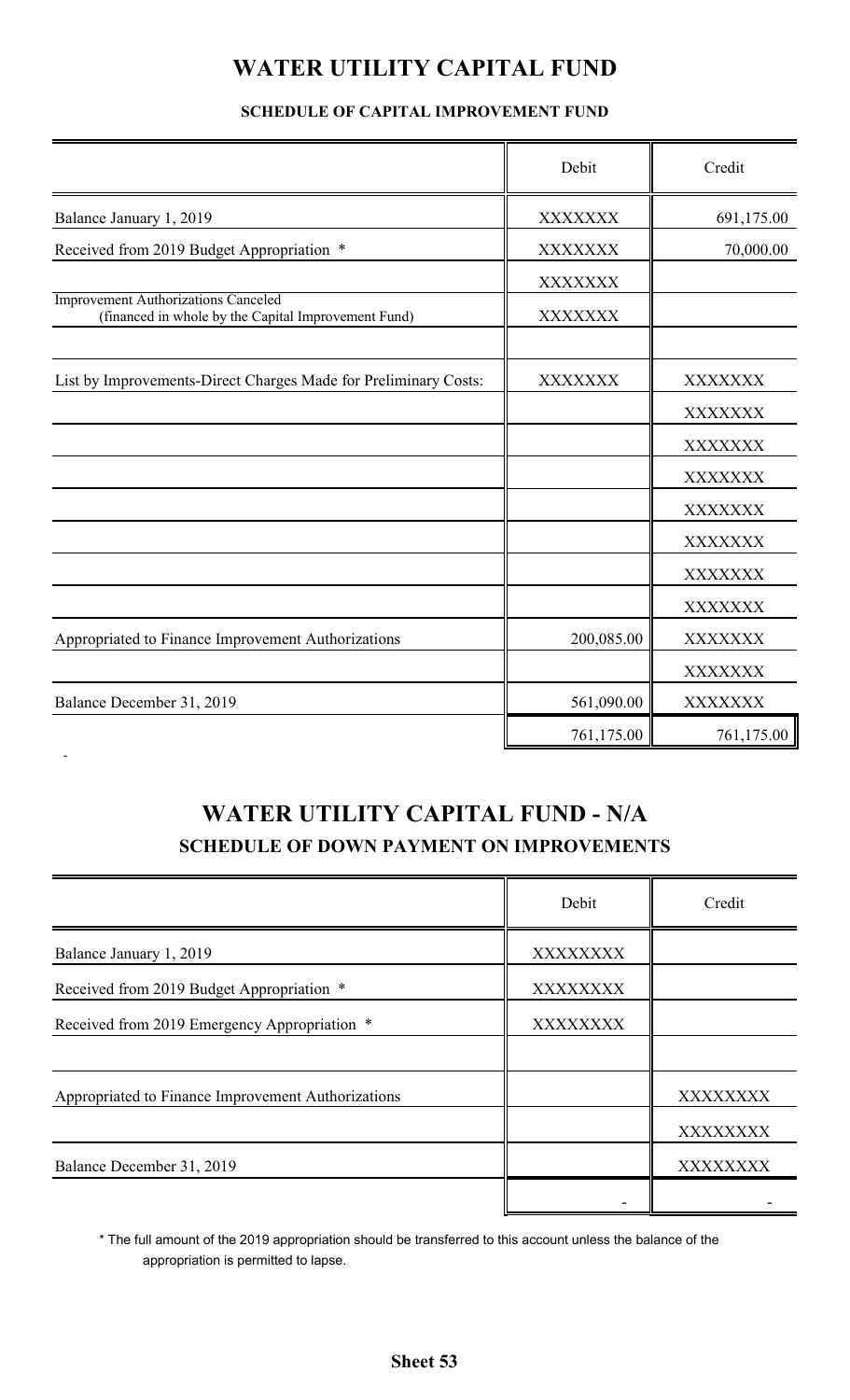# WATER UTILITY CAPITAL FUND

### SCHEDULE OF CAPITAL IMPROVEMENT FUND

| | Debit | Credit |
|---|---|---|
| Balance January 1, 2019 | XXXXXXX | 691,175.00 |
| Received from 2019 Budget Appropriation * | XXXXXXX | 70,000.00 |
| | XXXXXXX | |
| Improvement Authorizations Canceled (financed in whole by the Capital Improvement Fund) | XXXXXXX | |
| | | |
| List by Improvements-Direct Charges Made for Preliminary Costs: | XXXXXXX | XXXXXXX |
| | | XXXXXXX |
| | | XXXXXXX |
| | | XXXXXXX |
| | | XXXXXXX |
| | | XXXXXXX |
| | | XXXXXXX |
| | | XXXXXXX |
| Appropriated to Finance Improvement Authorizations | 200,085.00 | XXXXXXX |
| | | XXXXXXX |
| Balance December 31, 2019 | 561,090.00 | XXXXXXX |
| | 761,175.00 | 761,175.00 |

-

# WATER UTILITY CAPITAL FUND - N/A

### SCHEDULE OF DOWN PAYMENT ON IMPROVEMENTS

| | Debit | Credit |
|---|---|---|
| Balance January 1, 2019 | XXXXXXXX | |
| Received from 2019 Budget Appropriation * | XXXXXXXX | |
| Received from 2019 Emergency Appropriation * | XXXXXXXX | |
| | | |
| Appropriated to Finance Improvement Authorizations | | XXXXXXXX |
| | | XXXXXXXX |
| Balance December 31, 2019 | | XXXXXXXX |
| | - | - |

\* The full amount of the 2019 appropriation should be transferred to this account unless the balance of the appropriation is permitted to lapse.

**Sheet 53**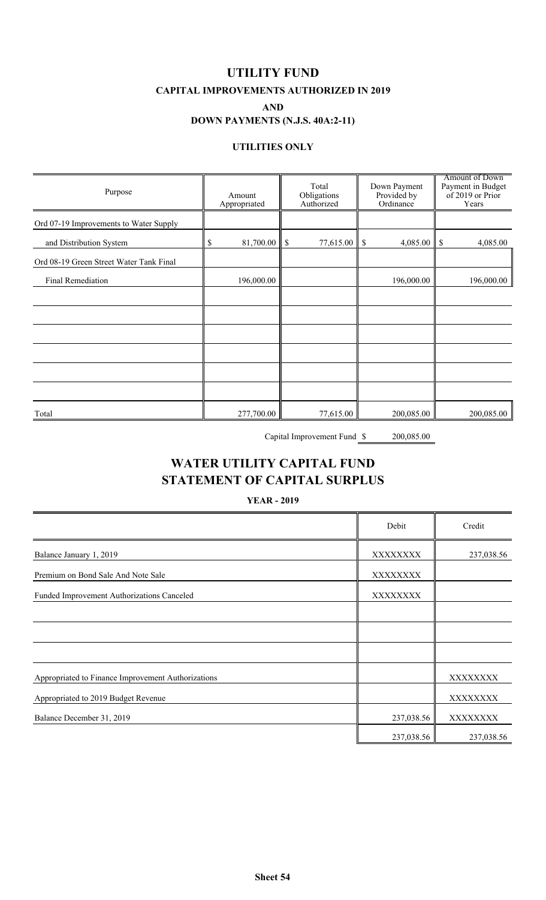# UTILITY FUND

## CAPITAL IMPROVEMENTS AUTHORIZED IN 2019

## AND

## DOWN PAYMENTS (N.J.S. 40A:2-11)

### UTILITIES ONLY

| Purpose | Amount Appropriated | Total Obligations Authorized | Down Payment Provided by Ordinance | Amount of Down Payment in Budget of 2019 or Prior Years |
|---|---|---|---|---|
| Ord 07-19 Improvements to Water Supply | | | | |
| and Distribution System | $ 81,700.00 | $ 77,615.00 | $ 4,085.00 | $ 4,085.00 |
| Ord 08-19 Green Street Water Tank Final | | | | |
| Final Remediation | 196,000.00 | | 196,000.00 | 196,000.00 |
| | | | | |
| | | | | |
| | | | | |
| | | | | |
| | | | | |
| | | | | |
| Total | 277,700.00 | 77,615.00 | 200,085.00 | 200,085.00 |

Capital Improvement Fund $ 200,085.00

# WATER UTILITY CAPITAL FUND STATEMENT OF CAPITAL SURPLUS

### YEAR - 2019

| | Debit | Credit |
|---|---|---|
| Balance January 1, 2019 | XXXXXXXX | 237,038.56 |
| Premium on Bond Sale And Note Sale | XXXXXXXX | |
| Funded Improvement Authorizations Canceled | XXXXXXXX | |
| | | |
| | | |
| | | |
| Appropriated to Finance Improvement Authorizations | | XXXXXXXX |
| Appropriated to 2019 Budget Revenue | | XXXXXXXX |
| Balance December 31, 2019 | 237,038.56 | XXXXXXXX |
| | 237,038.56 | 237,038.56 |

Sheet 54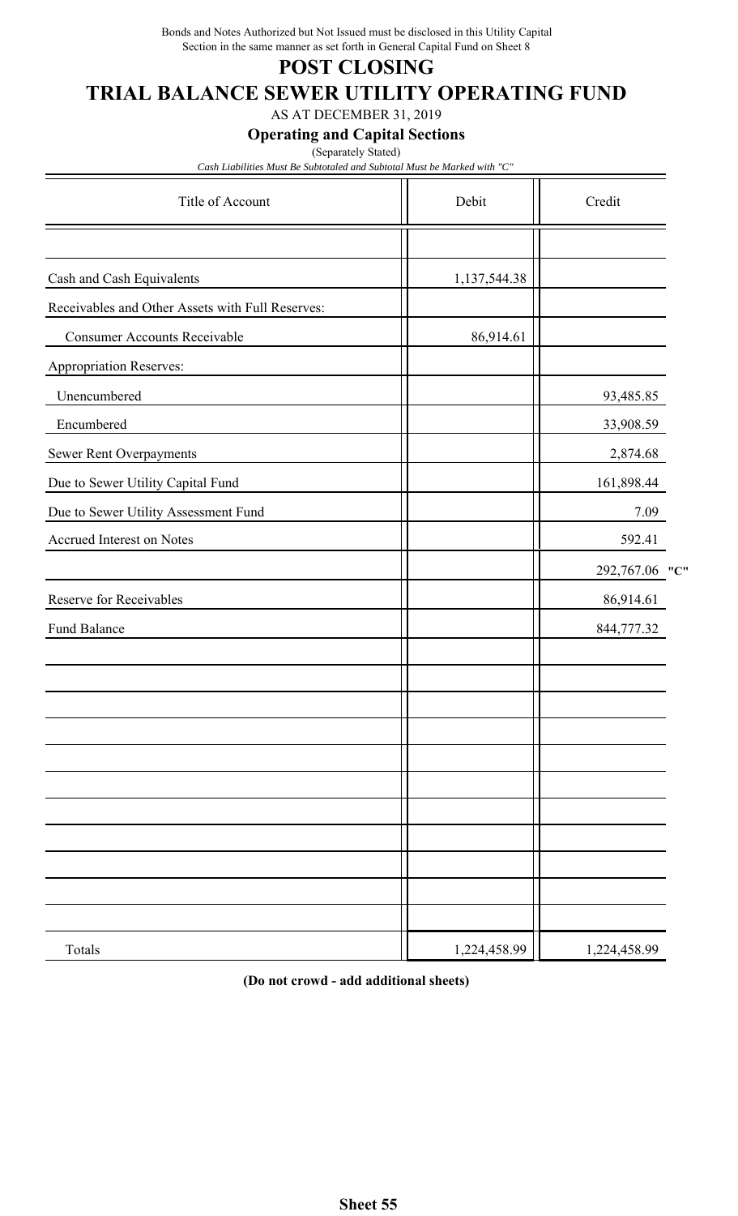Bonds and Notes Authorized but Not Issued must be disclosed in this Utility Capital Section in the same manner as set forth in General Capital Fund on Sheet 8

# POST CLOSING

# TRIAL BALANCE SEWER UTILITY OPERATING FUND

AS AT DECEMBER 31, 2019

### Operating and Capital Sections

(Separately Stated)

*Cash Liabilities Must Be Subtotaled and Subtotal Must be Marked with "C"*

| Title of Account | Debit | Credit |
|---|---|---|
| Cash and Cash Equivalents | 1,137,544.38 | |
| Receivables and Other Assets with Full Reserves: | | |
| Consumer Accounts Receivable | 86,914.61 | |
| Appropriation Reserves: | | |
| Unencumbered | | 93,485.85 |
| Encumbered | | 33,908.59 |
| Sewer Rent Overpayments | | 2,874.68 |
| Due to Sewer Utility Capital Fund | | 161,898.44 |
| Due to Sewer Utility Assessment Fund | | 7.09 |
| Accrued Interest on Notes | | 592.41 |
| | | 292,767.06 "C" |
| Reserve for Receivables | | 86,914.61 |
| Fund Balance | | 844,777.32 |
| Totals | 1,224,458.99 | 1,224,458.99 |

**(Do not crowd - add additional sheets)**

**Sheet 55**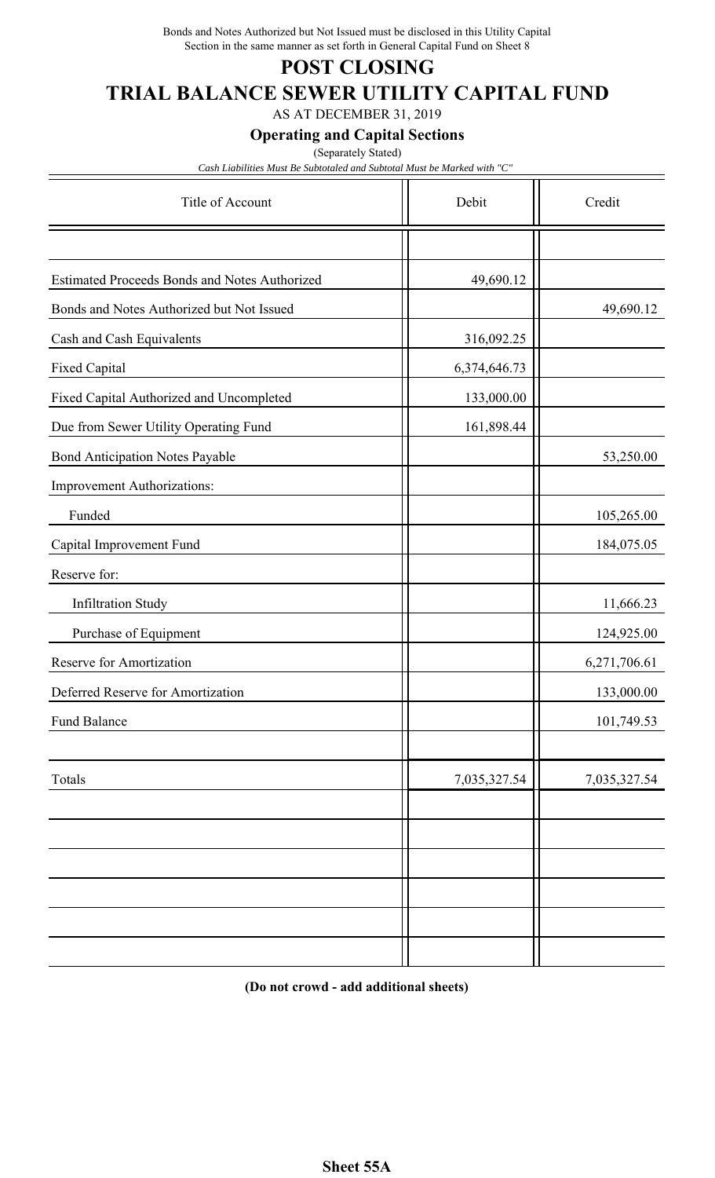Bonds and Notes Authorized but Not Issued must be disclosed in this Utility Capital Section in the same manner as set forth in General Capital Fund on Sheet 8

# POST CLOSING

# TRIAL BALANCE SEWER UTILITY CAPITAL FUND

AS AT DECEMBER 31, 2019

### Operating and Capital Sections

(Separately Stated)

*Cash Liabilities Must Be Subtotaled and Subtotal Must be Marked with "C"*

| Title of Account | Debit | Credit |
|---|---|---|
| | | |
| Estimated Proceeds Bonds and Notes Authorized | 49,690.12 | |
| Bonds and Notes Authorized but Not Issued | | 49,690.12 |
| Cash and Cash Equivalents | 316,092.25 | |
| Fixed Capital | 6,374,646.73 | |
| Fixed Capital Authorized and Uncompleted | 133,000.00 | |
| Due from Sewer Utility Operating Fund | 161,898.44 | |
| Bond Anticipation Notes Payable | | 53,250.00 |
| Improvement Authorizations: | | |
| Funded | | 105,265.00 |
| Capital Improvement Fund | | 184,075.05 |
| Reserve for: | | |
| Infiltration Study | | 11,666.23 |
| Purchase of Equipment | | 124,925.00 |
| Reserve for Amortization | | 6,271,706.61 |
| Deferred Reserve for Amortization | | 133,000.00 |
| Fund Balance | | 101,749.53 |
| | | |
| Totals | 7,035,327.54 | 7,035,327.54 |

**(Do not crowd - add additional sheets)**

**Sheet 55A**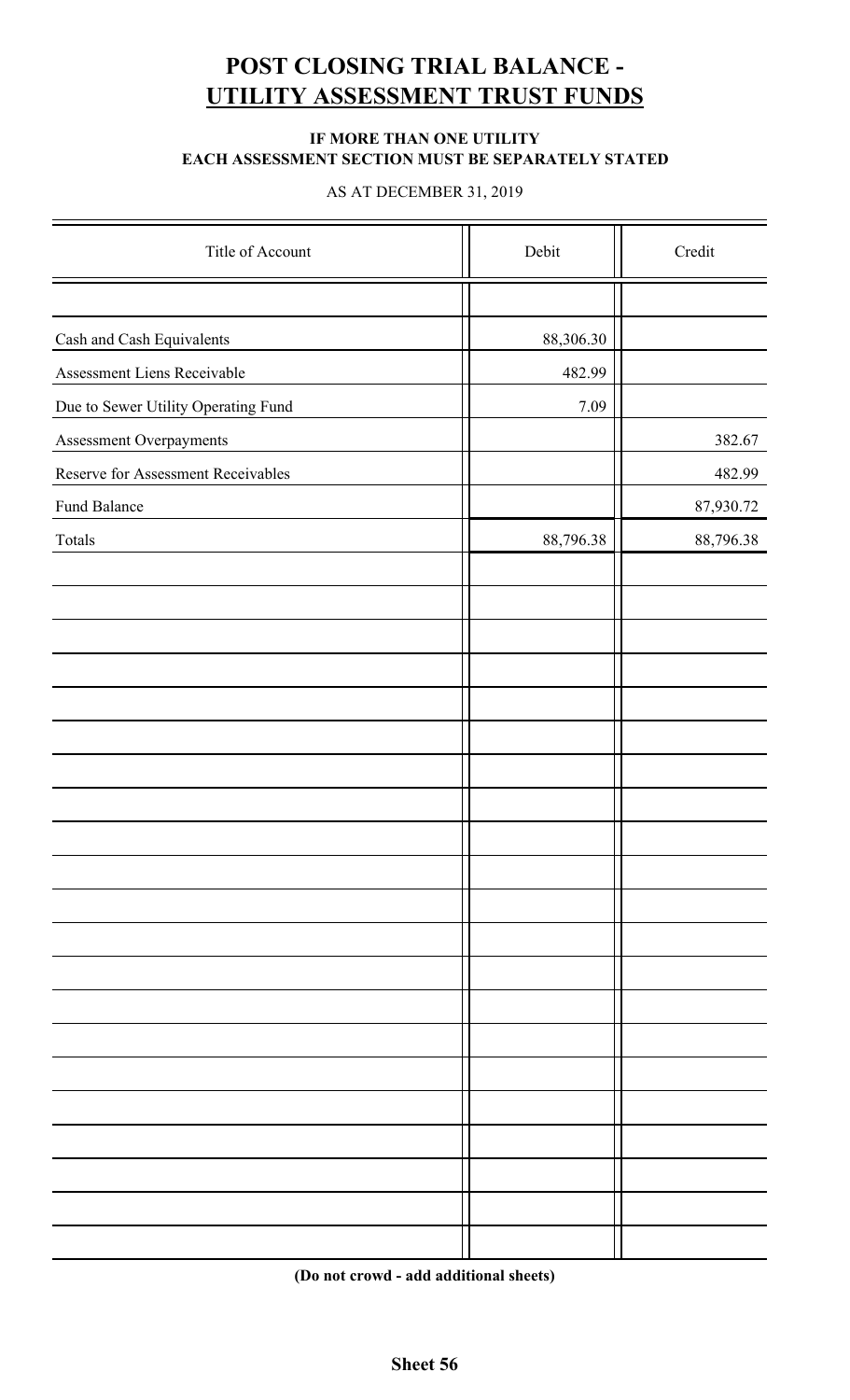# POST CLOSING TRIAL BALANCE - UTILITY ASSESSMENT TRUST FUNDS

**IF MORE THAN ONE UTILITY EACH ASSESSMENT SECTION MUST BE SEPARATELY STATED**

AS AT DECEMBER 31, 2019

| Title of Account | Debit | Credit |
|---|---|---|
| Cash and Cash Equivalents | 88,306.30 | |
| Assessment Liens Receivable | 482.99 | |
| Due to Sewer Utility Operating Fund | 7.09 | |
| Assessment Overpayments | | 382.67 |
| Reserve for Assessment Receivables | | 482.99 |
| Fund Balance | | 87,930.72 |
| Totals | 88,796.38 | 88,796.38 |

**(Do not crowd - add additional sheets)**

**Sheet 56**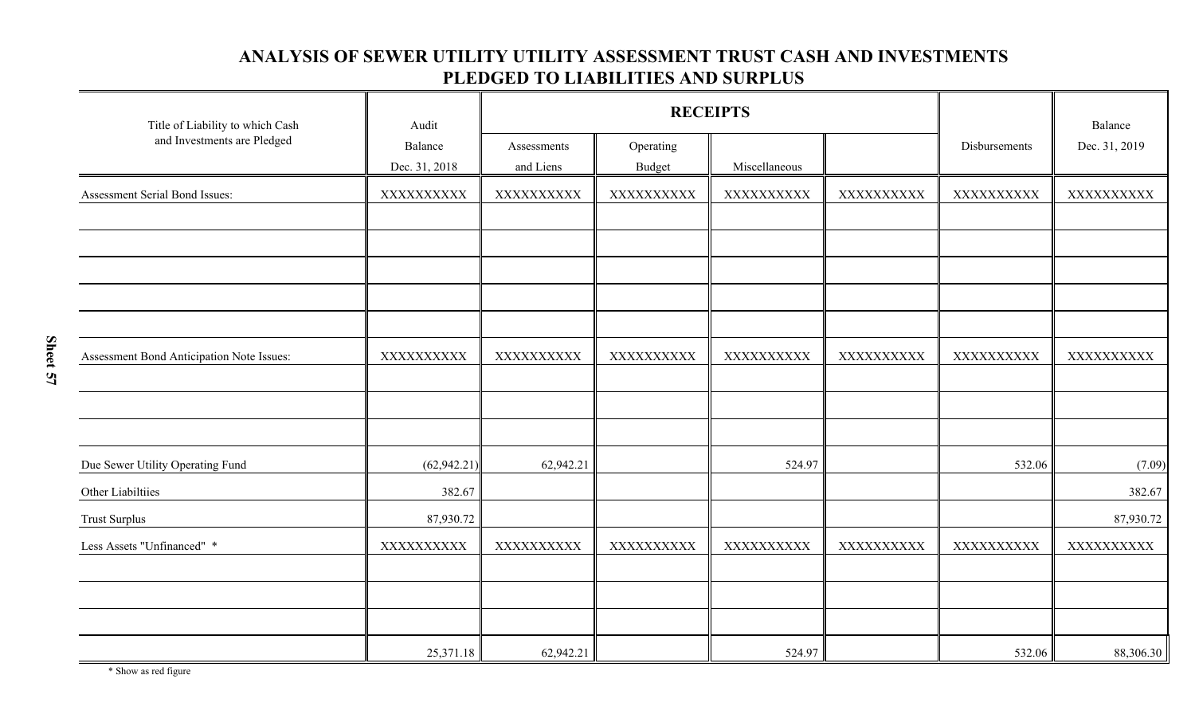## ANALYSIS OF SEWER UTILITY UTILITY ASSESSMENT TRUST CASH AND INVESTMENTS PLEDGED TO LIABILITIES AND SURPLUS

| Title of Liability to which Cash and Investments are Pledged | Audit Balance Dec. 31, 2018 | RECEIPTS | | | | Disbursements | Balance Dec. 31, 2019 |
|---|---|---|---|---|---|---|---|
| | | Assessments and Liens | Operating Budget | Miscellaneous | | | |
| Assessment Serial Bond Issues: | XXXXXXXXXX | XXXXXXXXXX | XXXXXXXXXX | XXXXXXXXXX | XXXXXXXXXX | XXXXXXXXXX | XXXXXXXXXX |
| | | | | | | | |
| | | | | | | | |
| | | | | | | | |
| | | | | | | | |
| | | | | | | | |
| Assessment Bond Anticipation Note Issues: | XXXXXXXXXX | XXXXXXXXXX | XXXXXXXXXX | XXXXXXXXXX | XXXXXXXXXX | XXXXXXXXXX | XXXXXXXXXX |
| | | | | | | | |
| | | | | | | | |
| | | | | | | | |
| Due Sewer Utility Operating Fund | (62,942.21) | 62,942.21 | | 524.97 | | 532.06 | (7.09) |
| Other Liabiltiies | 382.67 | | | | | | 382.67 |
| Trust Surplus | 87,930.72 | | | | | | 87,930.72 |
| Less Assets "Unfinanced" * | XXXXXXXXXX | XXXXXXXXXX | XXXXXXXXXX | XXXXXXXXXX | XXXXXXXXXX | XXXXXXXXXX | XXXXXXXXXX |
| | | | | | | | |
| | | | | | | | |
| | | | | | | | |
| | 25,371.18 | 62,942.21 | | 524.97 | | 532.06 | 88,306.30 |

* Show as red figure

Sheet 57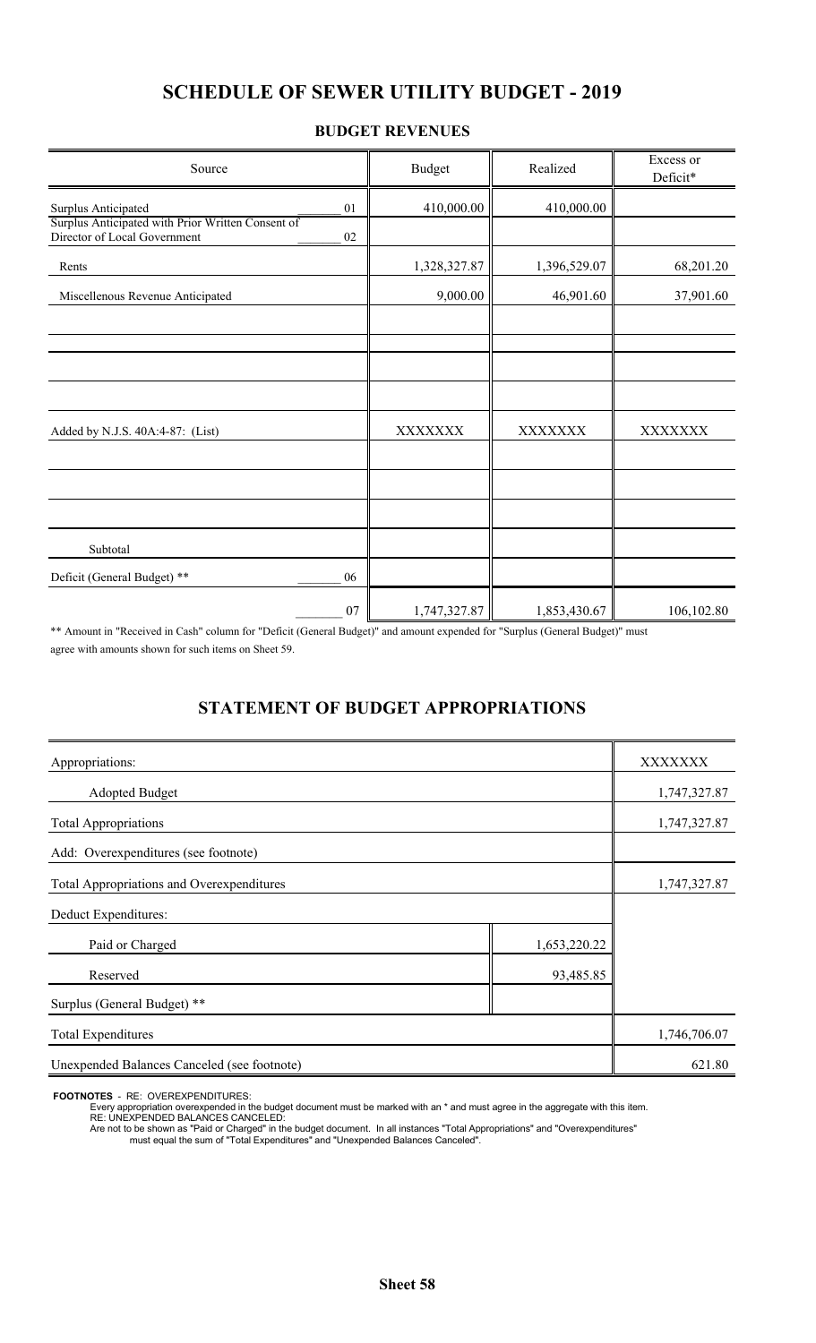# SCHEDULE OF SEWER UTILITY BUDGET - 2019

## BUDGET REVENUES

| Source | | Budget | Realized | Excess or Deficit* |
|---|---|---|---|---|
| Surplus Anticipated | 01 | 410,000.00 | 410,000.00 | |
| Surplus Anticipated with Prior Written Consent of Director of Local Government | 02 | | | |
| Rents | | 1,328,327.87 | 1,396,529.07 | 68,201.20 |
| Miscellenous Revenue Anticipated | | 9,000.00 | 46,901.60 | 37,901.60 |
| | | | | |
| | | | | |
| | | | | |
| Added by N.J.S. 40A:4-87: (List) | | XXXXXXX | XXXXXXX | XXXXXXX |
| | | | | |
| | | | | |
| | | | | |
| Subtotal | | | | |
| Deficit (General Budget) ** | 06 | | | |
| | 07 | 1,747,327.87 | 1,853,430.67 | 106,102.80 |

** Amount in "Received in Cash" column for "Deficit (General Budget)" and amount expended for "Surplus (General Budget)" must agree with amounts shown for such items on Sheet 59.

# STATEMENT OF BUDGET APPROPRIATIONS

| | | |
|---|---|---|
| Appropriations: | | XXXXXXX |
| Adopted Budget | | 1,747,327.87 |
| Total Appropriations | | 1,747,327.87 |
| Add: Overexpenditures (see footnote) | | |
| Total Appropriations and Overexpenditures | | 1,747,327.87 |
| Deduct Expenditures: | | |
| Paid or Charged | 1,653,220.22 | |
| Reserved | 93,485.85 | |
| Surplus (General Budget) ** | | |
| Total Expenditures | | 1,746,706.07 |
| Unexpended Balances Canceled (see footnote) | | 621.80 |

**FOOTNOTES** - RE: OVEREXPENDITURES:
Every appropriation overexpended in the budget document must be marked with an * and must agree in the aggregate with this item.
RE: UNEXPENDED BALANCES CANCELED:
Are not to be shown as "Paid or Charged" in the budget document. In all instances "Total Appropriations" and "Overexpenditures" must equal the sum of "Total Expenditures" and "Unexpended Balances Canceled".

**Sheet 58**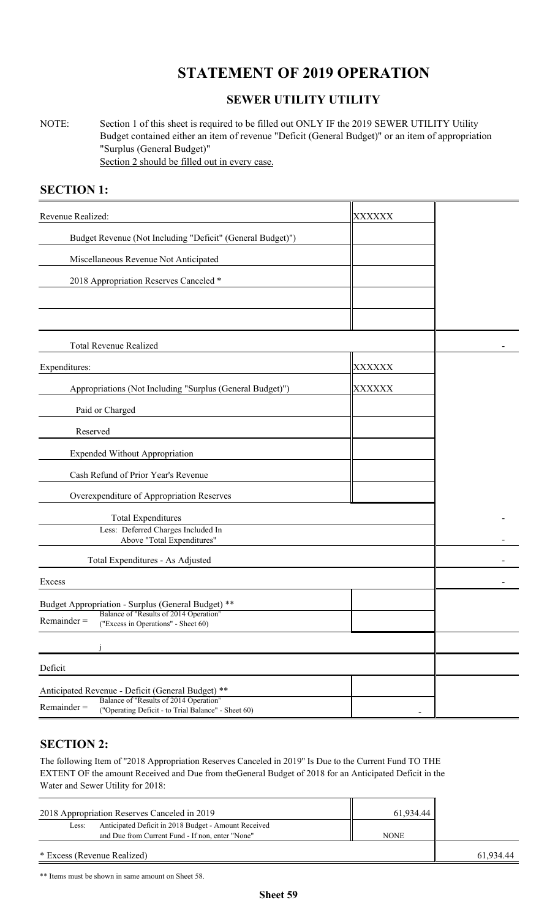# STATEMENT OF 2019 OPERATION

## SEWER UTILITY UTILITY

NOTE: Section 1 of this sheet is required to be filled out ONLY IF the 2019 SEWER UTILITY Utility Budget contained either an item of revenue "Deficit (General Budget)" or an item of appropriation "Surplus (General Budget)"
Section 2 should be filled out in every case.

## SECTION 1:

| | | |
|---|---|---|
| Revenue Realized: | XXXXXX | |
| Budget Revenue (Not Including "Deficit" (General Budget)") | | |
| Miscellaneous Revenue Not Anticipated | | |
| 2018 Appropriation Reserves Canceled * | | |
| | | |
| | | |
| Total Revenue Realized | | - |
| Expenditures: | XXXXXX | |
| Appropriations (Not Including "Surplus (General Budget)") | XXXXXX | |
| Paid or Charged | | |
| Reserved | | |
| Expended Without Appropriation | | |
| Cash Refund of Prior Year's Revenue | | |
| Overexpenditure of Appropriation Reserves | | |
| Total Expenditures | | - |
| Less: Deferred Charges Included In Above "Total Expenditures" | | - |
| Total Expenditures - As Adjusted | | - |
| Excess | | - |
| Budget Appropriation - Surplus (General Budget) ** | | |
| Remainder = Balance of "Results of 2014 Operation" ("Excess in Operations" - Sheet 60) | | |
| j | | |
| Deficit | | |
| Anticipated Revenue - Deficit (General Budget) ** | | |
| Remainder = Balance of "Results of 2014 Operation" ("Operating Deficit - to Trial Balance" - Sheet 60) | - | |

## SECTION 2:

The following Item of "2018 Appropriation Reserves Canceled in 2019" Is Due to the Current Fund TO THE EXTENT OF the amount Received and Due from theGeneral Budget of 2018 for an Anticipated Deficit in the Water and Sewer Utility for 2018:

| | | |
|---|---|---|
| 2018 Appropriation Reserves Canceled in 2019 | 61,934.44 | |
| Less: Anticipated Deficit in 2018 Budget - Amount Received and Due from Current Fund - If non, enter "None" | NONE | |
| * Excess (Revenue Realized) | | 61,934.44 |

** Items must be shown in same amount on Sheet 58.

**Sheet 59**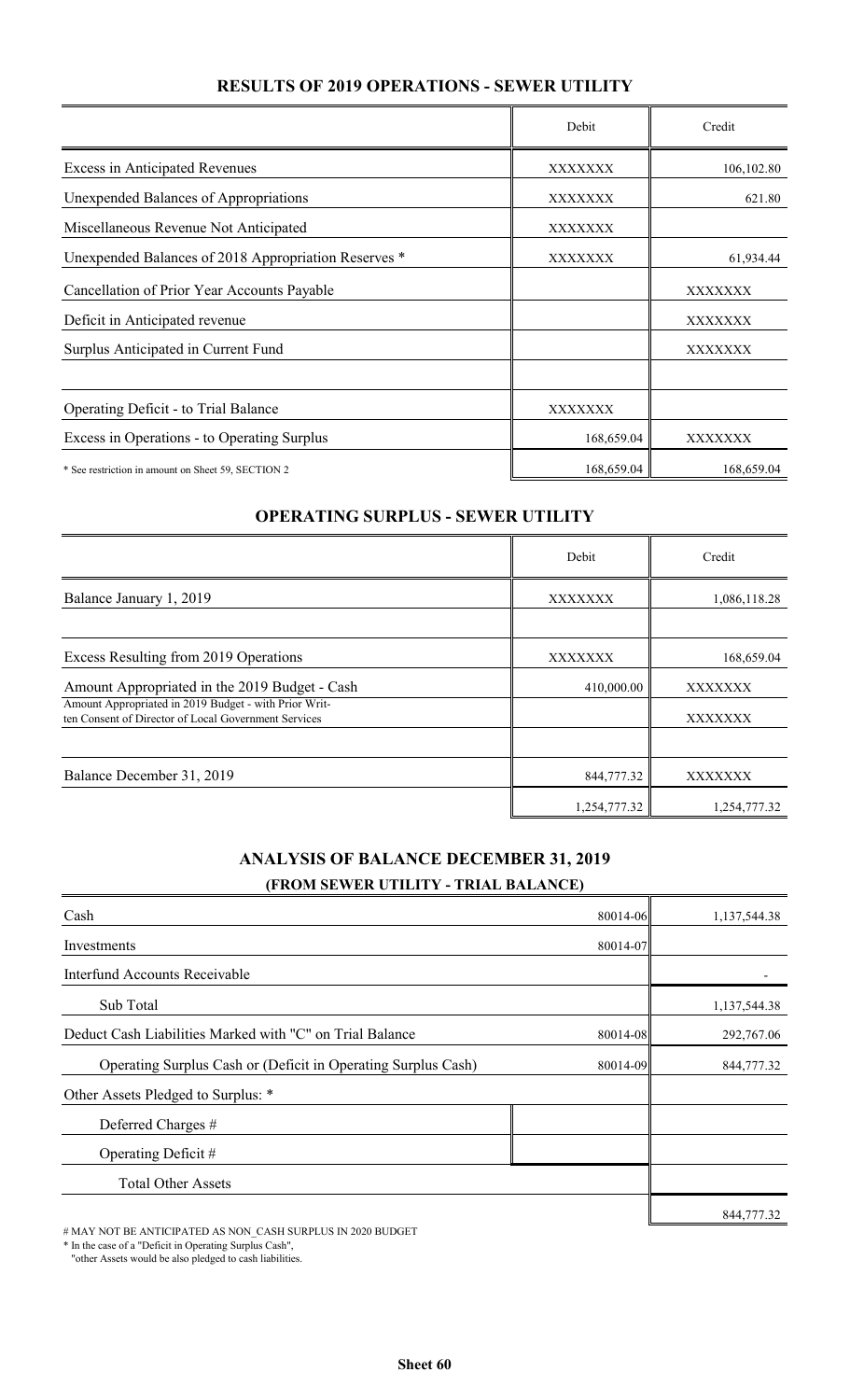## RESULTS OF 2019 OPERATIONS - SEWER UTILITY

| | Debit | Credit |
|---|---|---|
| Excess in Anticipated Revenues | XXXXXXX | 106,102.80 |
| Unexpended Balances of Appropriations | XXXXXXX | 621.80 |
| Miscellaneous Revenue Not Anticipated | XXXXXXX | |
| Unexpended Balances of 2018 Appropriation Reserves * | XXXXXXX | 61,934.44 |
| Cancellation of Prior Year Accounts Payable | | XXXXXXX |
| Deficit in Anticipated revenue | | XXXXXXX |
| Surplus Anticipated in Current Fund | | XXXXXXX |
| | | |
| Operating Deficit - to Trial Balance | XXXXXXX | |
| Excess in Operations - to Operating Surplus | 168,659.04 | XXXXXXX |
| * See restriction in amount on Sheet 59, SECTION 2 | 168,659.04 | 168,659.04 |

## OPERATING SURPLUS - SEWER UTILITY

| | Debit | Credit |
|---|---|---|
| Balance January 1, 2019 | XXXXXXX | 1,086,118.28 |
| | | |
| Excess Resulting from 2019 Operations | XXXXXXX | 168,659.04 |
| Amount Appropriated in the 2019 Budget - Cash | 410,000.00 | XXXXXXX |
| Amount Appropriated in 2019 Budget - with Prior Written Consent of Director of Local Government Services | | XXXXXXX |
| | | |
| Balance December 31, 2019 | 844,777.32 | XXXXXXX |
| | 1,254,777.32 | 1,254,777.32 |

## ANALYSIS OF BALANCE DECEMBER 31, 2019
### (FROM SEWER UTILITY - TRIAL BALANCE)

| | | |
|---|---|---|
| Cash | 80014-06 | 1,137,544.38 |
| Investments | 80014-07 | |
| Interfund Accounts Receivable | | - |
| Sub Total | | 1,137,544.38 |
| Deduct Cash Liabilities Marked with "C" on Trial Balance | 80014-08 | 292,767.06 |
| Operating Surplus Cash or (Deficit in Operating Surplus Cash) | 80014-09 | 844,777.32 |
| Other Assets Pledged to Surplus: * | | |
| Deferred Charges # | | |
| Operating Deficit # | | |
| Total Other Assets | | |
| | | 844,777.32 |

# MAY NOT BE ANTICIPATED AS NON_CASH SURPLUS IN 2020 BUDGET

* In the case of a "Deficit in Operating Surplus Cash", "other Assets would be also pledged to cash liabilities.

**Sheet 60**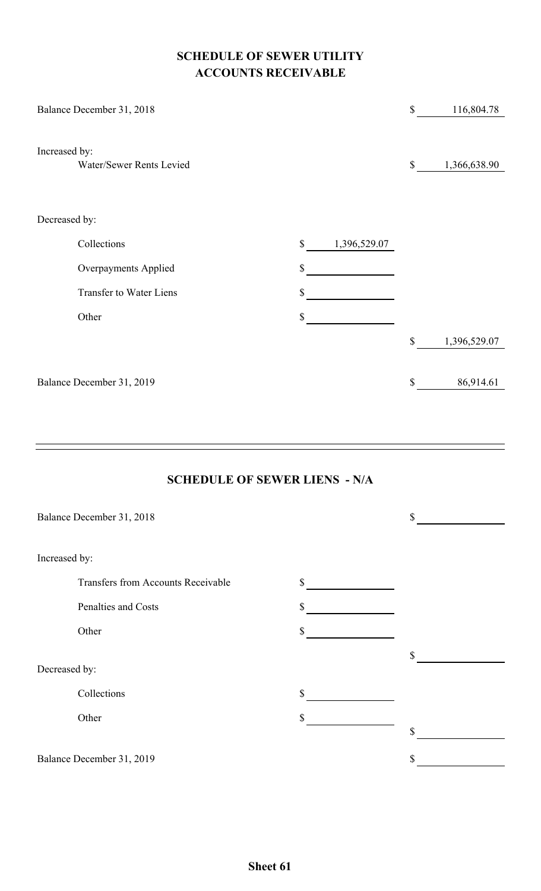## SCHEDULE OF SEWER UTILITY ACCOUNTS RECEIVABLE

| | | |
|---|---|---|
| Balance December 31, 2018 | | $ 116,804.78 |
| Increased by: | | |
| Water/Sewer Rents Levied | | $ 1,366,638.90 |
| Decreased by: | | |
| Collections | $ 1,396,529.07 | |
| Overpayments Applied | $ | |
| Transfer to Water Liens | $ | |
| Other | $ | |
| | | $ 1,396,529.07 |
| Balance December 31, 2019 | | $ 86,914.61 |

## SCHEDULE OF SEWER LIENS - N/A

| | | |
|---|---|---|
| Balance December 31, 2018 | | $ |
| Increased by: | | |
| Transfers from Accounts Receivable | $ | |
| Penalties and Costs | $ | |
| Other | $ | |
| | | $ |
| Decreased by: | | |
| Collections | $ | |
| Other | $ | |
| | | $ |
| Balance December 31, 2019 | | $ |

**Sheet 61**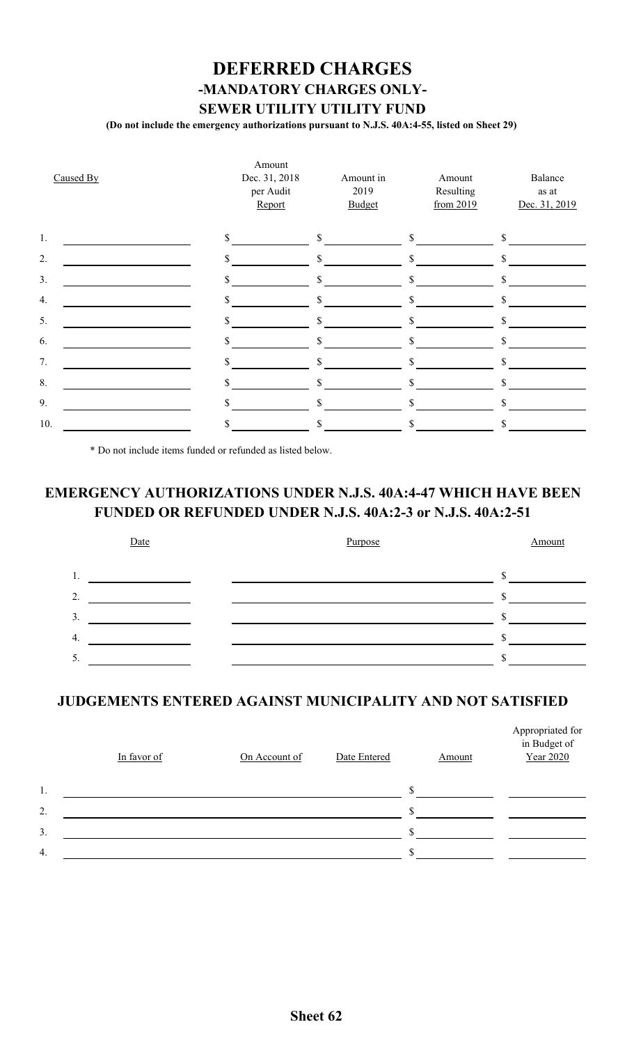# DEFERRED CHARGES

## -MANDATORY CHARGES ONLY-

## SEWER UTILITY UTILITY FUND

**(Do not include the emergency authorizations pursuant to N.J.S. 40A:4-55, listed on Sheet 29)**

| | Caused By | Amount Dec. 31, 2018 per Audit Report | Amount in 2019 Budget | Amount Resulting from 2019 | Balance as at Dec. 31, 2019 |
|---|---|---|---|---|---|
| 1. | | $ | $ | $ | $ |
| 2. | | $ | $ | $ | $ |
| 3. | | $ | $ | $ | $ |
| 4. | | $ | $ | $ | $ |
| 5. | | $ | $ | $ | $ |
| 6. | | $ | $ | $ | $ |
| 7. | | $ | $ | $ | $ |
| 8. | | $ | $ | $ | $ |
| 9. | | $ | $ | $ | $ |
| 10. | | $ | $ | $ | $ |

\* Do not include items funded or refunded as listed below.

## EMERGENCY AUTHORIZATIONS UNDER N.J.S. 40A:4-47 WHICH HAVE BEEN FUNDED OR REFUNDED UNDER N.J.S. 40A:2-3 or N.J.S. 40A:2-51

| | Date | Purpose | Amount |
|---|---|---|---|
| 1. | | | $ |
| 2. | | | $ |
| 3. | | | $ |
| 4. | | | $ |
| 5. | | | $ |

## JUDGEMENTS ENTERED AGAINST MUNICIPALITY AND NOT SATISFIED

| | In favor of | On Account of | Date Entered | Amount | Appropriated for in Budget of Year 2020 |
|---|---|---|---|---|---|
| 1. | | | | $ | |
| 2. | | | | $ | |
| 3. | | | | $ | |
| 4. | | | | $ | |

**Sheet 62**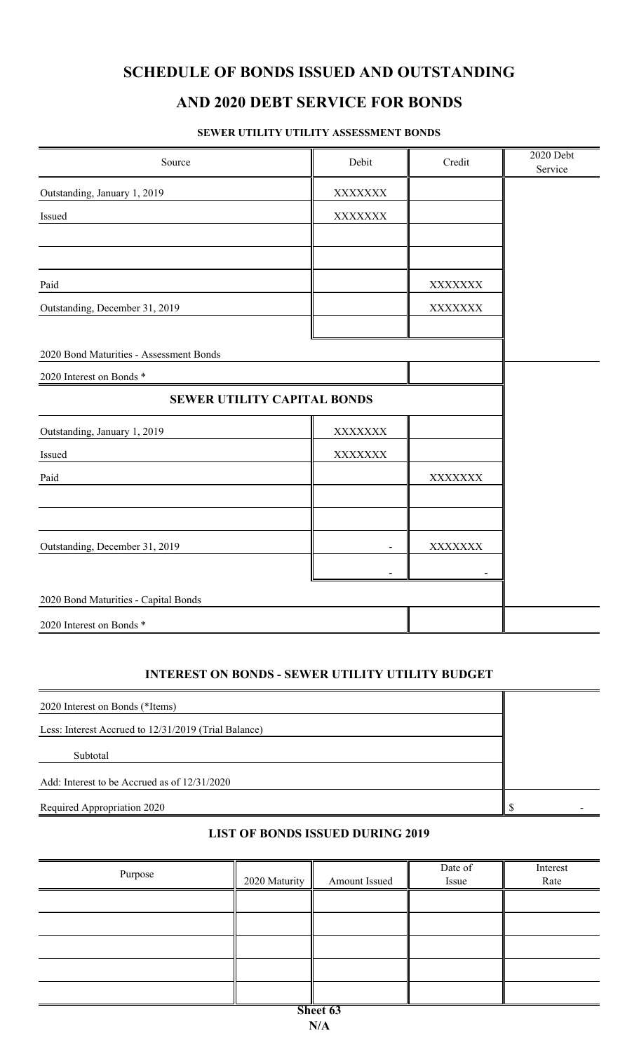# SCHEDULE OF BONDS ISSUED AND OUTSTANDING

# AND 2020 DEBT SERVICE FOR BONDS

### SEWER UTILITY UTILITY ASSESSMENT BONDS

| Source | Debit | Credit | 2020 Debt Service |
|---|---|---|---|
| Outstanding, January 1, 2019 | XXXXXXX | | |
| Issued | XXXXXXX | | |
| | | | |
| | | | |
| Paid | | XXXXXXX | |
| Outstanding, December 31, 2019 | | XXXXXXX | |
| | | | |
| 2020 Bond Maturities - Assessment Bonds | | | |
| 2020 Interest on Bonds * | | | |
| **SEWER UTILITY CAPITAL BONDS** | | | |
| Outstanding, January 1, 2019 | XXXXXXX | | |
| Issued | XXXXXXX | | |
| Paid | | XXXXXXX | |
| | | | |
| | | | |
| Outstanding, December 31, 2019 | - | XXXXXXX | |
| | - | - | |
| 2020 Bond Maturities - Capital Bonds | | | |
| 2020 Interest on Bonds * | | | |

### INTEREST ON BONDS - SEWER UTILITY UTILITY BUDGET

| | |
|---|---|
| 2020 Interest on Bonds (*Items) | |
| Less: Interest Accrued to 12/31/2019 (Trial Balance) | |
| Subtotal | |
| Add: Interest to be Accrued as of 12/31/2020 | |
| Required Appropriation 2020 | $ - |

### LIST OF BONDS ISSUED DURING 2019

| Purpose | 2020 Maturity | Amount Issued | Date of Issue | Interest Rate |
|---|---|---|---|---|
| | | | | |
| | | | | |
| | | | | |
| | | | | |
| | | | | |

**Sheet 63**

**N/A**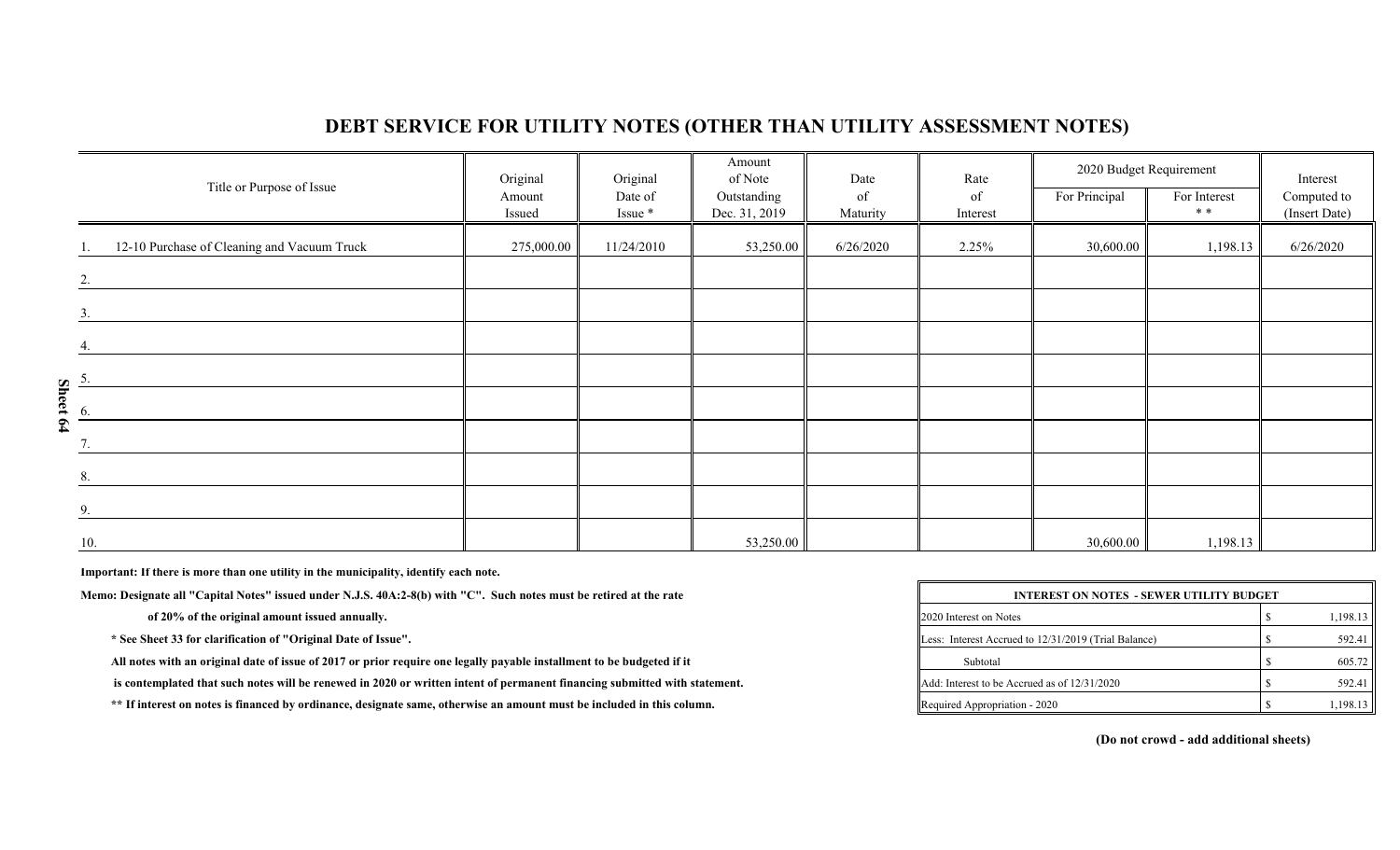# DEBT SERVICE FOR UTILITY NOTES (OTHER THAN UTILITY ASSESSMENT NOTES)

| Title or Purpose of Issue | Original Amount Issued | Original Date of Issue * | Amount of Note Outstanding Dec. 31, 2019 | Date of Maturity | Rate of Interest | 2020 Budget Requirement | | Interest Computed to (Insert Date) |
|---|---|---|---|---|---|---|---|---|
| | | | | | | For Principal | For Interest * * | |
| 1. 12-10 Purchase of Cleaning and Vacuum Truck | 275,000.00 | 11/24/2010 | 53,250.00 | 6/26/2020 | 2.25% | 30,600.00 | 1,198.13 | 6/26/2020 |
| 2. | | | | | | | | |
| 3. | | | | | | | | |
| 4. | | | | | | | | |
| 5. | | | | | | | | |
| 6. | | | | | | | | |
| 7. | | | | | | | | |
| 8. | | | | | | | | |
| 9. | | | | | | | | |
| 10. | | | 53,250.00 | | | 30,600.00 | 1,198.13 | |

**Important: If there is more than one utility in the municipality, identify each note.**

**Memo: Designate all "Capital Notes" issued under N.J.S. 40A:2-8(b) with "C". Such notes must be retired at the rate of 20% of the original amount issued annually.**

**\* See Sheet 33 for clarification of "Original Date of Issue".**

**All notes with an original date of issue of 2017 or prior require one legally payable installment to be budgeted if it is contemplated that such notes will be renewed in 2020 or written intent of permanent financing submitted with statement.**

**\*\* If interest on notes is financed by ordinance, designate same, otherwise an amount must be included in this column.**

| INTEREST ON NOTES - SEWER UTILITY BUDGET | | |
|---|---|---|
| 2020 Interest on Notes | $ | 1,198.13 |
| Less: Interest Accrued to 12/31/2019 (Trial Balance) | $ | 592.41 |
| Subtotal | $ | 605.72 |
| Add: Interest to be Accrued as of 12/31/2020 | $ | 592.41 |
| Required Appropriation - 2020 | $ | 1,198.13 |

**(Do not crowd - add additional sheets)**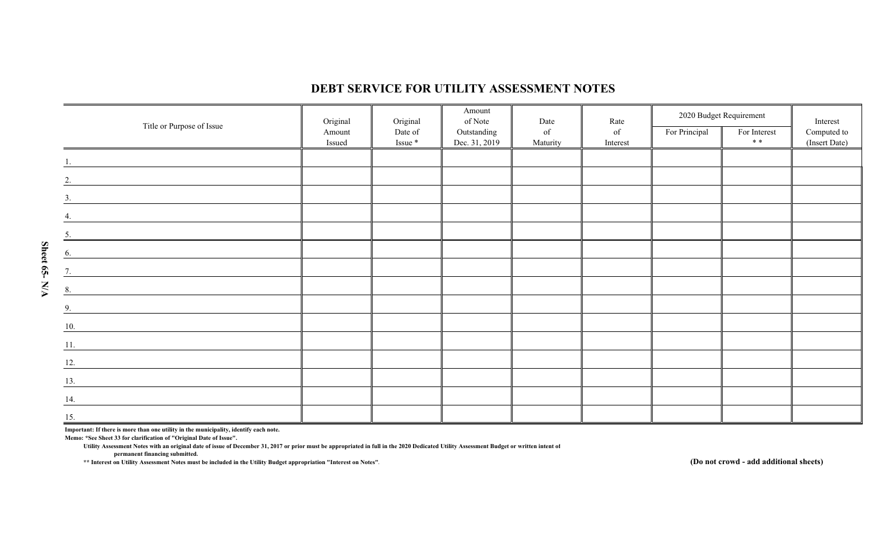# DEBT SERVICE FOR UTILITY ASSESSMENT NOTES

| Title or Purpose of Issue | Original Amount Issued | Original Date of Issue * | Amount of Note Outstanding Dec. 31, 2019 | Date of Maturity | Rate of Interest | 2020 Budget Requirement | | Interest Computed to (Insert Date) |
|---|---|---|---|---|---|---|---|---|
| | | | | | | For Principal | For Interest * * | |
| 1. | | | | | | | | |
| 2. | | | | | | | | |
| 3. | | | | | | | | |
| 4. | | | | | | | | |
| 5. | | | | | | | | |
| 6. | | | | | | | | |
| 7. | | | | | | | | |
| 8. | | | | | | | | |
| 9. | | | | | | | | |
| 10. | | | | | | | | |
| 11. | | | | | | | | |
| 12. | | | | | | | | |
| 13. | | | | | | | | |
| 14. | | | | | | | | |
| 15. | | | | | | | | |

**Important: If there is more than one utility in the municipality, identify each note.**

**Memo: *See Sheet 33 for clarification of "Original Date of Issue".**

**Utility Assessment Notes with an original date of issue of December 31, 2017 or prior must be appropriated in full in the 2020 Dedicated Utility Assessment Budget or written intent of permanent financing submitted.**

**** Interest on Utility Assessment Notes must be included in the Utility Budget appropriation "Interest on Notes".**

**(Do not crowd - add additional sheets)**

**Sheet 65- N/A**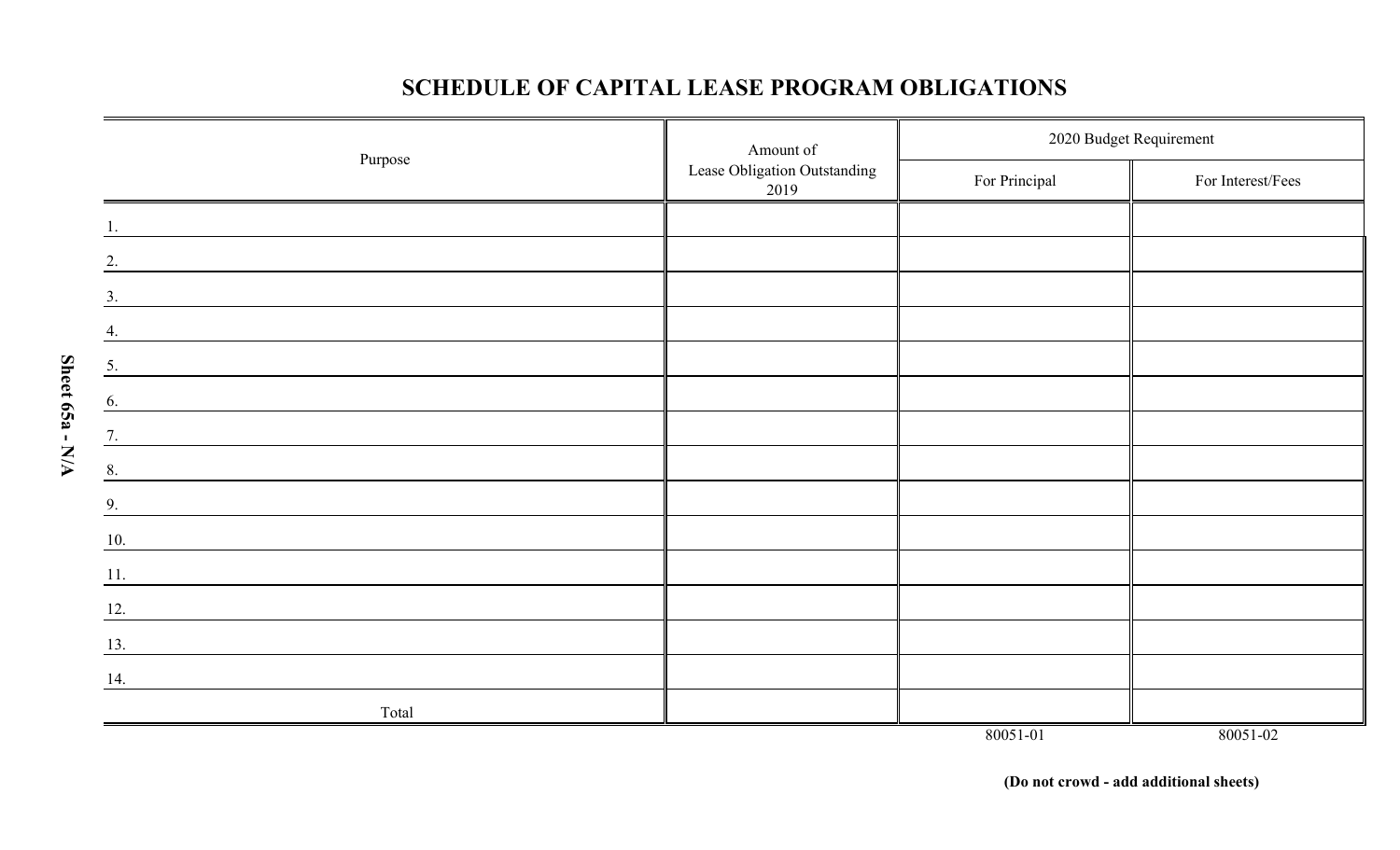# SCHEDULE OF CAPITAL LEASE PROGRAM OBLIGATIONS

Sheet 65a - N/A

| Purpose | Amount of Lease Obligation Outstanding 2019 | 2020 Budget Requirement | |
|---|---|---|---|
| | | For Principal | For Interest/Fees |
| 1. | | | |
| 2. | | | |
| 3. | | | |
| 4. | | | |
| 5. | | | |
| 6. | | | |
| 7. | | | |
| 8. | | | |
| 9. | | | |
| 10. | | | |
| 11. | | | |
| 12. | | | |
| 13. | | | |
| 14. | | | |
| Total | | | |
| | | 80051-01 | 80051-02 |

**(Do not crowd - add additional sheets)**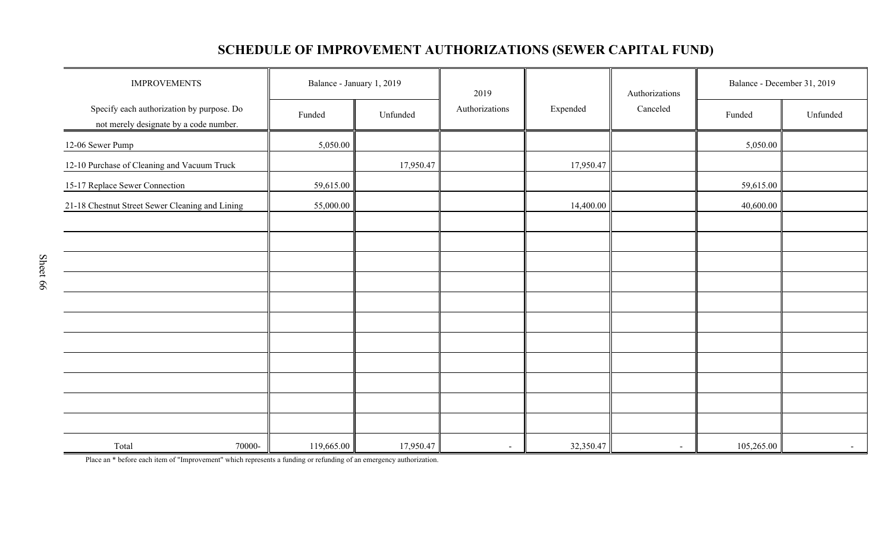# SCHEDULE OF IMPROVEMENT AUTHORIZATIONS (SEWER CAPITAL FUND)

| IMPROVEMENTS | Balance - January 1, 2019 | | 2019 | | Authorizations | Balance - December 31, 2019 | |
|---|---|---|---|---|---|---|---|
| Specify each authorization by purpose. Do not merely designate by a code number. | Funded | Unfunded | Authorizations | Expended | Canceled | Funded | Unfunded |
| 12-06 Sewer Pump | 5,050.00 | | | | | 5,050.00 | |
| 12-10 Purchase of Cleaning and Vacuum Truck | | 17,950.47 | | 17,950.47 | | | |
| 15-17 Replace Sewer Connection | 59,615.00 | | | | | 59,615.00 | |
| 21-18 Chestnut Street Sewer Cleaning and Lining | 55,000.00 | | | 14,400.00 | | 40,600.00 | |
| | | | | | | | |
| | | | | | | | |
| | | | | | | | |
| | | | | | | | |
| | | | | | | | |
| | | | | | | | |
| | | | | | | | |
| | | | | | | | |
| | | | | | | | |
| | | | | | | | |
| | | | | | | | |
| Total 70000- | 119,665.00 | 17,950.47 | - | 32,350.47 | - | 105,265.00 | - |

Place an * before each item of "Improvement" which represents a funding or refunding of an emergency authorization.

Sheet 66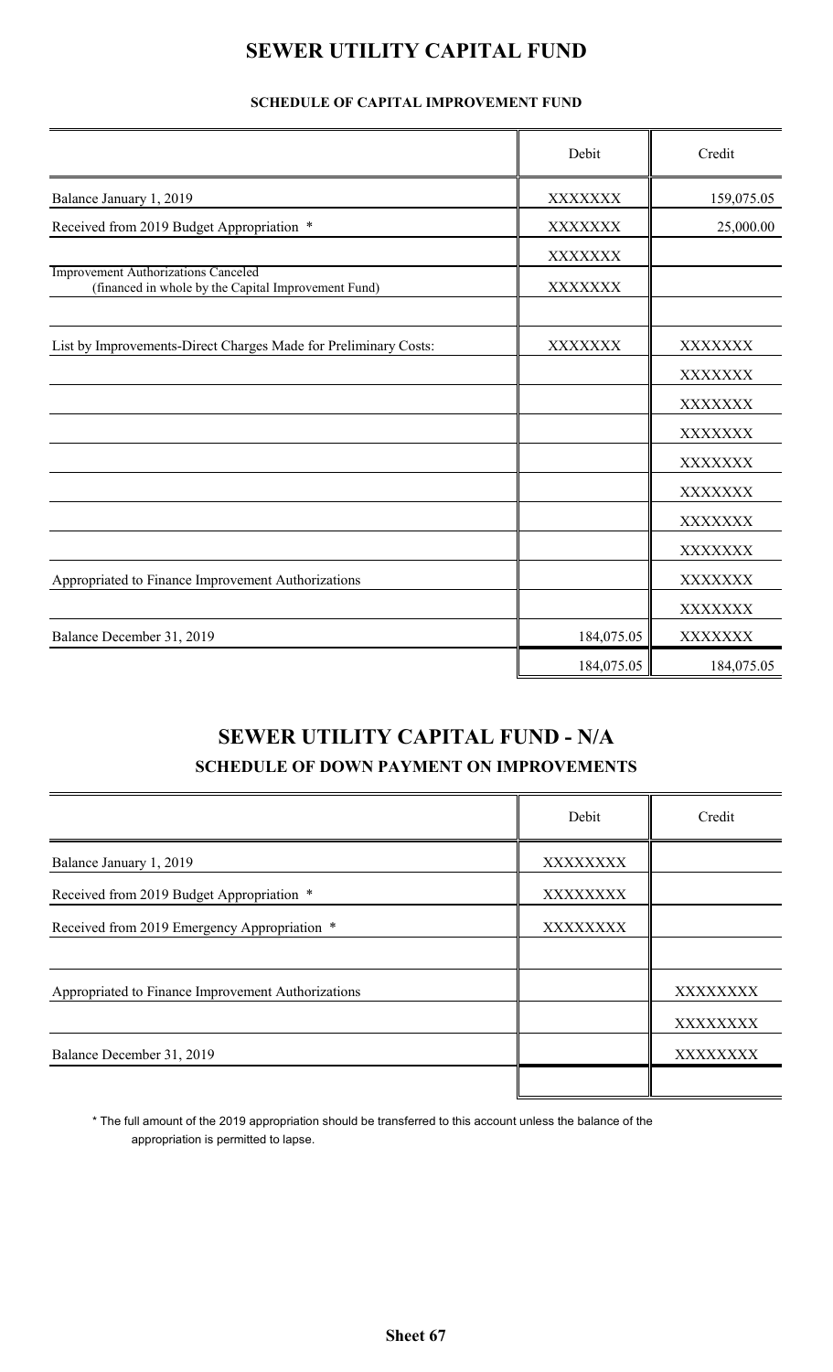# SEWER UTILITY CAPITAL FUND

### SCHEDULE OF CAPITAL IMPROVEMENT FUND

| | Debit | Credit |
|---|---|---|
| Balance January 1, 2019 | XXXXXXX | 159,075.05 |
| Received from 2019 Budget Appropriation * | XXXXXXX | 25,000.00 |
| | XXXXXXX | |
| Improvement Authorizations Canceled (financed in whole by the Capital Improvement Fund) | XXXXXXX | |
| | | |
| List by Improvements-Direct Charges Made for Preliminary Costs: | XXXXXXX | XXXXXXX |
| | | XXXXXXX |
| | | XXXXXXX |
| | | XXXXXXX |
| | | XXXXXXX |
| | | XXXXXXX |
| | | XXXXXXX |
| | | XXXXXXX |
| Appropriated to Finance Improvement Authorizations | | XXXXXXX |
| | | XXXXXXX |
| Balance December 31, 2019 | 184,075.05 | XXXXXXX |
| | 184,075.05 | 184,075.05 |

# SEWER UTILITY CAPITAL FUND - N/A

### SCHEDULE OF DOWN PAYMENT ON IMPROVEMENTS

| | Debit | Credit |
|---|---|---|
| Balance January 1, 2019 | XXXXXXXX | |
| Received from 2019 Budget Appropriation * | XXXXXXXX | |
| Received from 2019 Emergency Appropriation * | XXXXXXXX | |
| | | |
| Appropriated to Finance Improvement Authorizations | | XXXXXXXX |
| | | XXXXXXXX |
| Balance December 31, 2019 | | XXXXXXXX |
| | | |

\* The full amount of the 2019 appropriation should be transferred to this account unless the balance of the appropriation is permitted to lapse.

**Sheet 67**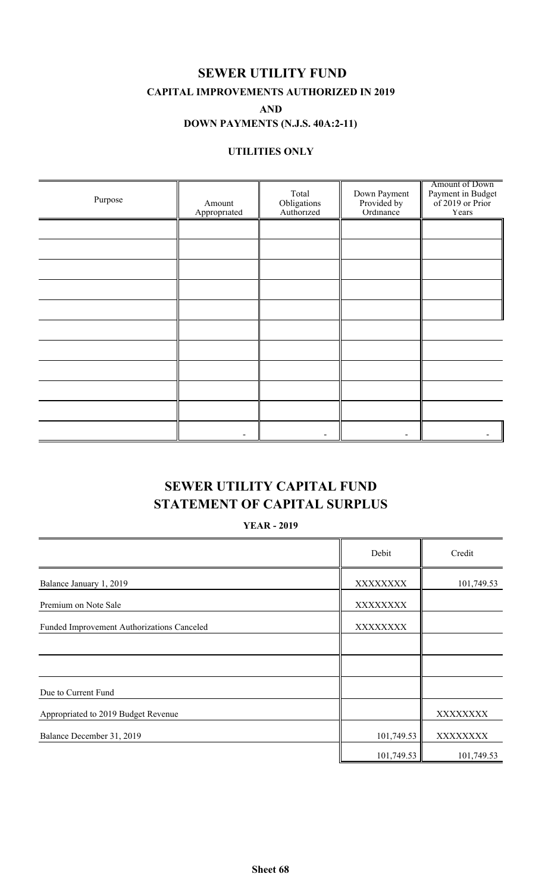# SEWER UTILITY FUND

### CAPITAL IMPROVEMENTS AUTHORIZED IN 2019

### AND

### DOWN PAYMENTS (N.J.S. 40A:2-11)

#### UTILITIES ONLY

| Purpose | Amount Appropriated | Total Obligations Authorized | Down Payment Provided by Ordinance | Amount of Down Payment in Budget of 2019 or Prior Years |
|---|---|---|---|---|
| | | | | |
| | | | | |
| | | | | |
| | | | | |
| | | | | |
| | | | | |
| | | | | |
| | | | | |
| | | | | |
| | | | | |
| | - | - | - | - |

# SEWER UTILITY CAPITAL FUND
# STATEMENT OF CAPITAL SURPLUS

#### YEAR - 2019

| | Debit | Credit |
|---|---|---|
| Balance January 1, 2019 | XXXXXXXX | 101,749.53 |
| Premium on Note Sale | XXXXXXXX | |
| Funded Improvement Authorizations Canceled | XXXXXXXX | |
| | | |
| | | |
| Due to Current Fund | | |
| Appropriated to 2019 Budget Revenue | | XXXXXXXX |
| Balance December 31, 2019 | 101,749.53 | XXXXXXXX |
| | 101,749.53 | 101,749.53 |

**Sheet 68**